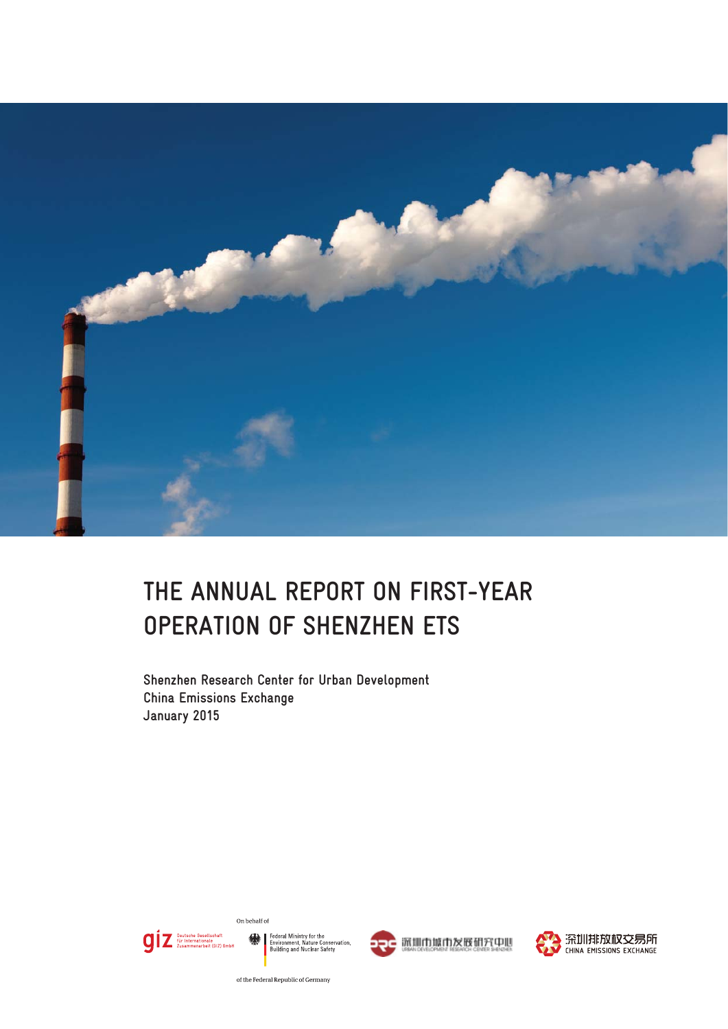# THE ANNUAL REPORT ON FIRST-YEAR OPERATION OF SHENZHEN ETS

**Shenzhen Research Center for Urban Development**
**China Emissions Exchange**
**January 2015**

Deutsche Gesellschaft für Internationale Zusammenarbeit (GIZ) GmbH

On behalf of

Federal Ministry for the Environment, Nature Conservation, Building and Nuclear Safety

of the Federal Republic of Germany

深圳市城市发展研究中心
URBAN DEVELOPMENT RESEARCH CENTER SHENZHEN

深圳排放权交易所
CHINA EMISSIONS EXCHANGE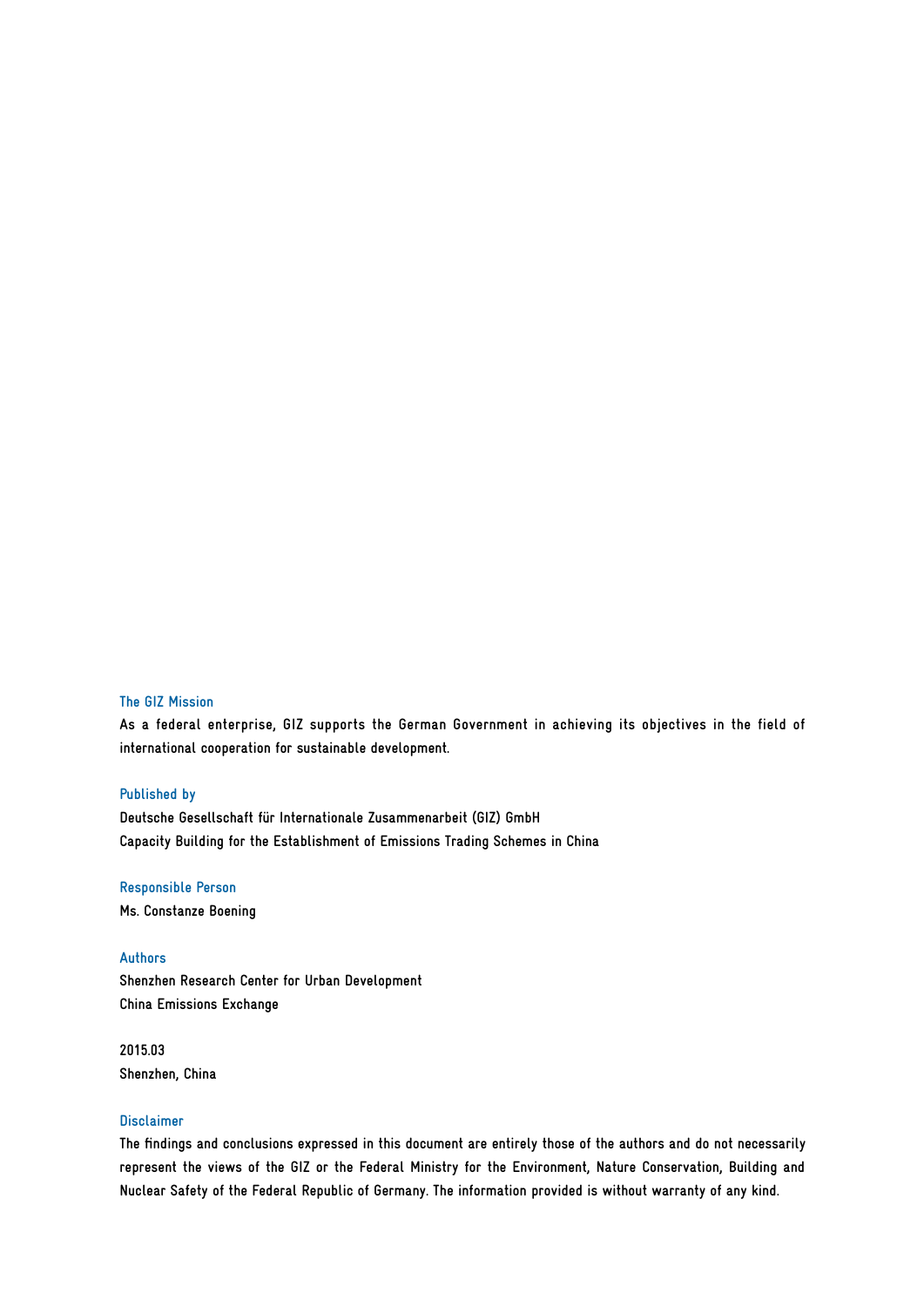### The GIZ Mission

As a federal enterprise, GIZ supports the German Government in achieving its objectives in the field of international cooperation for sustainable development.

### Published by

Deutsche Gesellschaft für Internationale Zusammenarbeit (GIZ) GmbH
Capacity Building for the Establishment of Emissions Trading Schemes in China

### Responsible Person

Ms. Constanze Boening

### Authors

Shenzhen Research Center for Urban Development
China Emissions Exchange

2015.03
Shenzhen, China

### Disclaimer

The findings and conclusions expressed in this document are entirely those of the authors and do not necessarily represent the views of the GIZ or the Federal Ministry for the Environment, Nature Conservation, Building and Nuclear Safety of the Federal Republic of Germany. The information provided is without warranty of any kind.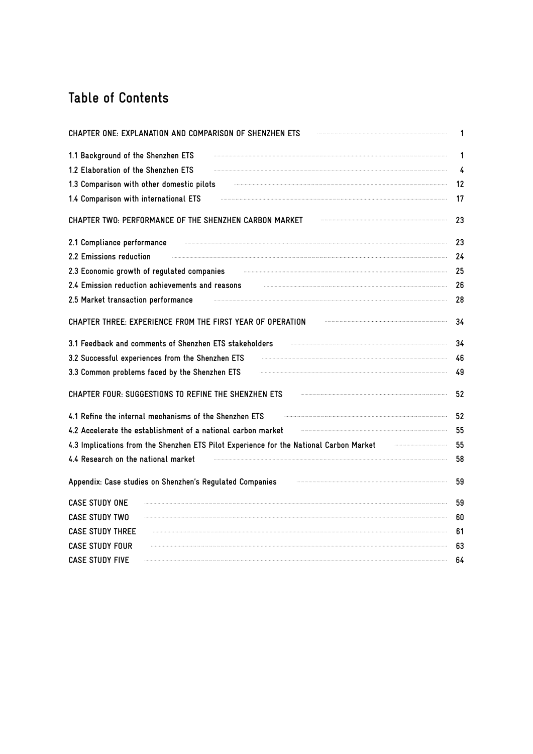# Table of Contents

CHAPTER ONE: EXPLANATION AND COMPARISON OF SHENZHEN ETS ........ 1

1.1 Background of the Shenzhen ETS ........ 1
1.2 Elaboration of the Shenzhen ETS ........ 4
1.3 Comparison with other domestic pilots ........ 12
1.4 Comparison with international ETS ........ 17

CHAPTER TWO: PERFORMANCE OF THE SHENZHEN CARBON MARKET ........ 23

2.1 Compliance performance ........ 23
2.2 Emissions reduction ........ 24
2.3 Economic growth of regulated companies ........ 25
2.4 Emission reduction achievements and reasons ........ 26
2.5 Market transaction performance ........ 28

CHAPTER THREE: EXPERIENCE FROM THE FIRST YEAR OF OPERATION ........ 34

3.1 Feedback and comments of Shenzhen ETS stakeholders ........ 34
3.2 Successful experiences from the Shenzhen ETS ........ 46
3.3 Common problems faced by the Shenzhen ETS ........ 49

CHAPTER FOUR: SUGGESTIONS TO REFINE THE SHENZHEN ETS ........ 52

4.1 Refine the internal mechanisms of the Shenzhen ETS ........ 52
4.2 Accelerate the establishment of a national carbon market ........ 55
4.3 Implications from the Shenzhen ETS Pilot Experience for the National Carbon Market ........ 55
4.4 Research on the national market ........ 58

Appendix: Case studies on Shenzhen's Regulated Companies ........ 59

CASE STUDY ONE ........ 59
CASE STUDY TWO ........ 60
CASE STUDY THREE ........ 61
CASE STUDY FOUR ........ 63
CASE STUDY FIVE ........ 64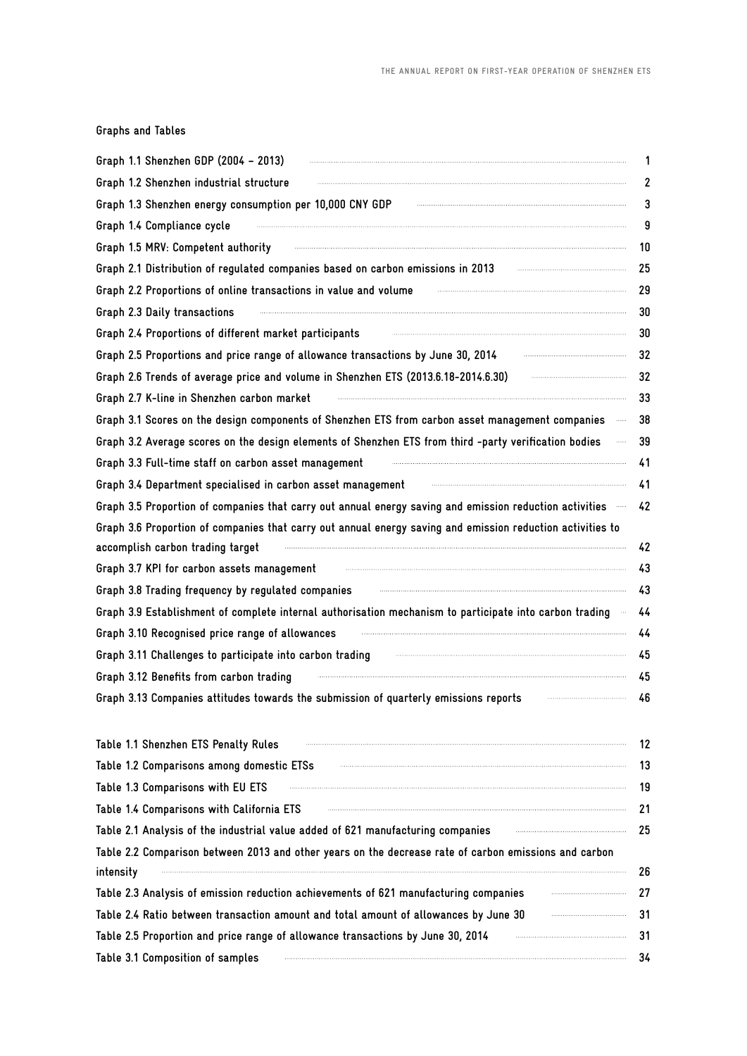## Graphs and Tables

Graph 1.1 Shenzhen GDP (2004 – 2013) ........ 1
Graph 1.2 Shenzhen industrial structure ........ 2
Graph 1.3 Shenzhen energy consumption per 10,000 CNY GDP ........ 3
Graph 1.4 Compliance cycle ........ 9
Graph 1.5 MRV: Competent authority ........ 10
Graph 2.1 Distribution of regulated companies based on carbon emissions in 2013 ........ 25
Graph 2.2 Proportions of online transactions in value and volume ........ 29
Graph 2.3 Daily transactions ........ 30
Graph 2.4 Proportions of different market participants ........ 30
Graph 2.5 Proportions and price range of allowance transactions by June 30, 2014 ........ 32
Graph 2.6 Trends of average price and volume in Shenzhen ETS (2013.6.18-2014.6.30) ........ 32
Graph 2.7 K-line in Shenzhen carbon market ........ 33
Graph 3.1 Scores on the design components of Shenzhen ETS from carbon asset management companies ........ 38
Graph 3.2 Average scores on the design elements of Shenzhen ETS from third -party verification bodies ........ 39
Graph 3.3 Full-time staff on carbon asset management ........ 41
Graph 3.4 Department specialised in carbon asset management ........ 41
Graph 3.5 Proportion of companies that carry out annual energy saving and emission reduction activities ........ 42
Graph 3.6 Proportion of companies that carry out annual energy saving and emission reduction activities to accomplish carbon trading target ........ 42
Graph 3.7 KPI for carbon assets management ........ 43
Graph 3.8 Trading frequency by regulated companies ........ 43
Graph 3.9 Establishment of complete internal authorisation mechanism to participate into carbon trading ........ 44
Graph 3.10 Recognised price range of allowances ........ 44
Graph 3.11 Challenges to participate into carbon trading ........ 45
Graph 3.12 Benefits from carbon trading ........ 45
Graph 3.13 Companies attitudes towards the submission of quarterly emissions reports ........ 46

Table 1.1 Shenzhen ETS Penalty Rules ........ 12
Table 1.2 Comparisons among domestic ETSs ........ 13
Table 1.3 Comparisons with EU ETS ........ 19
Table 1.4 Comparisons with California ETS ........ 21
Table 2.1 Analysis of the industrial value added of 621 manufacturing companies ........ 25
Table 2.2 Comparison between 2013 and other years on the decrease rate of carbon emissions and carbon intensity ........ 26
Table 2.3 Analysis of emission reduction achievements of 621 manufacturing companies ........ 27
Table 2.4 Ratio between transaction amount and total amount of allowances by June 30 ........ 31
Table 2.5 Proportion and price range of allowance transactions by June 30, 2014 ........ 31
Table 3.1 Composition of samples ........ 34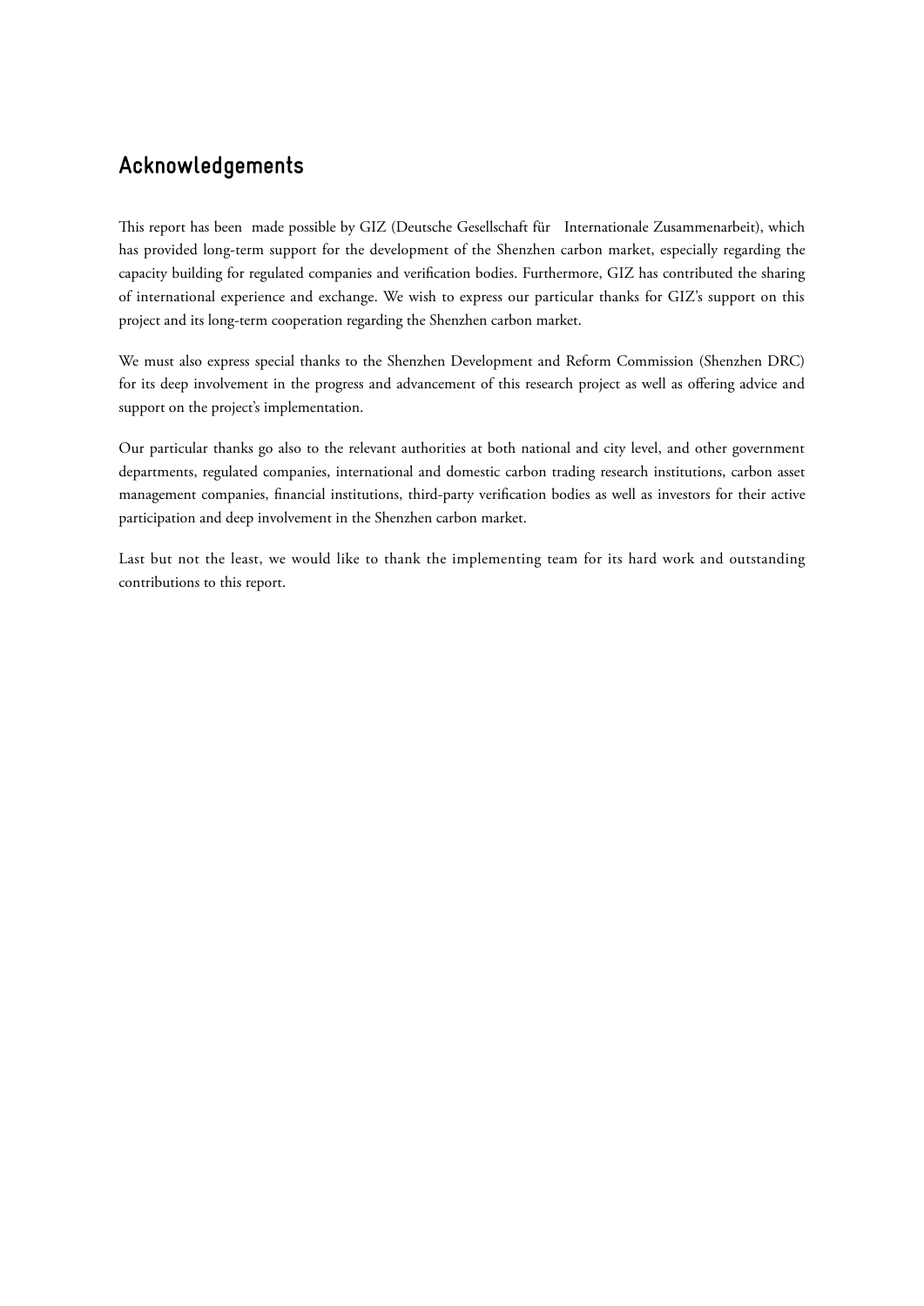## Acknowledgements

This report has been made possible by GIZ (Deutsche Gesellschaft für Internationale Zusammenarbeit), which has provided long-term support for the development of the Shenzhen carbon market, especially regarding the capacity building for regulated companies and verification bodies. Furthermore, GIZ has contributed the sharing of international experience and exchange. We wish to express our particular thanks for GIZ's support on this project and its long-term cooperation regarding the Shenzhen carbon market.

We must also express special thanks to the Shenzhen Development and Reform Commission (Shenzhen DRC) for its deep involvement in the progress and advancement of this research project as well as offering advice and support on the project's implementation.

Our particular thanks go also to the relevant authorities at both national and city level, and other government departments, regulated companies, international and domestic carbon trading research institutions, carbon asset management companies, financial institutions, third-party verification bodies as well as investors for their active participation and deep involvement in the Shenzhen carbon market.

Last but not the least, we would like to thank the implementing team for its hard work and outstanding contributions to this report.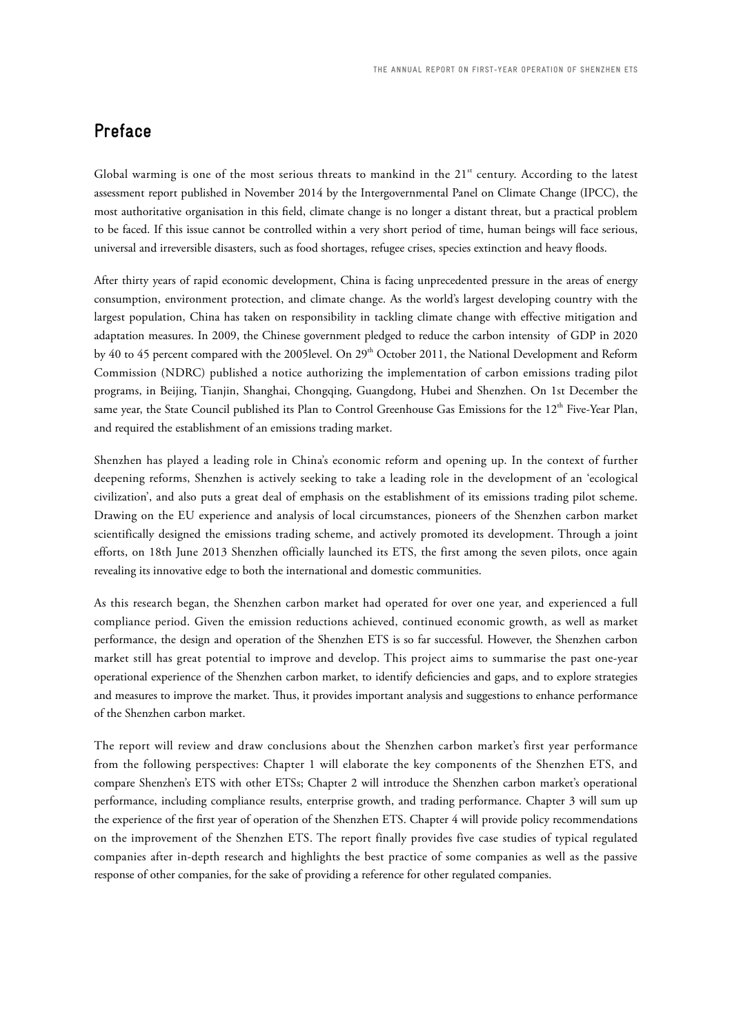## Preface

Global warming is one of the most serious threats to mankind in the 21st century. According to the latest assessment report published in November 2014 by the Intergovernmental Panel on Climate Change (IPCC), the most authoritative organisation in this field, climate change is no longer a distant threat, but a practical problem to be faced. If this issue cannot be controlled within a very short period of time, human beings will face serious, universal and irreversible disasters, such as food shortages, refugee crises, species extinction and heavy floods.

After thirty years of rapid economic development, China is facing unprecedented pressure in the areas of energy consumption, environment protection, and climate change. As the world's largest developing country with the largest population, China has taken on responsibility in tackling climate change with effective mitigation and adaptation measures. In 2009, the Chinese government pledged to reduce the carbon intensity of GDP in 2020 by 40 to 45 percent compared with the 2005level. On 29th October 2011, the National Development and Reform Commission (NDRC) published a notice authorizing the implementation of carbon emissions trading pilot programs, in Beijing, Tianjin, Shanghai, Chongqing, Guangdong, Hubei and Shenzhen. On 1st December the same year, the State Council published its Plan to Control Greenhouse Gas Emissions for the 12th Five-Year Plan, and required the establishment of an emissions trading market.

Shenzhen has played a leading role in China's economic reform and opening up. In the context of further deepening reforms, Shenzhen is actively seeking to take a leading role in the development of an 'ecological civilization', and also puts a great deal of emphasis on the establishment of its emissions trading pilot scheme. Drawing on the EU experience and analysis of local circumstances, pioneers of the Shenzhen carbon market scientifically designed the emissions trading scheme, and actively promoted its development. Through a joint efforts, on 18th June 2013 Shenzhen officially launched its ETS, the first among the seven pilots, once again revealing its innovative edge to both the international and domestic communities.

As this research began, the Shenzhen carbon market had operated for over one year, and experienced a full compliance period. Given the emission reductions achieved, continued economic growth, as well as market performance, the design and operation of the Shenzhen ETS is so far successful. However, the Shenzhen carbon market still has great potential to improve and develop. This project aims to summarise the past one-year operational experience of the Shenzhen carbon market, to identify deficiencies and gaps, and to explore strategies and measures to improve the market. Thus, it provides important analysis and suggestions to enhance performance of the Shenzhen carbon market.

The report will review and draw conclusions about the Shenzhen carbon market's first year performance from the following perspectives: Chapter 1 will elaborate the key components of the Shenzhen ETS, and compare Shenzhen's ETS with other ETSs; Chapter 2 will introduce the Shenzhen carbon market's operational performance, including compliance results, enterprise growth, and trading performance. Chapter 3 will sum up the experience of the first year of operation of the Shenzhen ETS. Chapter 4 will provide policy recommendations on the improvement of the Shenzhen ETS. The report finally provides five case studies of typical regulated companies after in-depth research and highlights the best practice of some companies as well as the passive response of other companies, for the sake of providing a reference for other regulated companies.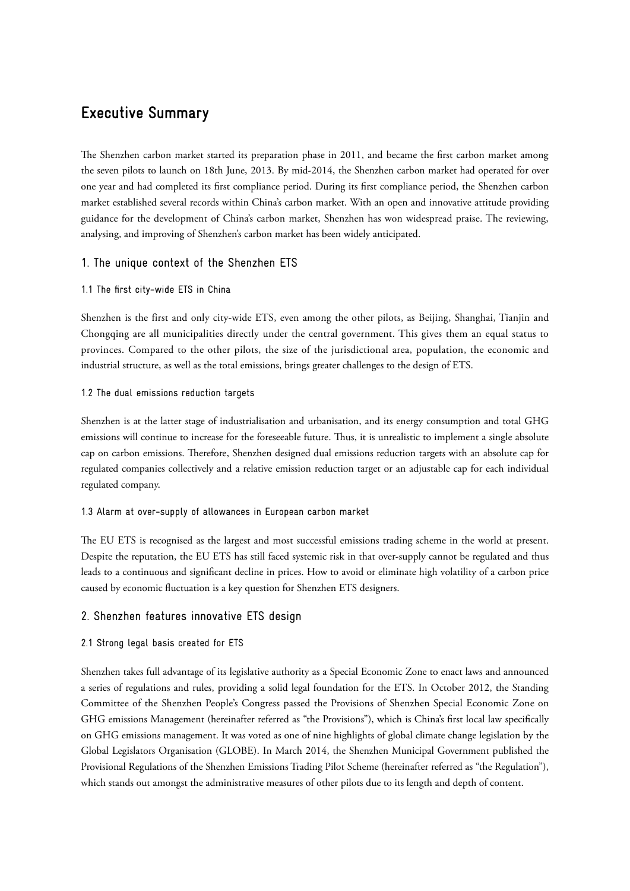# Executive Summary

The Shenzhen carbon market started its preparation phase in 2011, and became the first carbon market among the seven pilots to launch on 18th June, 2013. By mid-2014, the Shenzhen carbon market had operated for over one year and had completed its first compliance period. During its first compliance period, the Shenzhen carbon market established several records within China's carbon market. With an open and innovative attitude providing guidance for the development of China's carbon market, Shenzhen has won widespread praise. The reviewing, analysing, and improving of Shenzhen's carbon market has been widely anticipated.

## 1. The unique context of the Shenzhen ETS

### 1.1 The first city-wide ETS in China

Shenzhen is the first and only city-wide ETS, even among the other pilots, as Beijing, Shanghai, Tianjin and Chongqing are all municipalities directly under the central government. This gives them an equal status to provinces. Compared to the other pilots, the size of the jurisdictional area, population, the economic and industrial structure, as well as the total emissions, brings greater challenges to the design of ETS.

### 1.2 The dual emissions reduction targets

Shenzhen is at the latter stage of industrialisation and urbanisation, and its energy consumption and total GHG emissions will continue to increase for the foreseeable future. Thus, it is unrealistic to implement a single absolute cap on carbon emissions. Therefore, Shenzhen designed dual emissions reduction targets with an absolute cap for regulated companies collectively and a relative emission reduction target or an adjustable cap for each individual regulated company.

### 1.3 Alarm at over-supply of allowances in European carbon market

The EU ETS is recognised as the largest and most successful emissions trading scheme in the world at present. Despite the reputation, the EU ETS has still faced systemic risk in that over-supply cannot be regulated and thus leads to a continuous and significant decline in prices. How to avoid or eliminate high volatility of a carbon price caused by economic fluctuation is a key question for Shenzhen ETS designers.

## 2. Shenzhen features innovative ETS design

### 2.1 Strong legal basis created for ETS

Shenzhen takes full advantage of its legislative authority as a Special Economic Zone to enact laws and announced a series of regulations and rules, providing a solid legal foundation for the ETS. In October 2012, the Standing Committee of the Shenzhen People's Congress passed the Provisions of Shenzhen Special Economic Zone on GHG emissions Management (hereinafter referred as "the Provisions"), which is China's first local law specifically on GHG emissions management. It was voted as one of nine highlights of global climate change legislation by the Global Legislators Organisation (GLOBE). In March 2014, the Shenzhen Municipal Government published the Provisional Regulations of the Shenzhen Emissions Trading Pilot Scheme (hereinafter referred as "the Regulation"), which stands out amongst the administrative measures of other pilots due to its length and depth of content.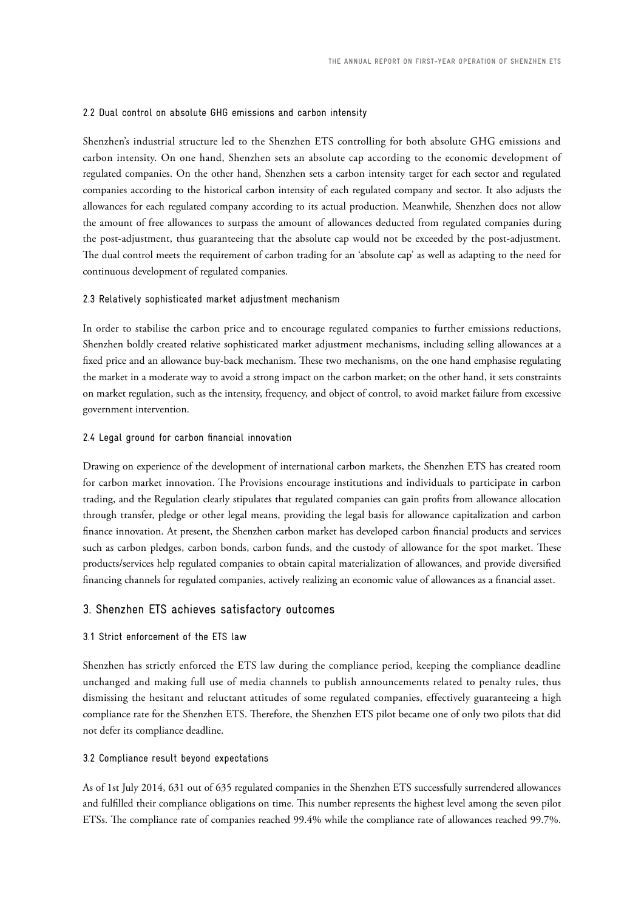### 2.2 Dual control on absolute GHG emissions and carbon intensity

Shenzhen's industrial structure led to the Shenzhen ETS controlling for both absolute GHG emissions and carbon intensity. On one hand, Shenzhen sets an absolute cap according to the economic development of regulated companies. On the other hand, Shenzhen sets a carbon intensity target for each sector and regulated companies according to the historical carbon intensity of each regulated company and sector. It also adjusts the allowances for each regulated company according to its actual production. Meanwhile, Shenzhen does not allow the amount of free allowances to surpass the amount of allowances deducted from regulated companies during the post-adjustment, thus guaranteeing that the absolute cap would not be exceeded by the post-adjustment. The dual control meets the requirement of carbon trading for an 'absolute cap' as well as adapting to the need for continuous development of regulated companies.

### 2.3 Relatively sophisticated market adjustment mechanism

In order to stabilise the carbon price and to encourage regulated companies to further emissions reductions, Shenzhen boldly created relative sophisticated market adjustment mechanisms, including selling allowances at a fixed price and an allowance buy-back mechanism. These two mechanisms, on the one hand emphasise regulating the market in a moderate way to avoid a strong impact on the carbon market; on the other hand, it sets constraints on market regulation, such as the intensity, frequency, and object of control, to avoid market failure from excessive government intervention.

### 2.4 Legal ground for carbon financial innovation

Drawing on experience of the development of international carbon markets, the Shenzhen ETS has created room for carbon market innovation. The Provisions encourage institutions and individuals to participate in carbon trading, and the Regulation clearly stipulates that regulated companies can gain profits from allowance allocation through transfer, pledge or other legal means, providing the legal basis for allowance capitalization and carbon finance innovation. At present, the Shenzhen carbon market has developed carbon financial products and services such as carbon pledges, carbon bonds, carbon funds, and the custody of allowance for the spot market. These products/services help regulated companies to obtain capital materialization of allowances, and provide diversified financing channels for regulated companies, actively realizing an economic value of allowances as a financial asset.

## 3. Shenzhen ETS achieves satisfactory outcomes

### 3.1 Strict enforcement of the ETS law

Shenzhen has strictly enforced the ETS law during the compliance period, keeping the compliance deadline unchanged and making full use of media channels to publish announcements related to penalty rules, thus dismissing the hesitant and reluctant attitudes of some regulated companies, effectively guaranteeing a high compliance rate for the Shenzhen ETS. Therefore, the Shenzhen ETS pilot became one of only two pilots that did not defer its compliance deadline.

### 3.2 Compliance result beyond expectations

As of 1st July 2014, 631 out of 635 regulated companies in the Shenzhen ETS successfully surrendered allowances and fulfilled their compliance obligations on time. This number represents the highest level among the seven pilot ETSs. The compliance rate of companies reached 99.4% while the compliance rate of allowances reached 99.7%.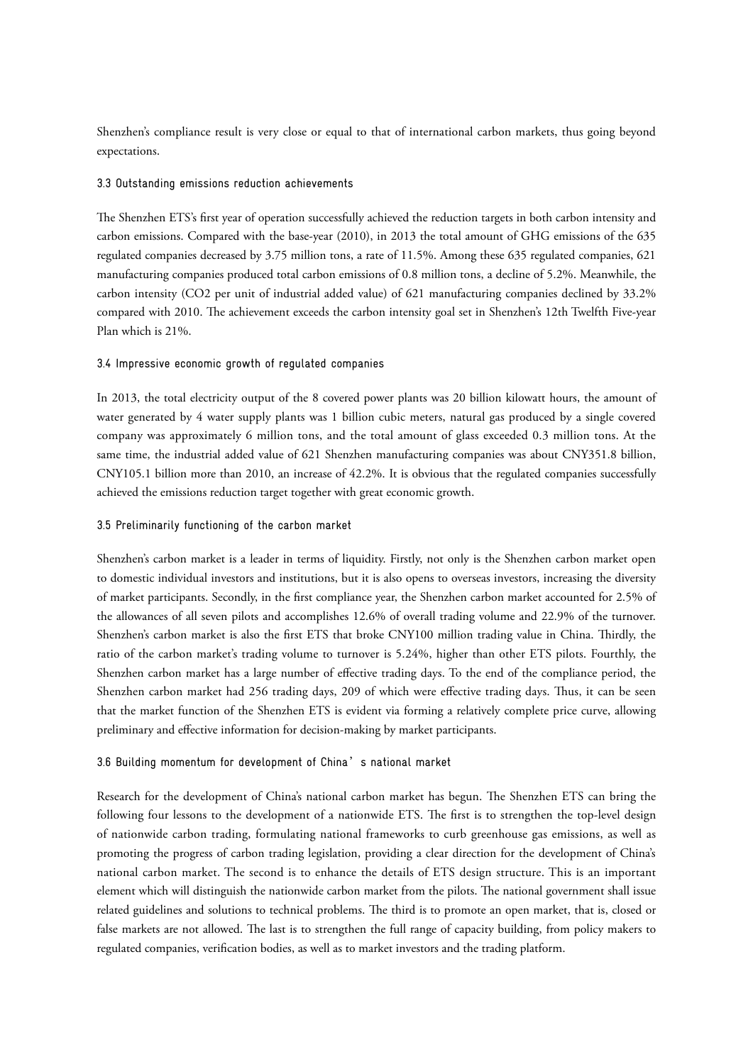Shenzhen's compliance result is very close or equal to that of international carbon markets, thus going beyond expectations.

### 3.3 Outstanding emissions reduction achievements

The Shenzhen ETS's first year of operation successfully achieved the reduction targets in both carbon intensity and carbon emissions. Compared with the base-year (2010), in 2013 the total amount of GHG emissions of the 635 regulated companies decreased by 3.75 million tons, a rate of 11.5%. Among these 635 regulated companies, 621 manufacturing companies produced total carbon emissions of 0.8 million tons, a decline of 5.2%. Meanwhile, the carbon intensity (CO2 per unit of industrial added value) of 621 manufacturing companies declined by 33.2% compared with 2010. The achievement exceeds the carbon intensity goal set in Shenzhen's 12th Twelfth Five-year Plan which is 21%.

### 3.4 Impressive economic growth of regulated companies

In 2013, the total electricity output of the 8 covered power plants was 20 billion kilowatt hours, the amount of water generated by 4 water supply plants was 1 billion cubic meters, natural gas produced by a single covered company was approximately 6 million tons, and the total amount of glass exceeded 0.3 million tons. At the same time, the industrial added value of 621 Shenzhen manufacturing companies was about CNY351.8 billion, CNY105.1 billion more than 2010, an increase of 42.2%. It is obvious that the regulated companies successfully achieved the emissions reduction target together with great economic growth.

### 3.5 Preliminarily functioning of the carbon market

Shenzhen's carbon market is a leader in terms of liquidity. Firstly, not only is the Shenzhen carbon market open to domestic individual investors and institutions, but it is also opens to overseas investors, increasing the diversity of market participants. Secondly, in the first compliance year, the Shenzhen carbon market accounted for 2.5% of the allowances of all seven pilots and accomplishes 12.6% of overall trading volume and 22.9% of the turnover. Shenzhen's carbon market is also the first ETS that broke CNY100 million trading value in China. Thirdly, the ratio of the carbon market's trading volume to turnover is 5.24%, higher than other ETS pilots. Fourthly, the Shenzhen carbon market has a large number of effective trading days. To the end of the compliance period, the Shenzhen carbon market had 256 trading days, 209 of which were effective trading days. Thus, it can be seen that the market function of the Shenzhen ETS is evident via forming a relatively complete price curve, allowing preliminary and effective information for decision-making by market participants.

### 3.6 Building momentum for development of China's national market

Research for the development of China's national carbon market has begun. The Shenzhen ETS can bring the following four lessons to the development of a nationwide ETS. The first is to strengthen the top-level design of nationwide carbon trading, formulating national frameworks to curb greenhouse gas emissions, as well as promoting the progress of carbon trading legislation, providing a clear direction for the development of China's national carbon market. The second is to enhance the details of ETS design structure. This is an important element which will distinguish the nationwide carbon market from the pilots. The national government shall issue related guidelines and solutions to technical problems. The third is to promote an open market, that is, closed or false markets are not allowed. The last is to strengthen the full range of capacity building, from policy makers to regulated companies, verification bodies, as well as to market investors and the trading platform.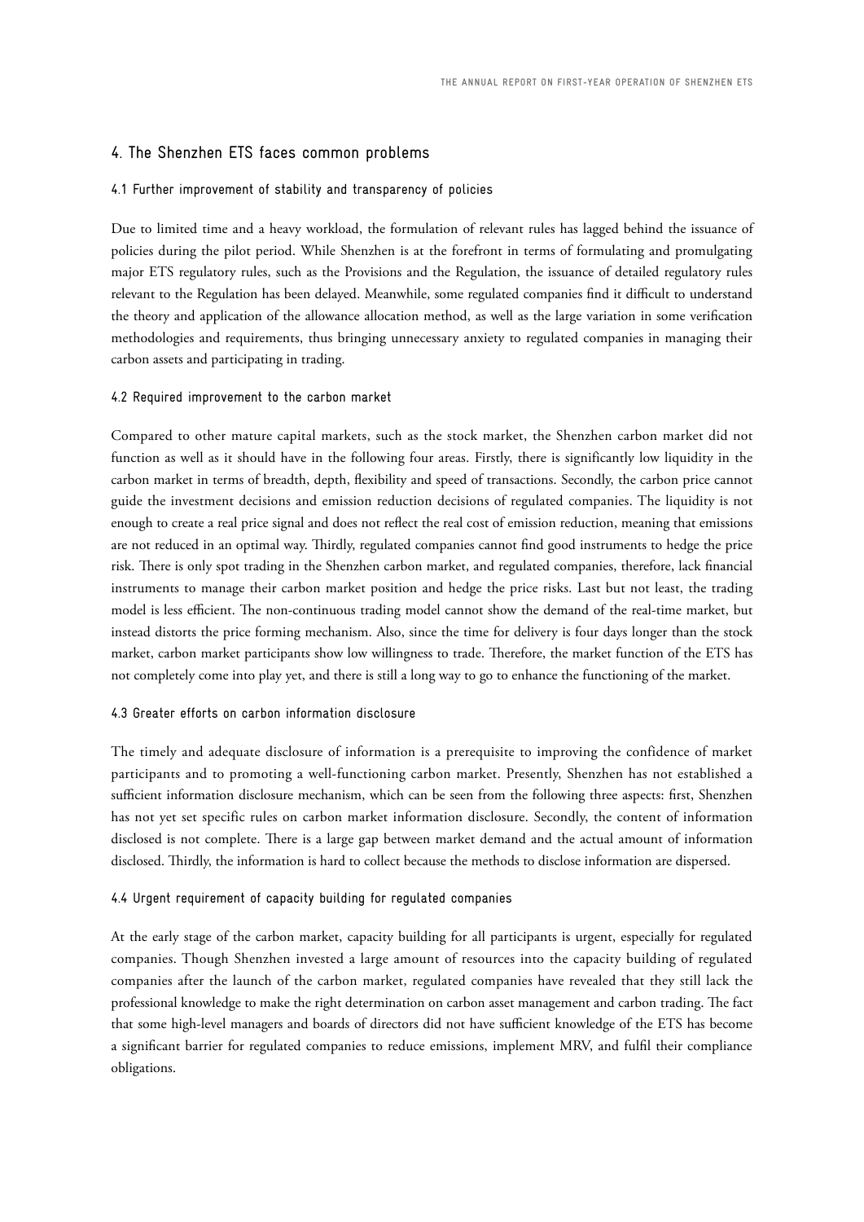## 4. The Shenzhen ETS faces common problems

### 4.1 Further improvement of stability and transparency of policies

Due to limited time and a heavy workload, the formulation of relevant rules has lagged behind the issuance of policies during the pilot period. While Shenzhen is at the forefront in terms of formulating and promulgating major ETS regulatory rules, such as the Provisions and the Regulation, the issuance of detailed regulatory rules relevant to the Regulation has been delayed. Meanwhile, some regulated companies find it difficult to understand the theory and application of the allowance allocation method, as well as the large variation in some verification methodologies and requirements, thus bringing unnecessary anxiety to regulated companies in managing their carbon assets and participating in trading.

### 4.2 Required improvement to the carbon market

Compared to other mature capital markets, such as the stock market, the Shenzhen carbon market did not function as well as it should have in the following four areas. Firstly, there is significantly low liquidity in the carbon market in terms of breadth, depth, flexibility and speed of transactions. Secondly, the carbon price cannot guide the investment decisions and emission reduction decisions of regulated companies. The liquidity is not enough to create a real price signal and does not reflect the real cost of emission reduction, meaning that emissions are not reduced in an optimal way. Thirdly, regulated companies cannot find good instruments to hedge the price risk. There is only spot trading in the Shenzhen carbon market, and regulated companies, therefore, lack financial instruments to manage their carbon market position and hedge the price risks. Last but not least, the trading model is less efficient. The non-continuous trading model cannot show the demand of the real-time market, but instead distorts the price forming mechanism. Also, since the time for delivery is four days longer than the stock market, carbon market participants show low willingness to trade. Therefore, the market function of the ETS has not completely come into play yet, and there is still a long way to go to enhance the functioning of the market.

### 4.3 Greater efforts on carbon information disclosure

The timely and adequate disclosure of information is a prerequisite to improving the confidence of market participants and to promoting a well-functioning carbon market. Presently, Shenzhen has not established a sufficient information disclosure mechanism, which can be seen from the following three aspects: first, Shenzhen has not yet set specific rules on carbon market information disclosure. Secondly, the content of information disclosed is not complete. There is a large gap between market demand and the actual amount of information disclosed. Thirdly, the information is hard to collect because the methods to disclose information are dispersed.

### 4.4 Urgent requirement of capacity building for regulated companies

At the early stage of the carbon market, capacity building for all participants is urgent, especially for regulated companies. Though Shenzhen invested a large amount of resources into the capacity building of regulated companies after the launch of the carbon market, regulated companies have revealed that they still lack the professional knowledge to make the right determination on carbon asset management and carbon trading. The fact that some high-level managers and boards of directors did not have sufficient knowledge of the ETS has become a significant barrier for regulated companies to reduce emissions, implement MRV, and fulfil their compliance obligations.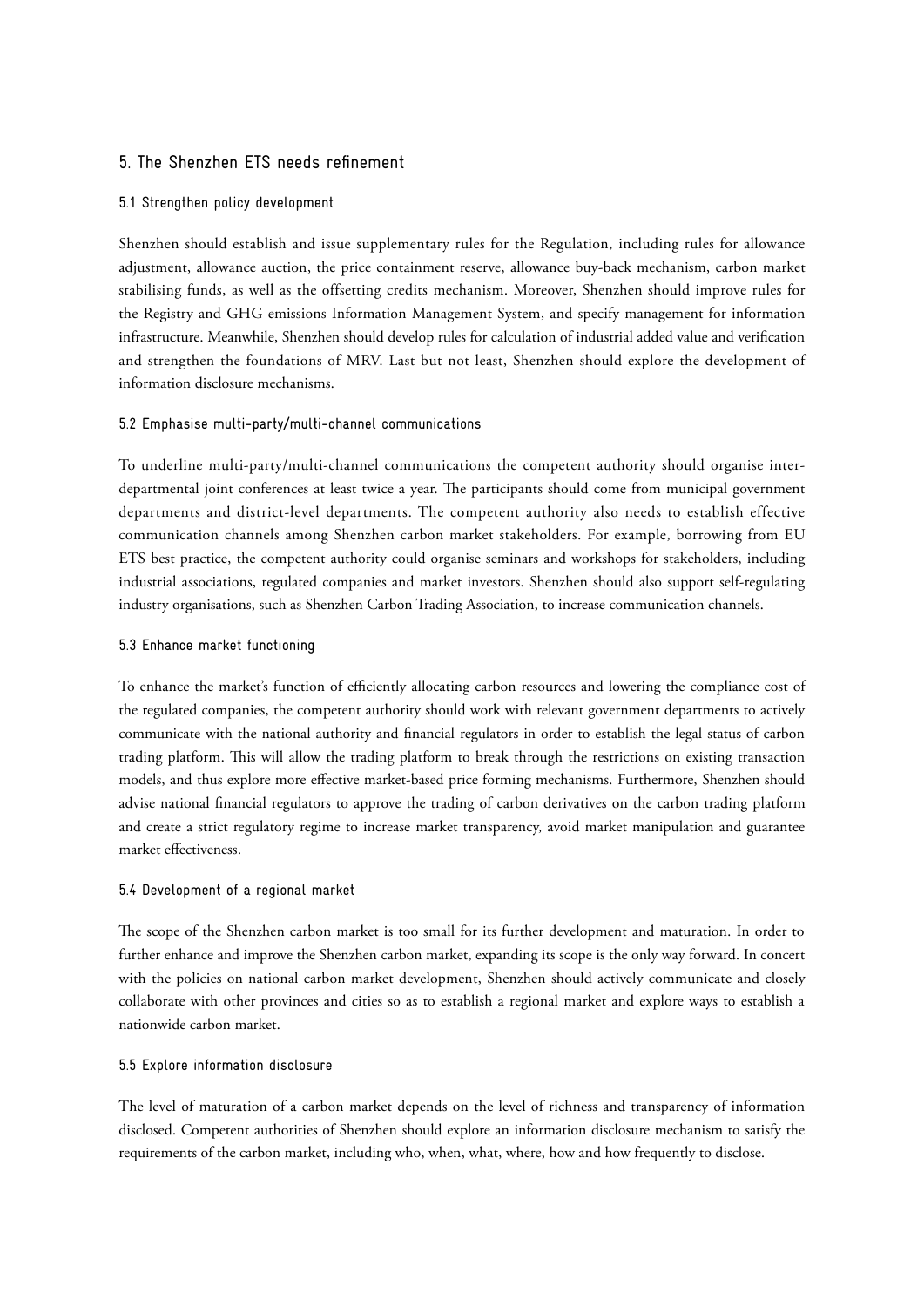## 5. The Shenzhen ETS needs refinement

### 5.1 Strengthen policy development

Shenzhen should establish and issue supplementary rules for the Regulation, including rules for allowance adjustment, allowance auction, the price containment reserve, allowance buy-back mechanism, carbon market stabilising funds, as well as the offsetting credits mechanism. Moreover, Shenzhen should improve rules for the Registry and GHG emissions Information Management System, and specify management for information infrastructure. Meanwhile, Shenzhen should develop rules for calculation of industrial added value and verification and strengthen the foundations of MRV. Last but not least, Shenzhen should explore the development of information disclosure mechanisms.

### 5.2 Emphasise multi-party/multi-channel communications

To underline multi-party/multi-channel communications the competent authority should organise inter-departmental joint conferences at least twice a year. The participants should come from municipal government departments and district-level departments. The competent authority also needs to establish effective communication channels among Shenzhen carbon market stakeholders. For example, borrowing from EU ETS best practice, the competent authority could organise seminars and workshops for stakeholders, including industrial associations, regulated companies and market investors. Shenzhen should also support self-regulating industry organisations, such as Shenzhen Carbon Trading Association, to increase communication channels.

### 5.3 Enhance market functioning

To enhance the market's function of efficiently allocating carbon resources and lowering the compliance cost of the regulated companies, the competent authority should work with relevant government departments to actively communicate with the national authority and financial regulators in order to establish the legal status of carbon trading platform. This will allow the trading platform to break through the restrictions on existing transaction models, and thus explore more effective market-based price forming mechanisms. Furthermore, Shenzhen should advise national financial regulators to approve the trading of carbon derivatives on the carbon trading platform and create a strict regulatory regime to increase market transparency, avoid market manipulation and guarantee market effectiveness.

### 5.4 Development of a regional market

The scope of the Shenzhen carbon market is too small for its further development and maturation. In order to further enhance and improve the Shenzhen carbon market, expanding its scope is the only way forward. In concert with the policies on national carbon market development, Shenzhen should actively communicate and closely collaborate with other provinces and cities so as to establish a regional market and explore ways to establish a nationwide carbon market.

### 5.5 Explore information disclosure

The level of maturation of a carbon market depends on the level of richness and transparency of information disclosed. Competent authorities of Shenzhen should explore an information disclosure mechanism to satisfy the requirements of the carbon market, including who, when, what, where, how and how frequently to disclose.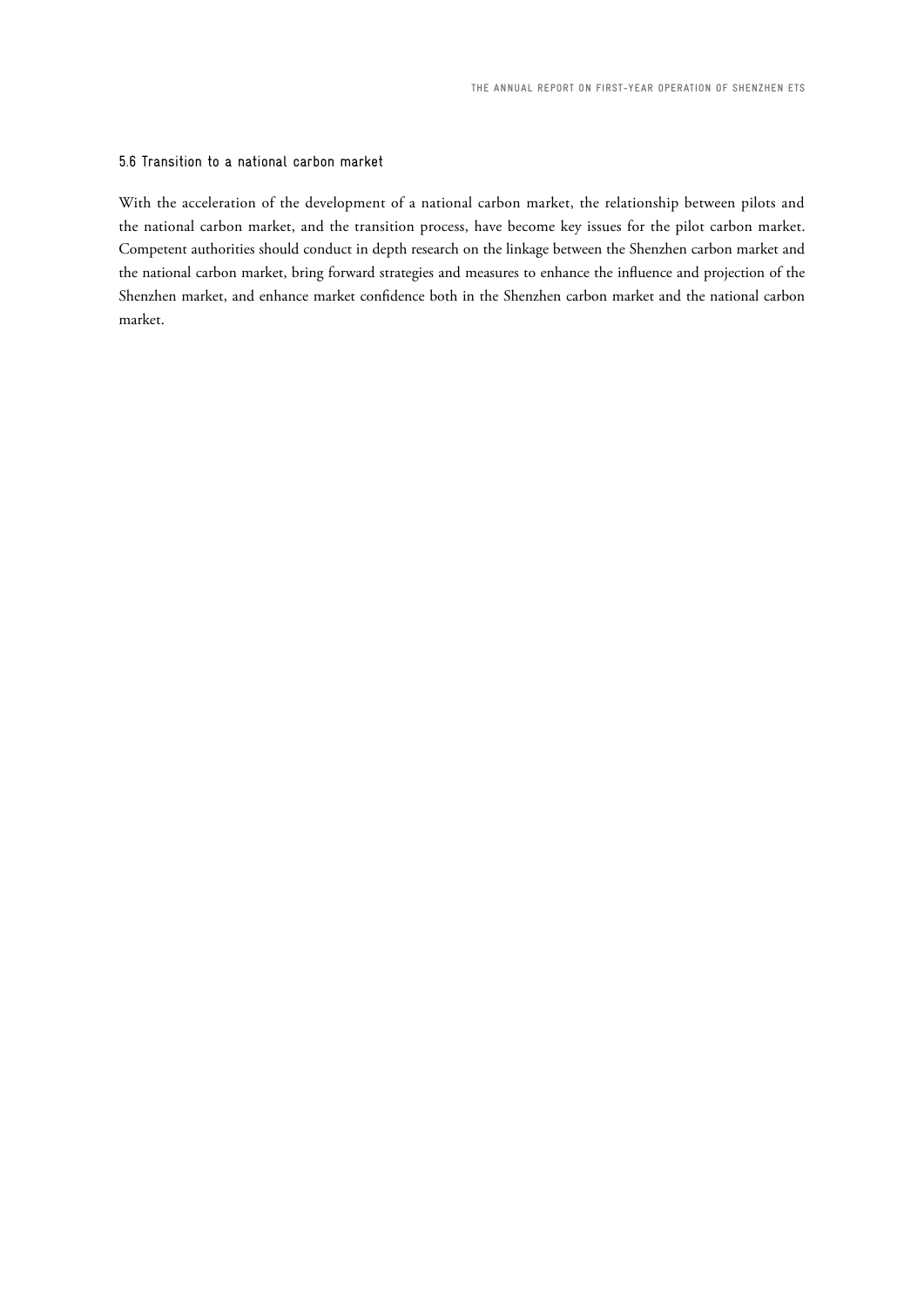### 5.6 Transition to a national carbon market

With the acceleration of the development of a national carbon market, the relationship between pilots and the national carbon market, and the transition process, have become key issues for the pilot carbon market. Competent authorities should conduct in depth research on the linkage between the Shenzhen carbon market and the national carbon market, bring forward strategies and measures to enhance the influence and projection of the Shenzhen market, and enhance market confidence both in the Shenzhen carbon market and the national carbon market.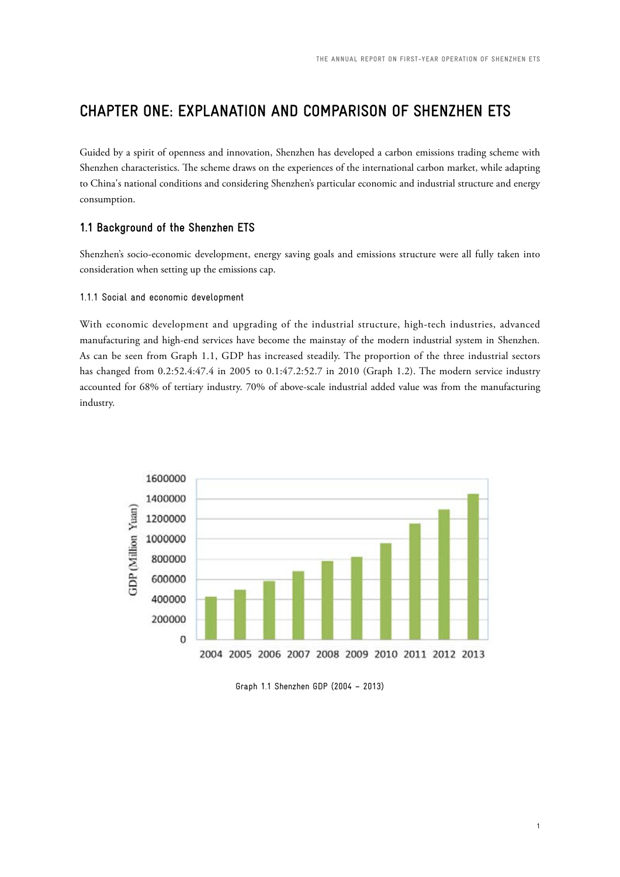# CHAPTER ONE: EXPLANATION AND COMPARISON OF SHENZHEN ETS

Guided by a spirit of openness and innovation, Shenzhen has developed a carbon emissions trading scheme with Shenzhen characteristics. The scheme draws on the experiences of the international carbon market, while adapting to China's national conditions and considering Shenzhen's particular economic and industrial structure and energy consumption.

## 1.1 Background of the Shenzhen ETS

Shenzhen's socio-economic development, energy saving goals and emissions structure were all fully taken into consideration when setting up the emissions cap.

### 1.1.1 Social and economic development

With economic development and upgrading of the industrial structure, high-tech industries, advanced manufacturing and high-end services have become the mainstay of the modern industrial system in Shenzhen. As can be seen from Graph 1.1, GDP has increased steadily. The proportion of the three industrial sectors has changed from 0.2:52.4:47.4 in 2005 to 0.1:47.2:52.7 in 2010 (Graph 1.2). The modern service industry accounted for 68% of tertiary industry. 70% of above-scale industrial added value was from the manufacturing industry.

GDP (Million Yuan)

1600000
1400000
1200000
1000000
800000
600000
400000
200000
0

2004 2005 2006 2007 2008 2009 2010 2011 2012 2013

Graph 1.1 Shenzhen GDP (2004 – 2013)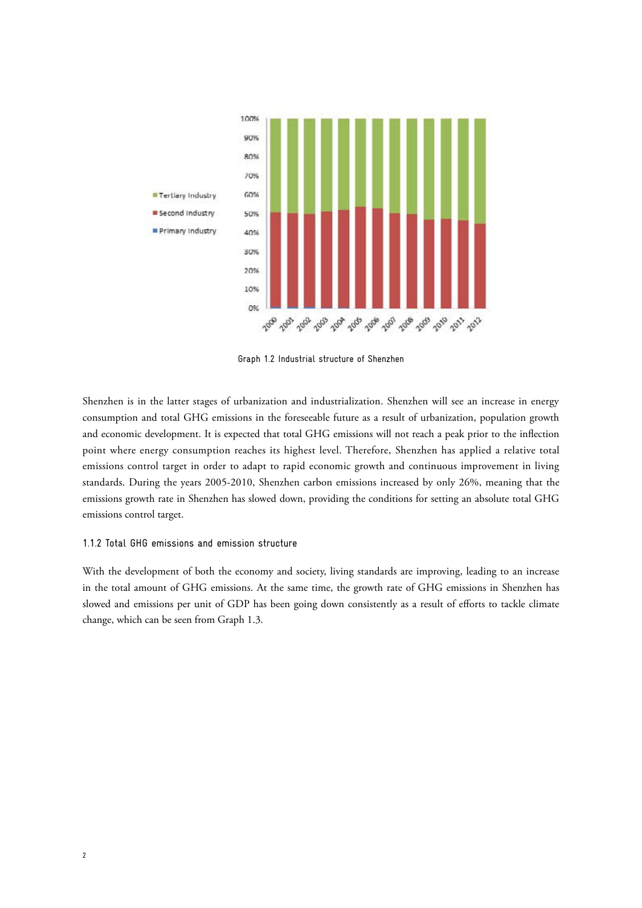100%
90%
80%
70%
60%
50%
40%
30%
20%
10%
0%

Tertiary Industry
Second Industry
Primary Industry

2000 2001 2002 2003 2004 2005 2006 2007 2008 2009 2010 2011 2012

Graph 1.2 Industrial structure of Shenzhen

Shenzhen is in the latter stages of urbanization and industrialization. Shenzhen will see an increase in energy consumption and total GHG emissions in the foreseeable future as a result of urbanization, population growth and economic development. It is expected that total GHG emissions will not reach a peak prior to the inflection point where energy consumption reaches its highest level. Therefore, Shenzhen has applied a relative total emissions control target in order to adapt to rapid economic growth and continuous improvement in living standards. During the years 2005-2010, Shenzhen carbon emissions increased by only 26%, meaning that the emissions growth rate in Shenzhen has slowed down, providing the conditions for setting an absolute total GHG emissions control target.

### 1.1.2 Total GHG emissions and emission structure

With the development of both the economy and society, living standards are improving, leading to an increase in the total amount of GHG emissions. At the same time, the growth rate of GHG emissions in Shenzhen has slowed and emissions per unit of GDP has been going down consistently as a result of efforts to tackle climate change, which can be seen from Graph 1.3.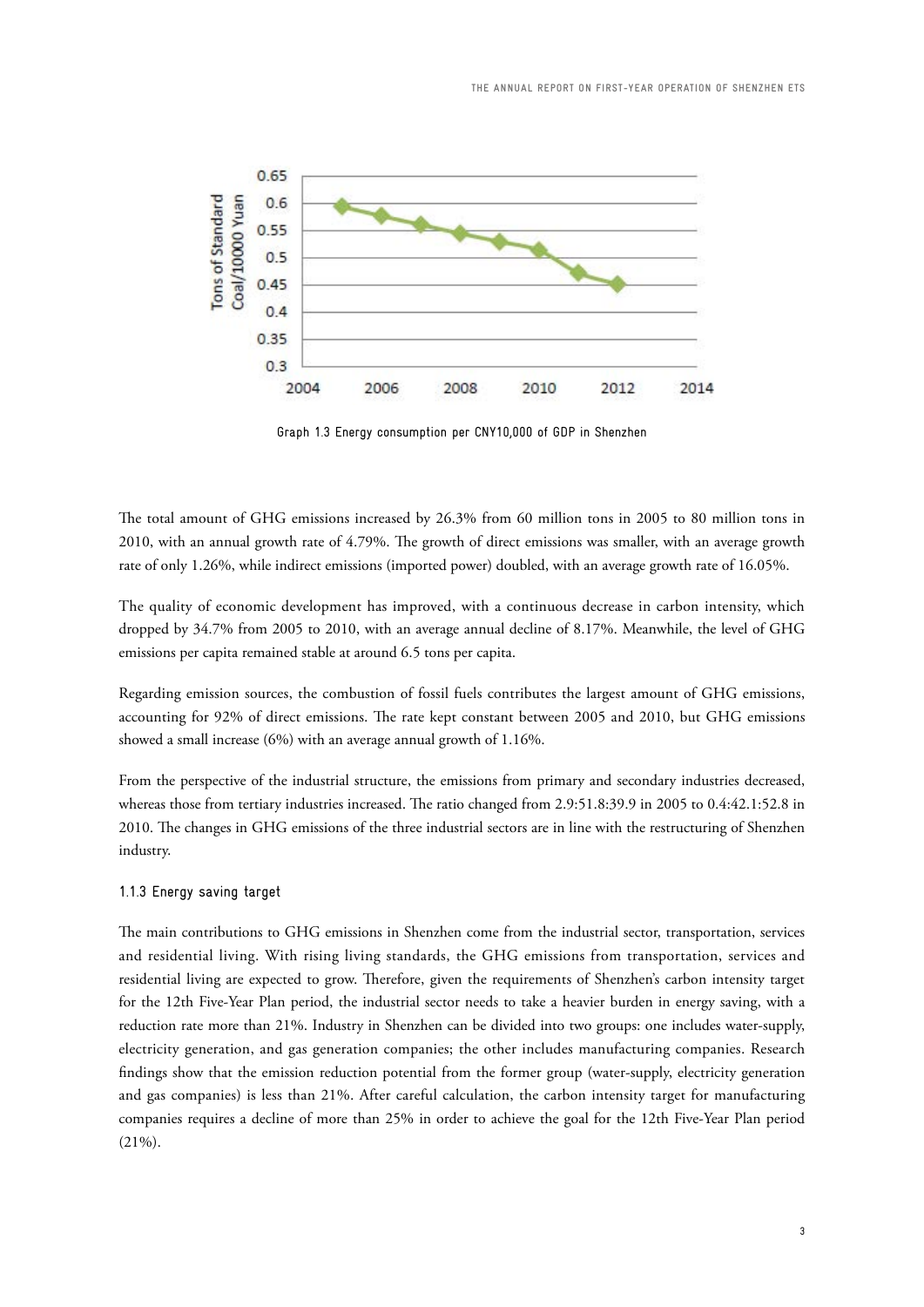0.65
0.6
0.55
0.5
0.45
0.4
0.35
0.3

Tons of Standard Coal/10000 Yuan

2004
2006
2008
2010
2012
2014

Graph 1.3 Energy consumption per CNY10,000 of GDP in Shenzhen

The total amount of GHG emissions increased by 26.3% from 60 million tons in 2005 to 80 million tons in 2010, with an annual growth rate of 4.79%. The growth of direct emissions was smaller, with an average growth rate of only 1.26%, while indirect emissions (imported power) doubled, with an average growth rate of 16.05%.

The quality of economic development has improved, with a continuous decrease in carbon intensity, which dropped by 34.7% from 2005 to 2010, with an average annual decline of 8.17%. Meanwhile, the level of GHG emissions per capita remained stable at around 6.5 tons per capita.

Regarding emission sources, the combustion of fossil fuels contributes the largest amount of GHG emissions, accounting for 92% of direct emissions. The rate kept constant between 2005 and 2010, but GHG emissions showed a small increase (6%) with an average annual growth of 1.16%.

From the perspective of the industrial structure, the emissions from primary and secondary industries decreased, whereas those from tertiary industries increased. The ratio changed from 2.9:51.8:39.9 in 2005 to 0.4:42.1:52.8 in 2010. The changes in GHG emissions of the three industrial sectors are in line with the restructuring of Shenzhen industry.

### 1.1.3 Energy saving target

The main contributions to GHG emissions in Shenzhen come from the industrial sector, transportation, services and residential living. With rising living standards, the GHG emissions from transportation, services and residential living are expected to grow. Therefore, given the requirements of Shenzhen's carbon intensity target for the 12th Five-Year Plan period, the industrial sector needs to take a heavier burden in energy saving, with a reduction rate more than 21%. Industry in Shenzhen can be divided into two groups: one includes water-supply, electricity generation, and gas generation companies; the other includes manufacturing companies. Research findings show that the emission reduction potential from the former group (water-supply, electricity generation and gas companies) is less than 21%. After careful calculation, the carbon intensity target for manufacturing companies requires a decline of more than 25% in order to achieve the goal for the 12th Five-Year Plan period (21%).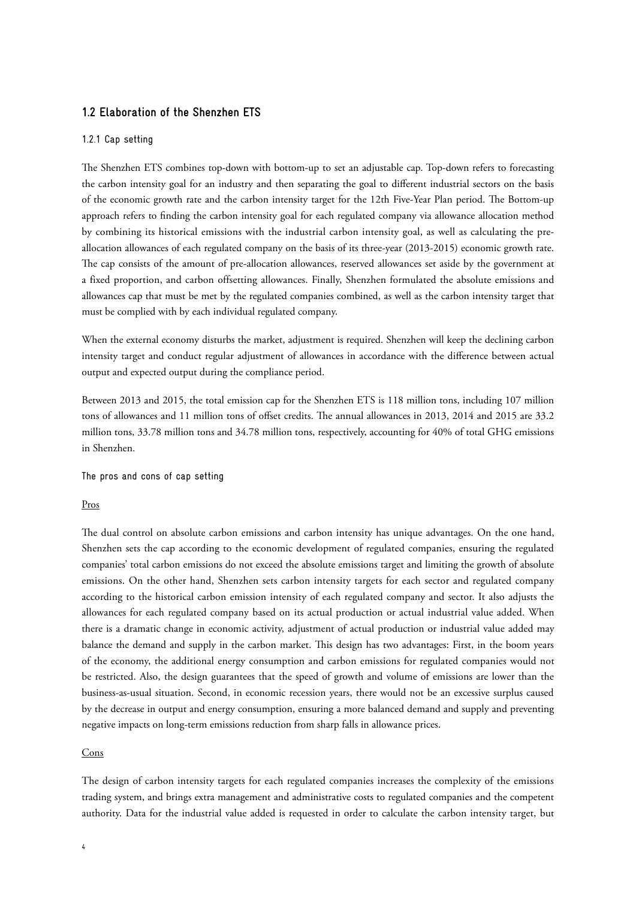## 1.2 Elaboration of the Shenzhen ETS

### 1.2.1 Cap setting

The Shenzhen ETS combines top-down with bottom-up to set an adjustable cap. Top-down refers to forecasting the carbon intensity goal for an industry and then separating the goal to different industrial sectors on the basis of the economic growth rate and the carbon intensity target for the 12th Five-Year Plan period. The Bottom-up approach refers to finding the carbon intensity goal for each regulated company via allowance allocation method by combining its historical emissions with the industrial carbon intensity goal, as well as calculating the pre-allocation allowances of each regulated company on the basis of its three-year (2013-2015) economic growth rate. The cap consists of the amount of pre-allocation allowances, reserved allowances set aside by the government at a fixed proportion, and carbon offsetting allowances. Finally, Shenzhen formulated the absolute emissions and allowances cap that must be met by the regulated companies combined, as well as the carbon intensity target that must be complied with by each individual regulated company.

When the external economy disturbs the market, adjustment is required. Shenzhen will keep the declining carbon intensity target and conduct regular adjustment of allowances in accordance with the difference between actual output and expected output during the compliance period.

Between 2013 and 2015, the total emission cap for the Shenzhen ETS is 118 million tons, including 107 million tons of allowances and 11 million tons of offset credits. The annual allowances in 2013, 2014 and 2015 are 33.2 million tons, 33.78 million tons and 34.78 million tons, respectively, accounting for 40% of total GHG emissions in Shenzhen.

#### The pros and cons of cap setting

Pros

The dual control on absolute carbon emissions and carbon intensity has unique advantages. On the one hand, Shenzhen sets the cap according to the economic development of regulated companies, ensuring the regulated companies' total carbon emissions do not exceed the absolute emissions target and limiting the growth of absolute emissions. On the other hand, Shenzhen sets carbon intensity targets for each sector and regulated company according to the historical carbon emission intensity of each regulated company and sector. It also adjusts the allowances for each regulated company based on its actual production or actual industrial value added. When there is a dramatic change in economic activity, adjustment of actual production or industrial value added may balance the demand and supply in the carbon market. This design has two advantages: First, in the boom years of the economy, the additional energy consumption and carbon emissions for regulated companies would not be restricted. Also, the design guarantees that the speed of growth and volume of emissions are lower than the business-as-usual situation. Second, in economic recession years, there would not be an excessive surplus caused by the decrease in output and energy consumption, ensuring a more balanced demand and supply and preventing negative impacts on long-term emissions reduction from sharp falls in allowance prices.

Cons

The design of carbon intensity targets for each regulated companies increases the complexity of the emissions trading system, and brings extra management and administrative costs to regulated companies and the competent authority. Data for the industrial value added is requested in order to calculate the carbon intensity target, but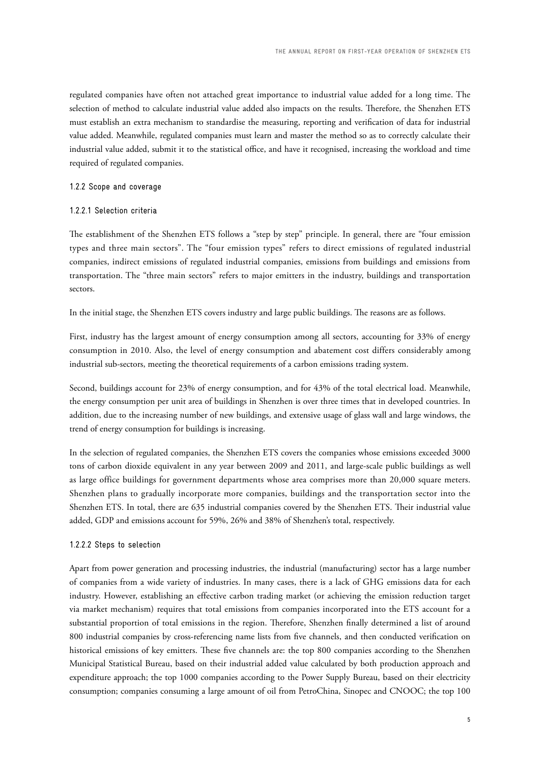regulated companies have often not attached great importance to industrial value added for a long time. The selection of method to calculate industrial value added also impacts on the results. Therefore, the Shenzhen ETS must establish an extra mechanism to standardise the measuring, reporting and verification of data for industrial value added. Meanwhile, regulated companies must learn and master the method so as to correctly calculate their industrial value added, submit it to the statistical office, and have it recognised, increasing the workload and time required of regulated companies.

### 1.2.2 Scope and coverage

#### 1.2.2.1 Selection criteria

The establishment of the Shenzhen ETS follows a "step by step" principle. In general, there are "four emission types and three main sectors". The "four emission types" refers to direct emissions of regulated industrial companies, indirect emissions of regulated industrial companies, emissions from buildings and emissions from transportation. The "three main sectors" refers to major emitters in the industry, buildings and transportation sectors.

In the initial stage, the Shenzhen ETS covers industry and large public buildings. The reasons are as follows.

First, industry has the largest amount of energy consumption among all sectors, accounting for 33% of energy consumption in 2010. Also, the level of energy consumption and abatement cost differs considerably among industrial sub-sectors, meeting the theoretical requirements of a carbon emissions trading system.

Second, buildings account for 23% of energy consumption, and for 43% of the total electrical load. Meanwhile, the energy consumption per unit area of buildings in Shenzhen is over three times that in developed countries. In addition, due to the increasing number of new buildings, and extensive usage of glass wall and large windows, the trend of energy consumption for buildings is increasing.

In the selection of regulated companies, the Shenzhen ETS covers the companies whose emissions exceeded 3000 tons of carbon dioxide equivalent in any year between 2009 and 2011, and large-scale public buildings as well as large office buildings for government departments whose area comprises more than 20,000 square meters. Shenzhen plans to gradually incorporate more companies, buildings and the transportation sector into the Shenzhen ETS. In total, there are 635 industrial companies covered by the Shenzhen ETS. Their industrial value added, GDP and emissions account for 59%, 26% and 38% of Shenzhen's total, respectively.

#### 1.2.2.2 Steps to selection

Apart from power generation and processing industries, the industrial (manufacturing) sector has a large number of companies from a wide variety of industries. In many cases, there is a lack of GHG emissions data for each industry. However, establishing an effective carbon trading market (or achieving the emission reduction target via market mechanism) requires that total emissions from companies incorporated into the ETS account for a substantial proportion of total emissions in the region. Therefore, Shenzhen finally determined a list of around 800 industrial companies by cross-referencing name lists from five channels, and then conducted verification on historical emissions of key emitters. These five channels are: the top 800 companies according to the Shenzhen Municipal Statistical Bureau, based on their industrial added value calculated by both production approach and expenditure approach; the top 1000 companies according to the Power Supply Bureau, based on their electricity consumption; companies consuming a large amount of oil from PetroChina, Sinopec and CNOOC; the top 100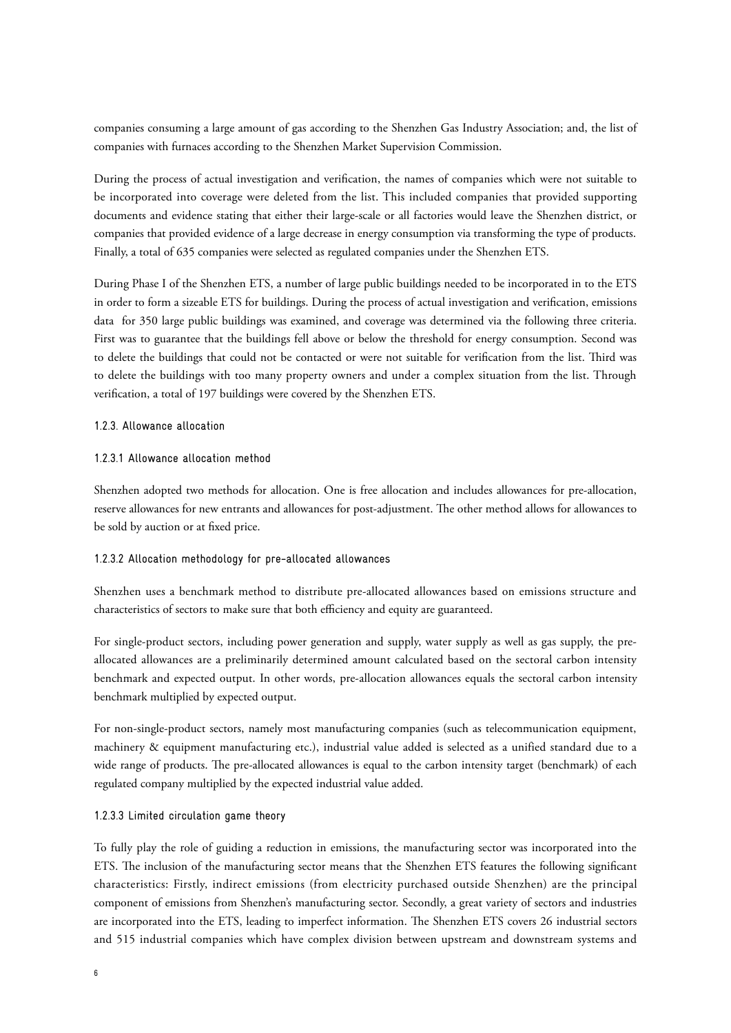companies consuming a large amount of gas according to the Shenzhen Gas Industry Association; and, the list of companies with furnaces according to the Shenzhen Market Supervision Commission.

During the process of actual investigation and verification, the names of companies which were not suitable to be incorporated into coverage were deleted from the list. This included companies that provided supporting documents and evidence stating that either their large-scale or all factories would leave the Shenzhen district, or companies that provided evidence of a large decrease in energy consumption via transforming the type of products. Finally, a total of 635 companies were selected as regulated companies under the Shenzhen ETS.

During Phase I of the Shenzhen ETS, a number of large public buildings needed to be incorporated in to the ETS in order to form a sizeable ETS for buildings. During the process of actual investigation and verification, emissions data for 350 large public buildings was examined, and coverage was determined via the following three criteria. First was to guarantee that the buildings fell above or below the threshold for energy consumption. Second was to delete the buildings that could not be contacted or were not suitable for verification from the list. Third was to delete the buildings with too many property owners and under a complex situation from the list. Through verification, a total of 197 buildings were covered by the Shenzhen ETS.

### 1.2.3. Allowance allocation

#### 1.2.3.1 Allowance allocation method

Shenzhen adopted two methods for allocation. One is free allocation and includes allowances for pre-allocation, reserve allowances for new entrants and allowances for post-adjustment. The other method allows for allowances to be sold by auction or at fixed price.

#### 1.2.3.2 Allocation methodology for pre-allocated allowances

Shenzhen uses a benchmark method to distribute pre-allocated allowances based on emissions structure and characteristics of sectors to make sure that both efficiency and equity are guaranteed.

For single-product sectors, including power generation and supply, water supply as well as gas supply, the pre-allocated allowances are a preliminarily determined amount calculated based on the sectoral carbon intensity benchmark and expected output. In other words, pre-allocation allowances equals the sectoral carbon intensity benchmark multiplied by expected output.

For non-single-product sectors, namely most manufacturing companies (such as telecommunication equipment, machinery & equipment manufacturing etc.), industrial value added is selected as a unified standard due to a wide range of products. The pre-allocated allowances is equal to the carbon intensity target (benchmark) of each regulated company multiplied by the expected industrial value added.

#### 1.2.3.3 Limited circulation game theory

To fully play the role of guiding a reduction in emissions, the manufacturing sector was incorporated into the ETS. The inclusion of the manufacturing sector means that the Shenzhen ETS features the following significant characteristics: Firstly, indirect emissions (from electricity purchased outside Shenzhen) are the principal component of emissions from Shenzhen's manufacturing sector. Secondly, a great variety of sectors and industries are incorporated into the ETS, leading to imperfect information. The Shenzhen ETS covers 26 industrial sectors and 515 industrial companies which have complex division between upstream and downstream systems and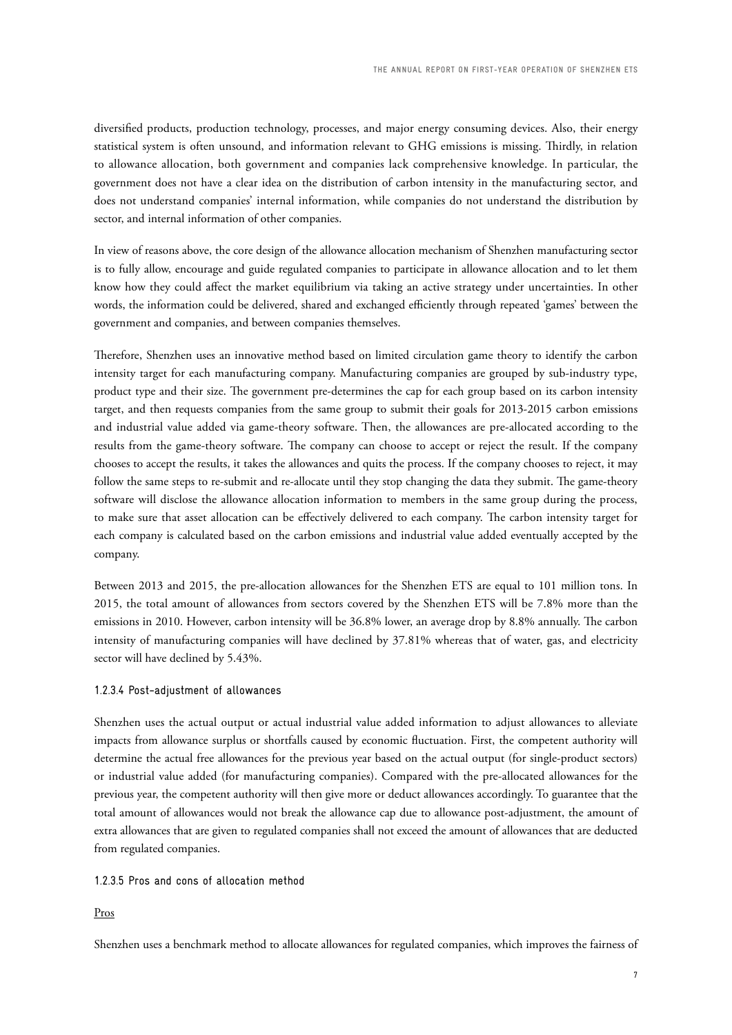diversified products, production technology, processes, and major energy consuming devices. Also, their energy statistical system is often unsound, and information relevant to GHG emissions is missing. Thirdly, in relation to allowance allocation, both government and companies lack comprehensive knowledge. In particular, the government does not have a clear idea on the distribution of carbon intensity in the manufacturing sector, and does not understand companies' internal information, while companies do not understand the distribution by sector, and internal information of other companies.

In view of reasons above, the core design of the allowance allocation mechanism of Shenzhen manufacturing sector is to fully allow, encourage and guide regulated companies to participate in allowance allocation and to let them know how they could affect the market equilibrium via taking an active strategy under uncertainties. In other words, the information could be delivered, shared and exchanged efficiently through repeated 'games' between the government and companies, and between companies themselves.

Therefore, Shenzhen uses an innovative method based on limited circulation game theory to identify the carbon intensity target for each manufacturing company. Manufacturing companies are grouped by sub-industry type, product type and their size. The government pre-determines the cap for each group based on its carbon intensity target, and then requests companies from the same group to submit their goals for 2013-2015 carbon emissions and industrial value added via game-theory software. Then, the allowances are pre-allocated according to the results from the game-theory software. The company can choose to accept or reject the result. If the company chooses to accept the results, it takes the allowances and quits the process. If the company chooses to reject, it may follow the same steps to re-submit and re-allocate until they stop changing the data they submit. The game-theory software will disclose the allowance allocation information to members in the same group during the process, to make sure that asset allocation can be effectively delivered to each company. The carbon intensity target for each company is calculated based on the carbon emissions and industrial value added eventually accepted by the company.

Between 2013 and 2015, the pre-allocation allowances for the Shenzhen ETS are equal to 101 million tons. In 2015, the total amount of allowances from sectors covered by the Shenzhen ETS will be 7.8% more than the emissions in 2010. However, carbon intensity will be 36.8% lower, an average drop by 8.8% annually. The carbon intensity of manufacturing companies will have declined by 37.81% whereas that of water, gas, and electricity sector will have declined by 5.43%.

#### 1.2.3.4 Post-adjustment of allowances

Shenzhen uses the actual output or actual industrial value added information to adjust allowances to alleviate impacts from allowance surplus or shortfalls caused by economic fluctuation. First, the competent authority will determine the actual free allowances for the previous year based on the actual output (for single-product sectors) or industrial value added (for manufacturing companies). Compared with the pre-allocated allowances for the previous year, the competent authority will then give more or deduct allowances accordingly. To guarantee that the total amount of allowances would not break the allowance cap due to allowance post-adjustment, the amount of extra allowances that are given to regulated companies shall not exceed the amount of allowances that are deducted from regulated companies.

#### 1.2.3.5 Pros and cons of allocation method

Pros

Shenzhen uses a benchmark method to allocate allowances for regulated companies, which improves the fairness of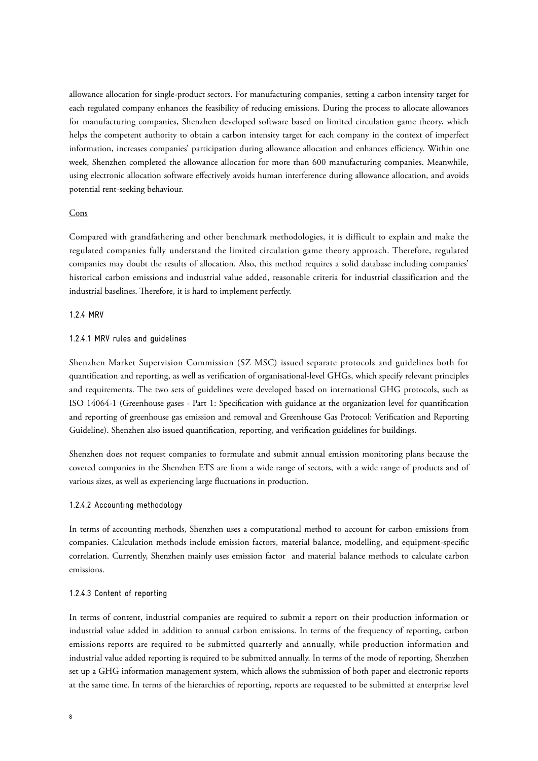allowance allocation for single-product sectors. For manufacturing companies, setting a carbon intensity target for each regulated company enhances the feasibility of reducing emissions. During the process to allocate allowances for manufacturing companies, Shenzhen developed software based on limited circulation game theory, which helps the competent authority to obtain a carbon intensity target for each company in the context of imperfect information, increases companies' participation during allowance allocation and enhances efficiency. Within one week, Shenzhen completed the allowance allocation for more than 600 manufacturing companies. Meanwhile, using electronic allocation software effectively avoids human interference during allowance allocation, and avoids potential rent-seeking behaviour.

Cons

Compared with grandfathering and other benchmark methodologies, it is difficult to explain and make the regulated companies fully understand the limited circulation game theory approach. Therefore, regulated companies may doubt the results of allocation. Also, this method requires a solid database including companies' historical carbon emissions and industrial value added, reasonable criteria for industrial classification and the industrial baselines. Therefore, it is hard to implement perfectly.

### 1.2.4 MRV

#### 1.2.4.1 MRV rules and guidelines

Shenzhen Market Supervision Commission (SZ MSC) issued separate protocols and guidelines both for quantification and reporting, as well as verification of organisational-level GHGs, which specify relevant principles and requirements. The two sets of guidelines were developed based on international GHG protocols, such as ISO 14064-1 (Greenhouse gases - Part 1: Specification with guidance at the organization level for quantification and reporting of greenhouse gas emission and removal and Greenhouse Gas Protocol: Verification and Reporting Guideline). Shenzhen also issued quantification, reporting, and verification guidelines for buildings.

Shenzhen does not request companies to formulate and submit annual emission monitoring plans because the covered companies in the Shenzhen ETS are from a wide range of sectors, with a wide range of products and of various sizes, as well as experiencing large fluctuations in production.

#### 1.2.4.2 Accounting methodology

In terms of accounting methods, Shenzhen uses a computational method to account for carbon emissions from companies. Calculation methods include emission factors, material balance, modelling, and equipment-specific correlation. Currently, Shenzhen mainly uses emission factor and material balance methods to calculate carbon emissions.

#### 1.2.4.3 Content of reporting

In terms of content, industrial companies are required to submit a report on their production information or industrial value added in addition to annual carbon emissions. In terms of the frequency of reporting, carbon emissions reports are required to be submitted quarterly and annually, while production information and industrial value added reporting is required to be submitted annually. In terms of the mode of reporting, Shenzhen set up a GHG information management system, which allows the submission of both paper and electronic reports at the same time. In terms of the hierarchies of reporting, reports are requested to be submitted at enterprise level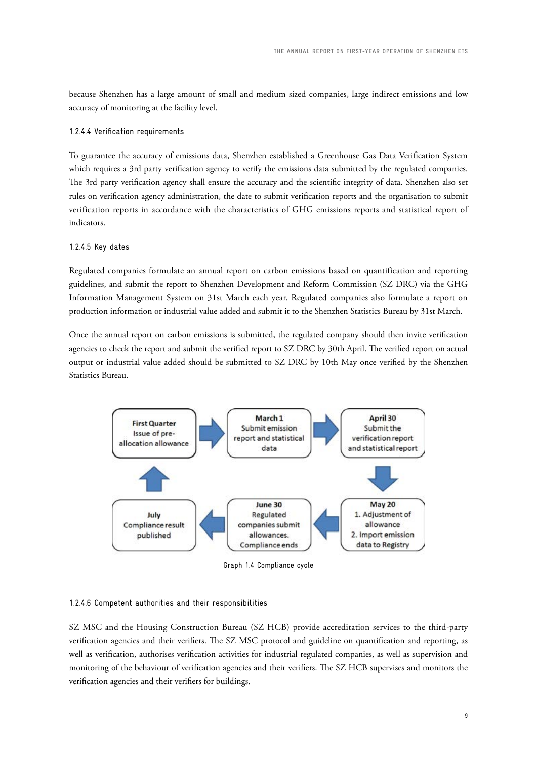because Shenzhen has a large amount of small and medium sized companies, large indirect emissions and low accuracy of monitoring at the facility level.

#### 1.2.4.4 Verification requirements

To guarantee the accuracy of emissions data, Shenzhen established a Greenhouse Gas Data Verification System which requires a 3rd party verification agency to verify the emissions data submitted by the regulated companies. The 3rd party verification agency shall ensure the accuracy and the scientific integrity of data. Shenzhen also set rules on verification agency administration, the date to submit verification reports and the organisation to submit verification reports in accordance with the characteristics of GHG emissions reports and statistical report of indicators.

#### 1.2.4.5 Key dates

Regulated companies formulate an annual report on carbon emissions based on quantification and reporting guidelines, and submit the report to Shenzhen Development and Reform Commission (SZ DRC) via the GHG Information Management System on 31st March each year. Regulated companies also formulate a report on production information or industrial value added and submit it to the Shenzhen Statistics Bureau by 31st March.

Once the annual report on carbon emissions is submitted, the regulated company should then invite verification agencies to check the report and submit the verified report to SZ DRC by 30th April. The verified report on actual output or industrial value added should be submitted to SZ DRC by 10th May once verified by the Shenzhen Statistics Bureau.

**First Quarter** Issue of pre-allocation allowance

**March 1** Submit emission report and statistical data

**April 30** Submit the verification report and statistical report

**May 20** 1. Adjustment of allowance 2. Import emission data to Registry

**June 30** Regulated companies submit allowances. Compliance ends

**July** Compliance result published

Graph 1.4 Compliance cycle

#### 1.2.4.6 Competent authorities and their responsibilities

SZ MSC and the Housing Construction Bureau (SZ HCB) provide accreditation services to the third-party verification agencies and their verifiers. The SZ MSC protocol and guideline on quantification and reporting, as well as verification, authorises verification activities for industrial regulated companies, as well as supervision and monitoring of the behaviour of verification agencies and their verifiers. The SZ HCB supervises and monitors the verification agencies and their verifiers for buildings.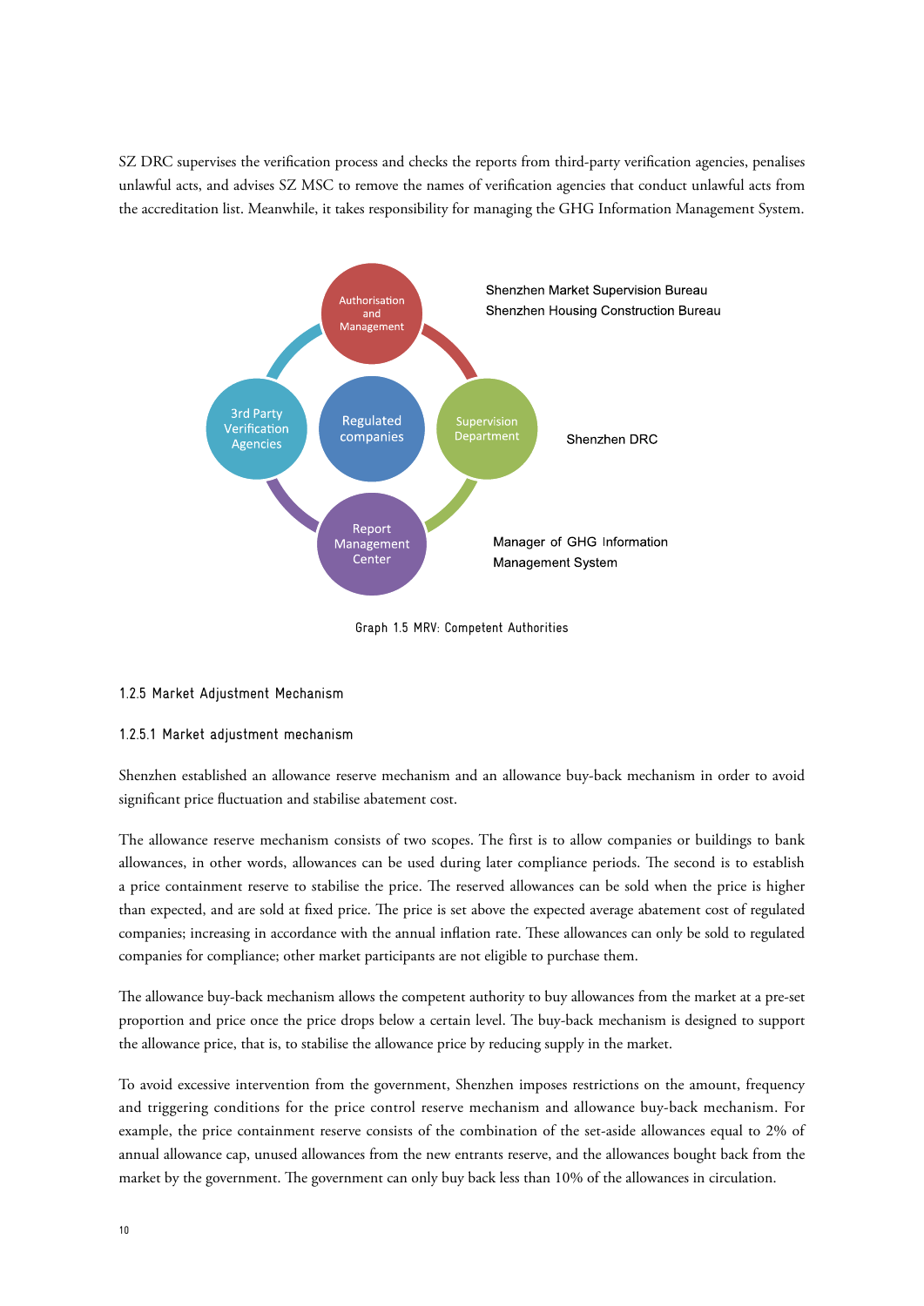SZ DRC supervises the verification process and checks the reports from third-party verification agencies, penalises unlawful acts, and advises SZ MSC to remove the names of verification agencies that conduct unlawful acts from the accreditation list. Meanwhile, it takes responsibility for managing the GHG Information Management System.

Authorisation and Management

Shenzhen Market Supervision Bureau
Shenzhen Housing Construction Bureau

3rd Party Verification Agencies

Regulated companies

Supervision Department

Shenzhen DRC

Report Management Center

Manager of GHG Information Management System

Graph 1.5 MRV: Competent Authorities

### 1.2.5 Market Adjustment Mechanism

#### 1.2.5.1 Market adjustment mechanism

Shenzhen established an allowance reserve mechanism and an allowance buy-back mechanism in order to avoid significant price fluctuation and stabilise abatement cost.

The allowance reserve mechanism consists of two scopes. The first is to allow companies or buildings to bank allowances, in other words, allowances can be used during later compliance periods. The second is to establish a price containment reserve to stabilise the price. The reserved allowances can be sold when the price is higher than expected, and are sold at fixed price. The price is set above the expected average abatement cost of regulated companies; increasing in accordance with the annual inflation rate. These allowances can only be sold to regulated companies for compliance; other market participants are not eligible to purchase them.

The allowance buy-back mechanism allows the competent authority to buy allowances from the market at a pre-set proportion and price once the price drops below a certain level. The buy-back mechanism is designed to support the allowance price, that is, to stabilise the allowance price by reducing supply in the market.

To avoid excessive intervention from the government, Shenzhen imposes restrictions on the amount, frequency and triggering conditions for the price control reserve mechanism and allowance buy-back mechanism. For example, the price containment reserve consists of the combination of the set-aside allowances equal to 2% of annual allowance cap, unused allowances from the new entrants reserve, and the allowances bought back from the market by the government. The government can only buy back less than 10% of the allowances in circulation.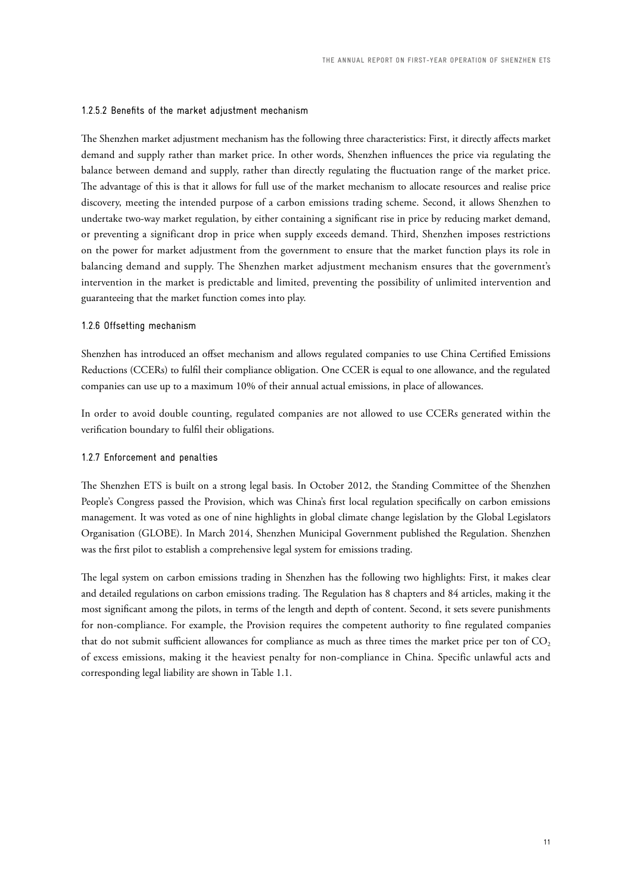#### 1.2.5.2 Benefits of the market adjustment mechanism

The Shenzhen market adjustment mechanism has the following three characteristics: First, it directly affects market demand and supply rather than market price. In other words, Shenzhen influences the price via regulating the balance between demand and supply, rather than directly regulating the fluctuation range of the market price. The advantage of this is that it allows for full use of the market mechanism to allocate resources and realise price discovery, meeting the intended purpose of a carbon emissions trading scheme. Second, it allows Shenzhen to undertake two-way market regulation, by either containing a significant rise in price by reducing market demand, or preventing a significant drop in price when supply exceeds demand. Third, Shenzhen imposes restrictions on the power for market adjustment from the government to ensure that the market function plays its role in balancing demand and supply. The Shenzhen market adjustment mechanism ensures that the government's intervention in the market is predictable and limited, preventing the possibility of unlimited intervention and guaranteeing that the market function comes into play.

### 1.2.6 Offsetting mechanism

Shenzhen has introduced an offset mechanism and allows regulated companies to use China Certified Emissions Reductions (CCERs) to fulfil their compliance obligation. One CCER is equal to one allowance, and the regulated companies can use up to a maximum 10% of their annual actual emissions, in place of allowances.

In order to avoid double counting, regulated companies are not allowed to use CCERs generated within the verification boundary to fulfil their obligations.

### 1.2.7 Enforcement and penalties

The Shenzhen ETS is built on a strong legal basis. In October 2012, the Standing Committee of the Shenzhen People's Congress passed the Provision, which was China's first local regulation specifically on carbon emissions management. It was voted as one of nine highlights in global climate change legislation by the Global Legislators Organisation (GLOBE). In March 2014, Shenzhen Municipal Government published the Regulation. Shenzhen was the first pilot to establish a comprehensive legal system for emissions trading.

The legal system on carbon emissions trading in Shenzhen has the following two highlights: First, it makes clear and detailed regulations on carbon emissions trading. The Regulation has 8 chapters and 84 articles, making it the most significant among the pilots, in terms of the length and depth of content. Second, it sets severe punishments for non-compliance. For example, the Provision requires the competent authority to fine regulated companies that do not submit sufficient allowances for compliance as much as three times the market price per ton of $CO_2$ of excess emissions, making it the heaviest penalty for non-compliance in China. Specific unlawful acts and corresponding legal liability are shown in Table 1.1.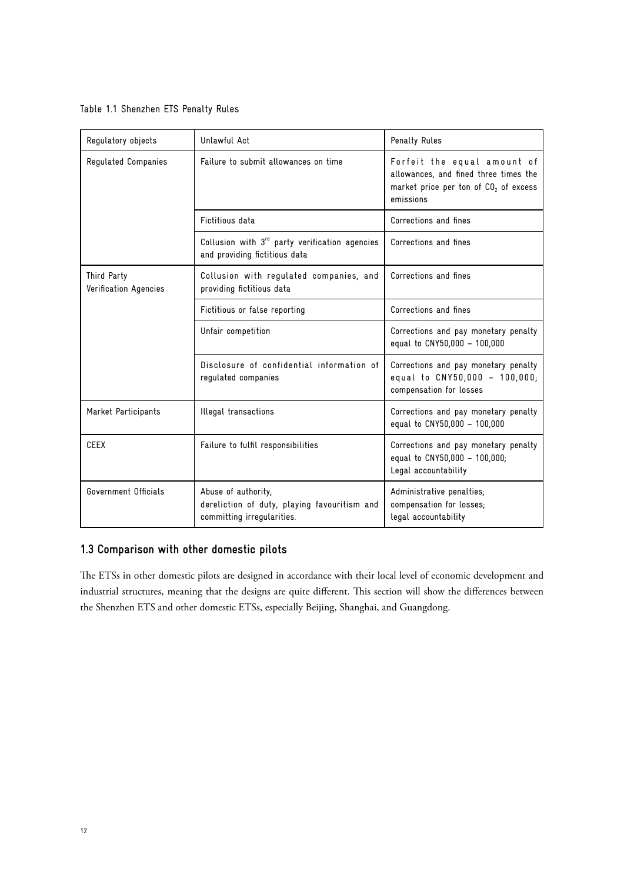Table 1.1 Shenzhen ETS Penalty Rules

| Regulatory objects | Unlawful Act | Penalty Rules |
| --- | --- | --- |
| Regulated Companies | Failure to submit allowances on time | Forfeit the equal amount of allowances, and fined three times the market price per ton of $CO_2$ of excess emissions |
| | Fictitious data | Corrections and fines |
| | Collusion with 3rd party verification agencies and providing fictitious data | Corrections and fines |
| Third Party Verification Agencies | Collusion with regulated companies, and providing fictitious data | Corrections and fines |
| | Fictitious or false reporting | Corrections and fines |
| | Unfair competition | Corrections and pay monetary penalty equal to CNY50,000 – 100,000 |
| | Disclosure of confidential information of regulated companies | Corrections and pay monetary penalty equal to CNY50,000 – 100,000; compensation for losses |
| Market Participants | Illegal transactions | Corrections and pay monetary penalty equal to CNY50,000 – 100,000 |
| CEEX | Failure to fulfil responsibilities | Corrections and pay monetary penalty equal to CNY50,000 – 100,000; Legal accountability |
| Government Officials | Abuse of authority, dereliction of duty, playing favouritism and committing irregularities. | Administrative penalties; compensation for losses; legal accountability |

## 1.3 Comparison with other domestic pilots

The ETSs in other domestic pilots are designed in accordance with their local level of economic development and industrial structures, meaning that the designs are quite different. This section will show the differences between the Shenzhen ETS and other domestic ETSs, especially Beijing, Shanghai, and Guangdong.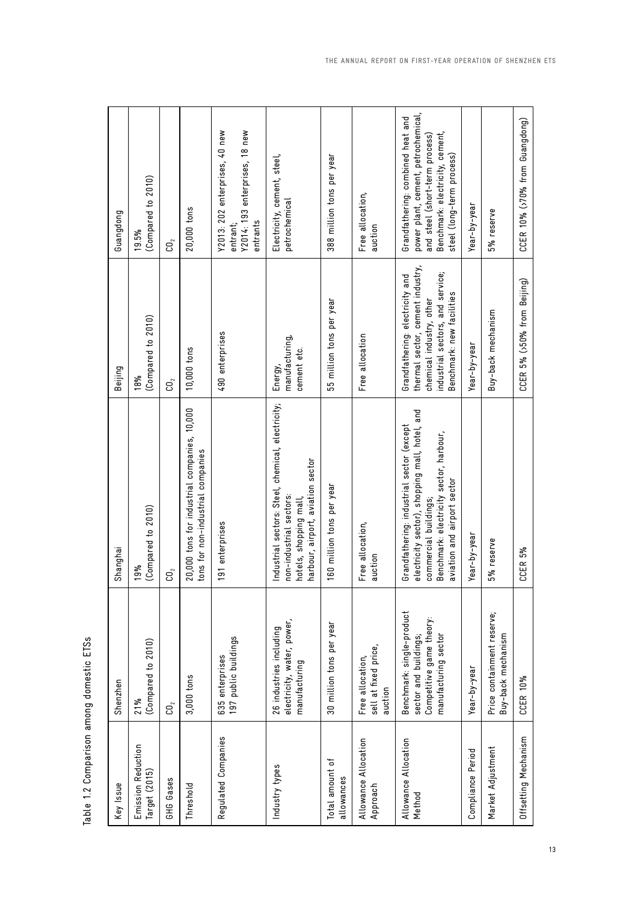Table 1.2 Comparison among domestic ETSs

| Key Issue | Shenzhen | Shanghai | Beijing | Guangdong |
|---|---|---|---|---|
| Emission Reduction Target (2015) | 21% (Compared to 2010) | 19% (Compared to 2010) | 18% (Compared to 2010) | 19.5% (Compared to 2010) |
| GHG Gases | $CO_2$ | $CO_2$ | $CO_2$ | $CO_2$ |
| Threshold | 3,000 tons | 20,000 tons for industrial companies, 10,000 tons for non-industrial companies | 10,000 tons | 20,000 tons |
| Regulated Companies | 635 enterprises 197 public buildings | 191 enterprises | 490 enterprises | Y2013: 202 enterprises, 40 new entrant; Y2014: 193 enterprises, 18 new entrants |
| Industry types | 26 industries including electricity, water, power, manufacturing | Industrial sectors: Steel, chemical, electricity; non-industrial sectors: hotels, shopping mall, harbour, airport, aviation sector | Energy, manufacturing, cement etc. | Electricity, cement, steel, petrochemical |
| Total amount of allowances | 30 million tons per year | 160 million tons per year | 55 million tons per year | 388 million tons per year |
| Allowance Allocation Approach | Free allocation, sell at fixed price, auction | Free allocation, auction | Free allocation | Free allocation, auction |
| Allowance Allocation Method | Benchmark: single-product sector and buildings; Competitive game theory: manufacturing sector | Grandfathering: industrial sector (except electricity sector), shopping mall, hotel, and commercial buildings; Benchmark: electricity sector, harbour, aviation and airport sector | Grandfathering: electricity and thermal sector, cement industry, chemical industry, other industrial sectors, and service; Benchmark: new facilities | Grandfathering: combined heat and power plant, cement, petrochemical, and steel (short-term process) Benchmark: electricity, cement, steel (long-term process) |
| Compliance Period | Year-by-year | Year-by-year | Year-by-year | Year-by-year |
| Market Adjustment | Price containment reserve; Buy-back mechanism | 5% reserve | Buy-back mechanism | 5% reserve |
| Offsetting Mechanism | CCER 10% | CCER 5% | CCER 5% (≥50% from Beijing) | CCER 10% (≥70% from Guangdong) |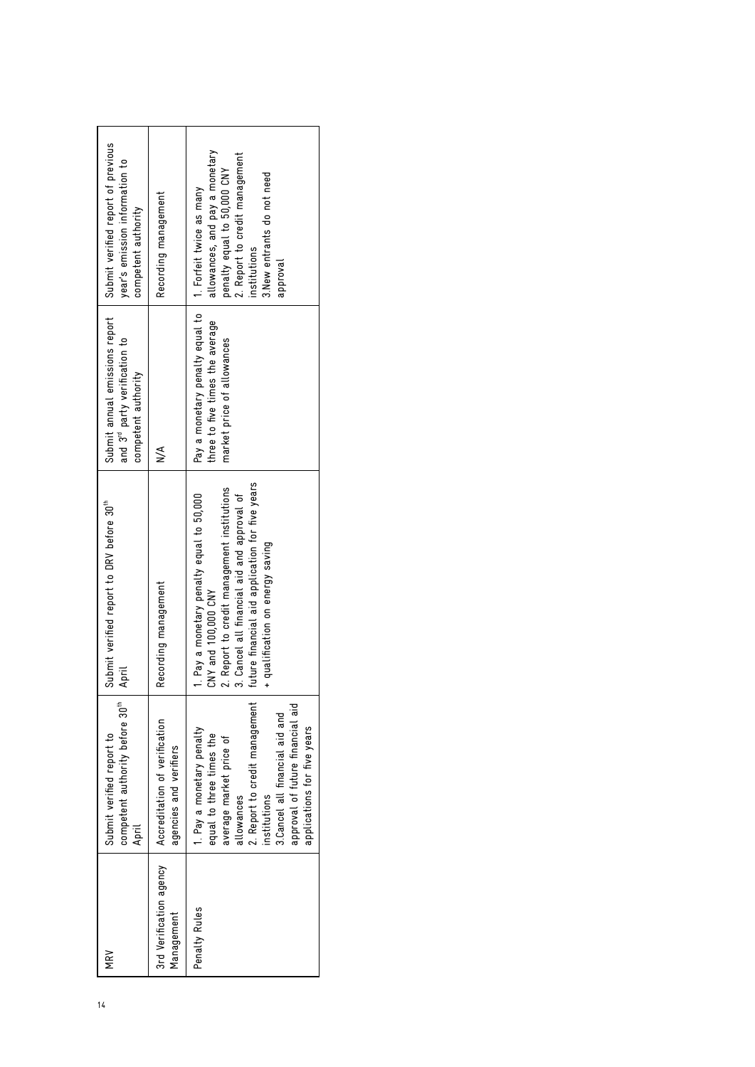| MRV | Submit verified report to competent authority before 30th April | Submit verified report to DRV before 30th April | Submit annual emissions report and 3rd party verification to competent authority | Submit verified report of previous year's emission information to competent authority |
|---|---|---|---|---|
| 3rd Verification agency Management | Accreditation of verification agencies and verifiers | Recording management | N/A | Recording management |
| Penalty Rules | 1. Pay a monetary penalty equal to three times the average market price of allowances<br>2. Report to credit management institutions<br>3.Cancel all financial aid and approval of future financial aid applications for five years | 1. Pay a monetary penalty equal to 50,000 CNY and 100,000 CNY<br>2. Report to credit management institutions<br>3. Cancel all financial aid and approval of future financial aid application for five years + qualification on energy saving | Pay a monetary penalty equal to three to five times the average market price of allowances | 1. Forfeit twice as many allowances, and pay a monetary penalty equal to 50,000 CNY<br>2. Report to credit management institutions<br>3.New entrants do not need approval |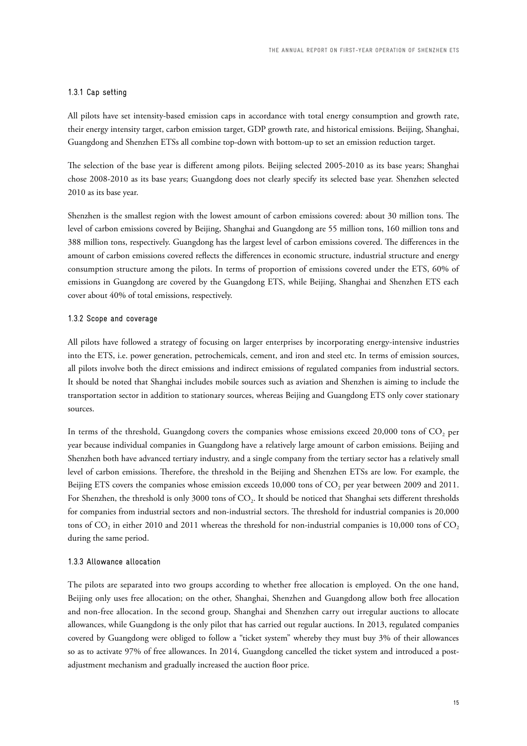### 1.3.1 Cap setting

All pilots have set intensity-based emission caps in accordance with total energy consumption and growth rate, their energy intensity target, carbon emission target, GDP growth rate, and historical emissions. Beijing, Shanghai, Guangdong and Shenzhen ETSs all combine top-down with bottom-up to set an emission reduction target.

The selection of the base year is different among pilots. Beijing selected 2005-2010 as its base years; Shanghai chose 2008-2010 as its base years; Guangdong does not clearly specify its selected base year. Shenzhen selected 2010 as its base year.

Shenzhen is the smallest region with the lowest amount of carbon emissions covered: about 30 million tons. The level of carbon emissions covered by Beijing, Shanghai and Guangdong are 55 million tons, 160 million tons and 388 million tons, respectively. Guangdong has the largest level of carbon emissions covered. The differences in the amount of carbon emissions covered reflects the differences in economic structure, industrial structure and energy consumption structure among the pilots. In terms of proportion of emissions covered under the ETS, 60% of emissions in Guangdong are covered by the Guangdong ETS, while Beijing, Shanghai and Shenzhen ETS each cover about 40% of total emissions, respectively.

### 1.3.2 Scope and coverage

All pilots have followed a strategy of focusing on larger enterprises by incorporating energy-intensive industries into the ETS, i.e. power generation, petrochemicals, cement, and iron and steel etc. In terms of emission sources, all pilots involve both the direct emissions and indirect emissions of regulated companies from industrial sectors. It should be noted that Shanghai includes mobile sources such as aviation and Shenzhen is aiming to include the transportation sector in addition to stationary sources, whereas Beijing and Guangdong ETS only cover stationary sources.

In terms of the threshold, Guangdong covers the companies whose emissions exceed 20,000 tons of $CO_2$ per year because individual companies in Guangdong have a relatively large amount of carbon emissions. Beijing and Shenzhen both have advanced tertiary industry, and a single company from the tertiary sector has a relatively small level of carbon emissions. Therefore, the threshold in the Beijing and Shenzhen ETSs are low. For example, the Beijing ETS covers the companies whose emission exceeds 10,000 tons of $CO_2$ per year between 2009 and 2011. For Shenzhen, the threshold is only 3000 tons of $CO_2$. It should be noticed that Shanghai sets different thresholds for companies from industrial sectors and non-industrial sectors. The threshold for industrial companies is 20,000 tons of $CO_2$ in either 2010 and 2011 whereas the threshold for non-industrial companies is 10,000 tons of $CO_2$ during the same period.

### 1.3.3 Allowance allocation

The pilots are separated into two groups according to whether free allocation is employed. On the one hand, Beijing only uses free allocation; on the other, Shanghai, Shenzhen and Guangdong allow both free allocation and non-free allocation. In the second group, Shanghai and Shenzhen carry out irregular auctions to allocate allowances, while Guangdong is the only pilot that has carried out regular auctions. In 2013, regulated companies covered by Guangdong were obliged to follow a "ticket system" whereby they must buy 3% of their allowances so as to activate 97% of free allowances. In 2014, Guangdong cancelled the ticket system and introduced a post-adjustment mechanism and gradually increased the auction floor price.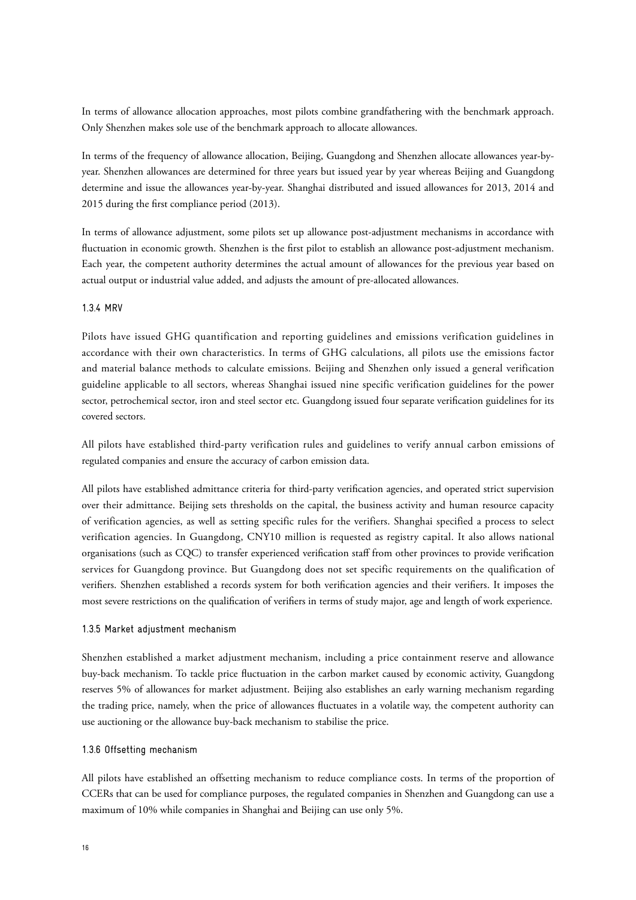In terms of allowance allocation approaches, most pilots combine grandfathering with the benchmark approach. Only Shenzhen makes sole use of the benchmark approach to allocate allowances.

In terms of the frequency of allowance allocation, Beijing, Guangdong and Shenzhen allocate allowances year-by-year. Shenzhen allowances are determined for three years but issued year by year whereas Beijing and Guangdong determine and issue the allowances year-by-year. Shanghai distributed and issued allowances for 2013, 2014 and 2015 during the first compliance period (2013).

In terms of allowance adjustment, some pilots set up allowance post-adjustment mechanisms in accordance with fluctuation in economic growth. Shenzhen is the first pilot to establish an allowance post-adjustment mechanism. Each year, the competent authority determines the actual amount of allowances for the previous year based on actual output or industrial value added, and adjusts the amount of pre-allocated allowances.

### 1.3.4 MRV

Pilots have issued GHG quantification and reporting guidelines and emissions verification guidelines in accordance with their own characteristics. In terms of GHG calculations, all pilots use the emissions factor and material balance methods to calculate emissions. Beijing and Shenzhen only issued a general verification guideline applicable to all sectors, whereas Shanghai issued nine specific verification guidelines for the power sector, petrochemical sector, iron and steel sector etc. Guangdong issued four separate verification guidelines for its covered sectors.

All pilots have established third-party verification rules and guidelines to verify annual carbon emissions of regulated companies and ensure the accuracy of carbon emission data.

All pilots have established admittance criteria for third-party verification agencies, and operated strict supervision over their admittance. Beijing sets thresholds on the capital, the business activity and human resource capacity of verification agencies, as well as setting specific rules for the verifiers. Shanghai specified a process to select verification agencies. In Guangdong, CNY10 million is requested as registry capital. It also allows national organisations (such as CQC) to transfer experienced verification staff from other provinces to provide verification services for Guangdong province. But Guangdong does not set specific requirements on the qualification of verifiers. Shenzhen established a records system for both verification agencies and their verifiers. It imposes the most severe restrictions on the qualification of verifiers in terms of study major, age and length of work experience.

### 1.3.5 Market adjustment mechanism

Shenzhen established a market adjustment mechanism, including a price containment reserve and allowance buy-back mechanism. To tackle price fluctuation in the carbon market caused by economic activity, Guangdong reserves 5% of allowances for market adjustment. Beijing also establishes an early warning mechanism regarding the trading price, namely, when the price of allowances fluctuates in a volatile way, the competent authority can use auctioning or the allowance buy-back mechanism to stabilise the price.

### 1.3.6 Offsetting mechanism

All pilots have established an offsetting mechanism to reduce compliance costs. In terms of the proportion of CCERs that can be used for compliance purposes, the regulated companies in Shenzhen and Guangdong can use a maximum of 10% while companies in Shanghai and Beijing can use only 5%.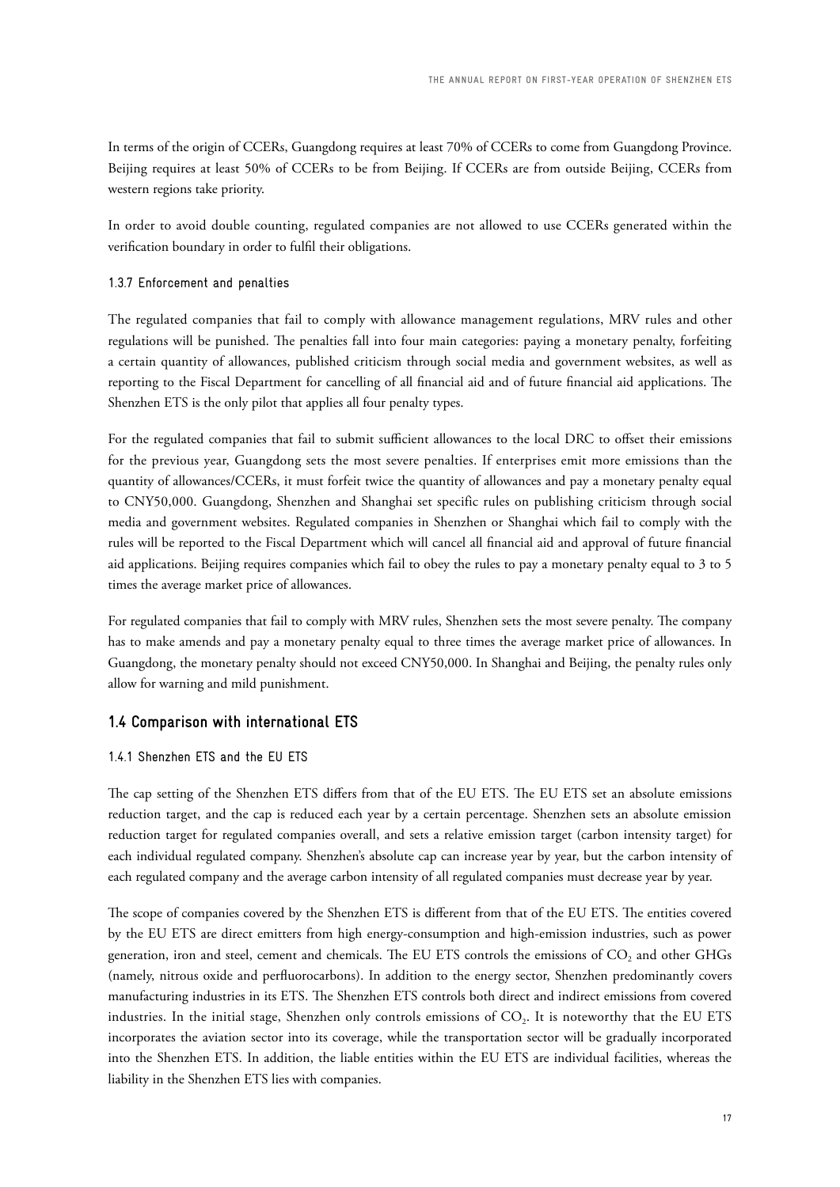In terms of the origin of CCERs, Guangdong requires at least 70% of CCERs to come from Guangdong Province. Beijing requires at least 50% of CCERs to be from Beijing. If CCERs are from outside Beijing, CCERs from western regions take priority.

In order to avoid double counting, regulated companies are not allowed to use CCERs generated within the verification boundary in order to fulfil their obligations.

#### 1.3.7 Enforcement and penalties

The regulated companies that fail to comply with allowance management regulations, MRV rules and other regulations will be punished. The penalties fall into four main categories: paying a monetary penalty, forfeiting a certain quantity of allowances, published criticism through social media and government websites, as well as reporting to the Fiscal Department for cancelling of all financial aid and of future financial aid applications. The Shenzhen ETS is the only pilot that applies all four penalty types.

For the regulated companies that fail to submit sufficient allowances to the local DRC to offset their emissions for the previous year, Guangdong sets the most severe penalties. If enterprises emit more emissions than the quantity of allowances/CCERs, it must forfeit twice the quantity of allowances and pay a monetary penalty equal to CNY50,000. Guangdong, Shenzhen and Shanghai set specific rules on publishing criticism through social media and government websites. Regulated companies in Shenzhen or Shanghai which fail to comply with the rules will be reported to the Fiscal Department which will cancel all financial aid and approval of future financial aid applications. Beijing requires companies which fail to obey the rules to pay a monetary penalty equal to 3 to 5 times the average market price of allowances.

For regulated companies that fail to comply with MRV rules, Shenzhen sets the most severe penalty. The company has to make amends and pay a monetary penalty equal to three times the average market price of allowances. In Guangdong, the monetary penalty should not exceed CNY50,000. In Shanghai and Beijing, the penalty rules only allow for warning and mild punishment.

### 1.4 Comparison with international ETS

#### 1.4.1 Shenzhen ETS and the EU ETS

The cap setting of the Shenzhen ETS differs from that of the EU ETS. The EU ETS set an absolute emissions reduction target, and the cap is reduced each year by a certain percentage. Shenzhen sets an absolute emission reduction target for regulated companies overall, and sets a relative emission target (carbon intensity target) for each individual regulated company. Shenzhen's absolute cap can increase year by year, but the carbon intensity of each regulated company and the average carbon intensity of all regulated companies must decrease year by year.

The scope of companies covered by the Shenzhen ETS is different from that of the EU ETS. The entities covered by the EU ETS are direct emitters from high energy-consumption and high-emission industries, such as power generation, iron and steel, cement and chemicals. The EU ETS controls the emissions of $CO_2$ and other GHGs (namely, nitrous oxide and perfluorocarbons). In addition to the energy sector, Shenzhen predominantly covers manufacturing industries in its ETS. The Shenzhen ETS controls both direct and indirect emissions from covered industries. In the initial stage, Shenzhen only controls emissions of $CO_2$. It is noteworthy that the EU ETS incorporates the aviation sector into its coverage, while the transportation sector will be gradually incorporated into the Shenzhen ETS. In addition, the liable entities within the EU ETS are individual facilities, whereas the liability in the Shenzhen ETS lies with companies.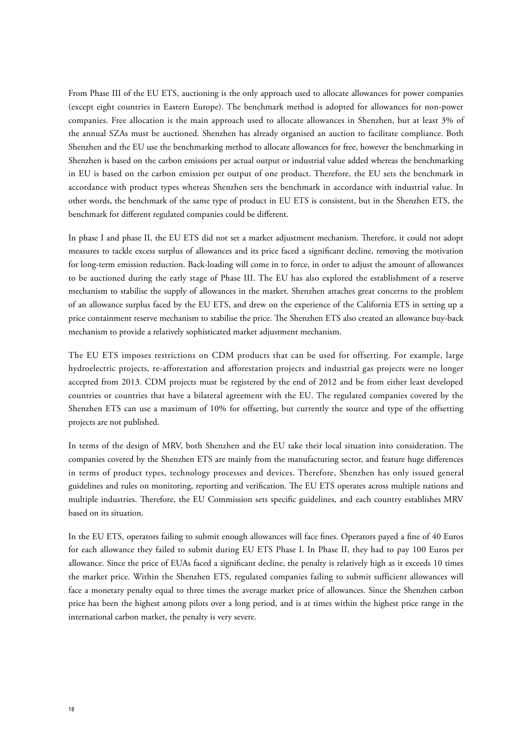From Phase III of the EU ETS, auctioning is the only approach used to allocate allowances for power companies (except eight countries in Eastern Europe). The benchmark method is adopted for allowances for non-power companies. Free allocation is the main approach used to allocate allowances in Shenzhen, but at least 3% of the annual SZAs must be auctioned. Shenzhen has already organised an auction to facilitate compliance. Both Shenzhen and the EU use the benchmarking method to allocate allowances for free, however the benchmarking in Shenzhen is based on the carbon emissions per actual output or industrial value added whereas the benchmarking in EU is based on the carbon emission per output of one product. Therefore, the EU sets the benchmark in accordance with product types whereas Shenzhen sets the benchmark in accordance with industrial value. In other words, the benchmark of the same type of product in EU ETS is consistent, but in the Shenzhen ETS, the benchmark for different regulated companies could be different.

In phase I and phase II, the EU ETS did not set a market adjustment mechanism. Therefore, it could not adopt measures to tackle excess surplus of allowances and its price faced a significant decline, removing the motivation for long-term emission reduction. Back-loading will come in to force, in order to adjust the amount of allowances to be auctioned during the early stage of Phase III. The EU has also explored the establishment of a reserve mechanism to stabilise the supply of allowances in the market. Shenzhen attaches great concerns to the problem of an allowance surplus faced by the EU ETS, and drew on the experience of the California ETS in setting up a price containment reserve mechanism to stabilise the price. The Shenzhen ETS also created an allowance buy-back mechanism to provide a relatively sophisticated market adjustment mechanism.

The EU ETS imposes restrictions on CDM products that can be used for offsetting. For example, large hydroelectric projects, re-afforestation and afforestation projects and industrial gas projects were no longer accepted from 2013. CDM projects must be registered by the end of 2012 and be from either least developed countries or countries that have a bilateral agreement with the EU. The regulated companies covered by the Shenzhen ETS can use a maximum of 10% for offsetting, but currently the source and type of the offsetting projects are not published.

In terms of the design of MRV, both Shenzhen and the EU take their local situation into consideration. The companies covered by the Shenzhen ETS are mainly from the manufacturing sector, and feature huge differences in terms of product types, technology processes and devices. Therefore, Shenzhen has only issued general guidelines and rules on monitoring, reporting and verification. The EU ETS operates across multiple nations and multiple industries. Therefore, the EU Commission sets specific guidelines, and each country establishes MRV based on its situation.

In the EU ETS, operators failing to submit enough allowances will face fines. Operators payed a fine of 40 Euros for each allowance they failed to submit during EU ETS Phase I. In Phase II, they had to pay 100 Euros per allowance. Since the price of EUAs faced a significant decline, the penalty is relatively high as it exceeds 10 times the market price. Within the Shenzhen ETS, regulated companies failing to submit sufficient allowances will face a monetary penalty equal to three times the average market price of allowances. Since the Shenzhen carbon price has been the highest among pilots over a long period, and is at times within the highest price range in the international carbon market, the penalty is very severe.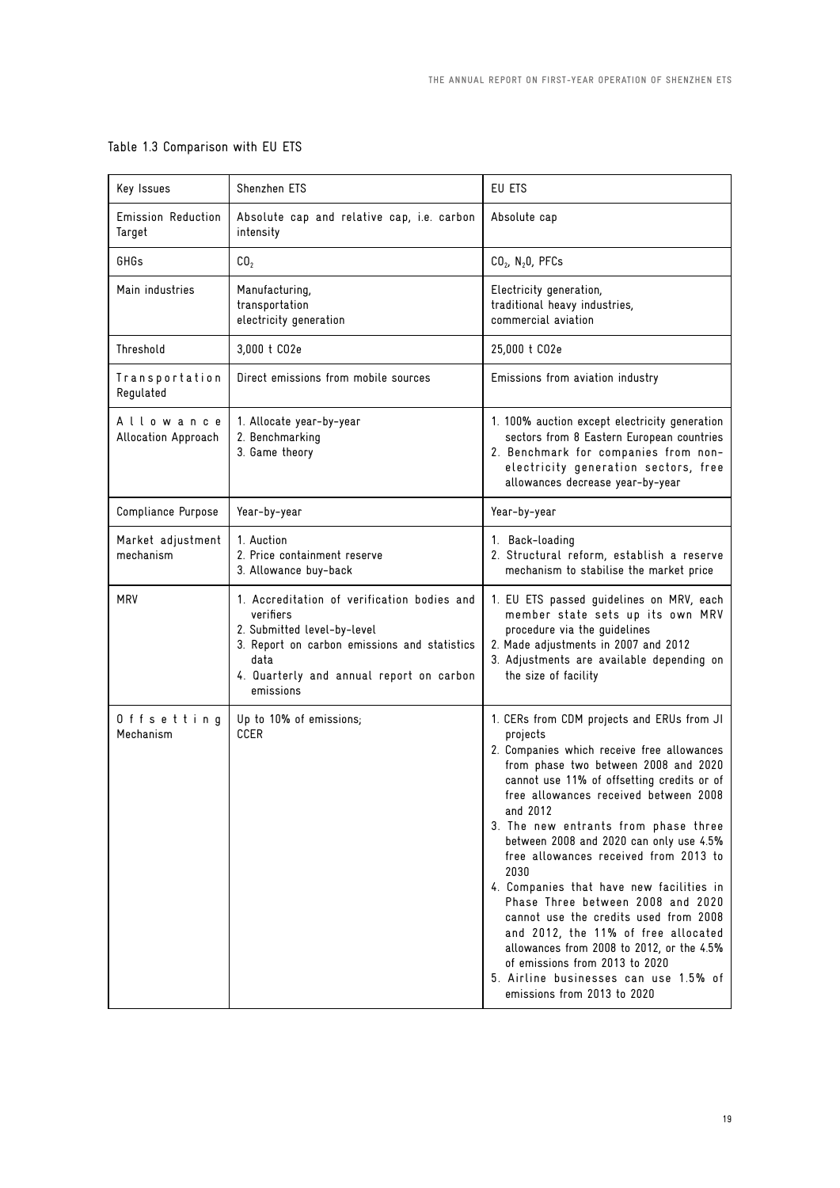Table 1.3 Comparison with EU ETS

| Key Issues | Shenzhen ETS | EU ETS |
|---|---|---|
| Emission Reduction Target | Absolute cap and relative cap, i.e. carbon intensity | Absolute cap |
| GHGs | $CO_2$ | $CO_2$, $N_2O$, PFCs |
| Main industries | Manufacturing, transportation electricity generation | Electricity generation, traditional heavy industries, commercial aviation |
| Threshold | 3,000 t CO2e | 25,000 t CO2e |
| Transportation Regulated | Direct emissions from mobile sources | Emissions from aviation industry |
| Allowance Allocation Approach | 1. Allocate year-by-year<br>2. Benchmarking<br>3. Game theory | 1. 100% auction except electricity generation sectors from 8 Eastern European countries<br>2. Benchmark for companies from non-electricity generation sectors, free allowances decrease year-by-year |
| Compliance Purpose | Year-by-year | Year-by-year |
| Market adjustment mechanism | 1. Auction<br>2. Price containment reserve<br>3. Allowance buy-back | 1. Back-loading<br>2. Structural reform, establish a reserve mechanism to stabilise the market price |
| MRV | 1. Accreditation of verification bodies and verifiers<br>2. Submitted level-by-level<br>3. Report on carbon emissions and statistics data<br>4. Quarterly and annual report on carbon emissions | 1. EU ETS passed guidelines on MRV, each member state sets up its own MRV procedure via the guidelines<br>2. Made adjustments in 2007 and 2012<br>3. Adjustments are available depending on the size of facility |
| Offsetting Mechanism | Up to 10% of emissions; CCER | 1. CERs from CDM projects and ERUs from JI projects<br>2. Companies which receive free allowances from phase two between 2008 and 2020 cannot use 11% of offsetting credits or of free allowances received between 2008 and 2012<br>3. The new entrants from phase three between 2008 and 2020 can only use 4.5% free allowances received from 2013 to 2030<br>4. Companies that have new facilities in Phase Three between 2008 and 2020 cannot use the credits used from 2008 and 2012, the 11% of free allocated allowances from 2008 to 2012, or the 4.5% of emissions from 2013 to 2020<br>5. Airline businesses can use 1.5% of emissions from 2013 to 2020 |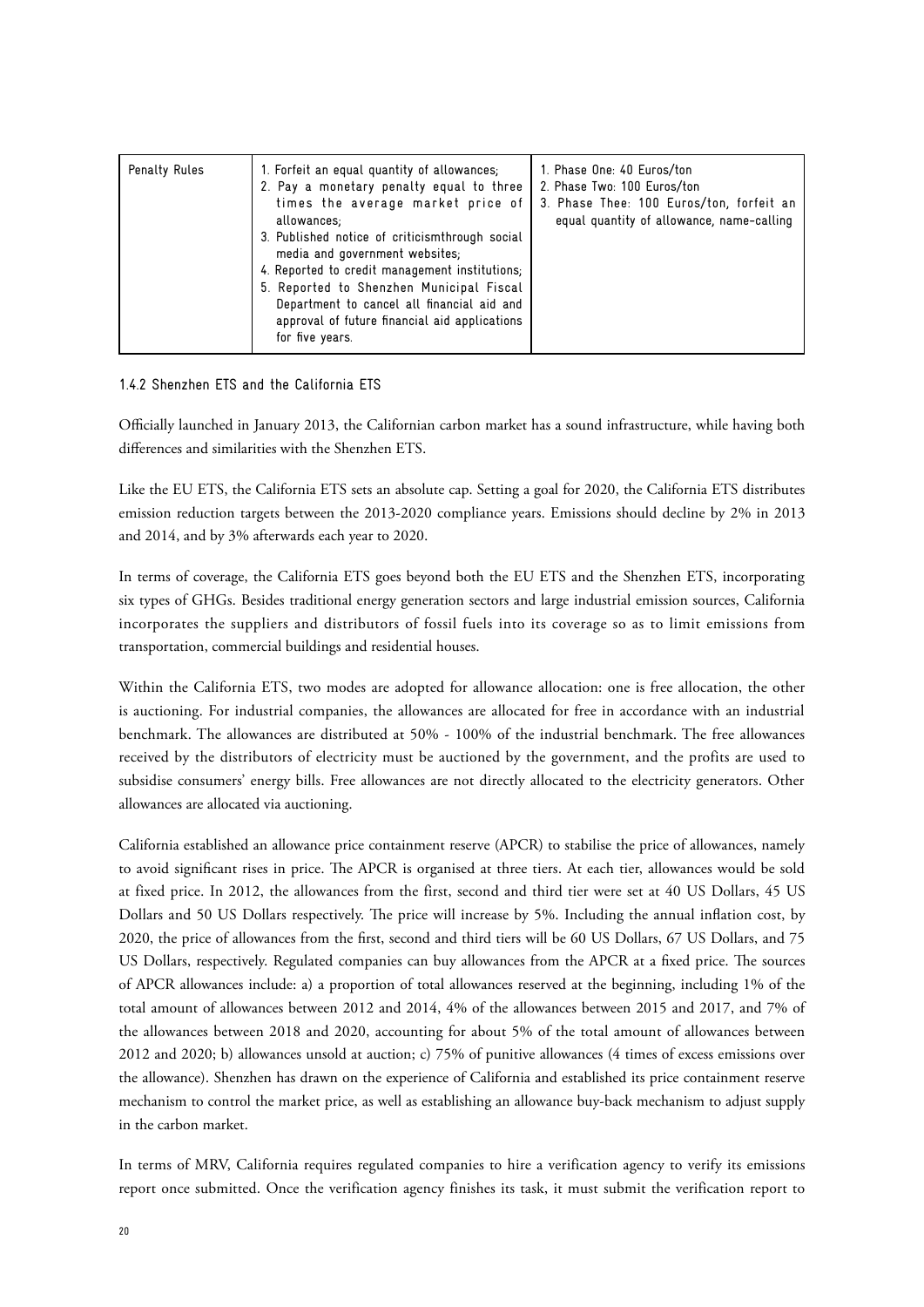| | | |
|---|---|---|
| Penalty Rules | 1. Forfeit an equal quantity of allowances;<br>2. Pay a monetary penalty equal to three times the average market price of allowances;<br>3. Published notice of criticismthrough social media and government websites;<br>4. Reported to credit management institutions;<br>5. Reported to Shenzhen Municipal Fiscal Department to cancel all financial aid and approval of future financial aid applications for five years. | 1. Phase One: 40 Euros/ton<br>2. Phase Two: 100 Euros/ton<br>3. Phase Thee: 100 Euros/ton, forfeit an equal quantity of allowance, name-calling |

### 1.4.2 Shenzhen ETS and the California ETS

Officially launched in January 2013, the Californian carbon market has a sound infrastructure, while having both differences and similarities with the Shenzhen ETS.

Like the EU ETS, the California ETS sets an absolute cap. Setting a goal for 2020, the California ETS distributes emission reduction targets between the 2013-2020 compliance years. Emissions should decline by 2% in 2013 and 2014, and by 3% afterwards each year to 2020.

In terms of coverage, the California ETS goes beyond both the EU ETS and the Shenzhen ETS, incorporating six types of GHGs. Besides traditional energy generation sectors and large industrial emission sources, California incorporates the suppliers and distributors of fossil fuels into its coverage so as to limit emissions from transportation, commercial buildings and residential houses.

Within the California ETS, two modes are adopted for allowance allocation: one is free allocation, the other is auctioning. For industrial companies, the allowances are allocated for free in accordance with an industrial benchmark. The allowances are distributed at 50% - 100% of the industrial benchmark. The free allowances received by the distributors of electricity must be auctioned by the government, and the profits are used to subsidise consumers' energy bills. Free allowances are not directly allocated to the electricity generators. Other allowances are allocated via auctioning.

California established an allowance price containment reserve (APCR) to stabilise the price of allowances, namely to avoid significant rises in price. The APCR is organised at three tiers. At each tier, allowances would be sold at fixed price. In 2012, the allowances from the first, second and third tier were set at 40 US Dollars, 45 US Dollars and 50 US Dollars respectively. The price will increase by 5%. Including the annual inflation cost, by 2020, the price of allowances from the first, second and third tiers will be 60 US Dollars, 67 US Dollars, and 75 US Dollars, respectively. Regulated companies can buy allowances from the APCR at a fixed price. The sources of APCR allowances include: a) a proportion of total allowances reserved at the beginning, including 1% of the total amount of allowances between 2012 and 2014, 4% of the allowances between 2015 and 2017, and 7% of the allowances between 2018 and 2020, accounting for about 5% of the total amount of allowances between 2012 and 2020; b) allowances unsold at auction; c) 75% of punitive allowances (4 times of excess emissions over the allowance). Shenzhen has drawn on the experience of California and established its price containment reserve mechanism to control the market price, as well as establishing an allowance buy-back mechanism to adjust supply in the carbon market.

In terms of MRV, California requires regulated companies to hire a verification agency to verify its emissions report once submitted. Once the verification agency finishes its task, it must submit the verification report to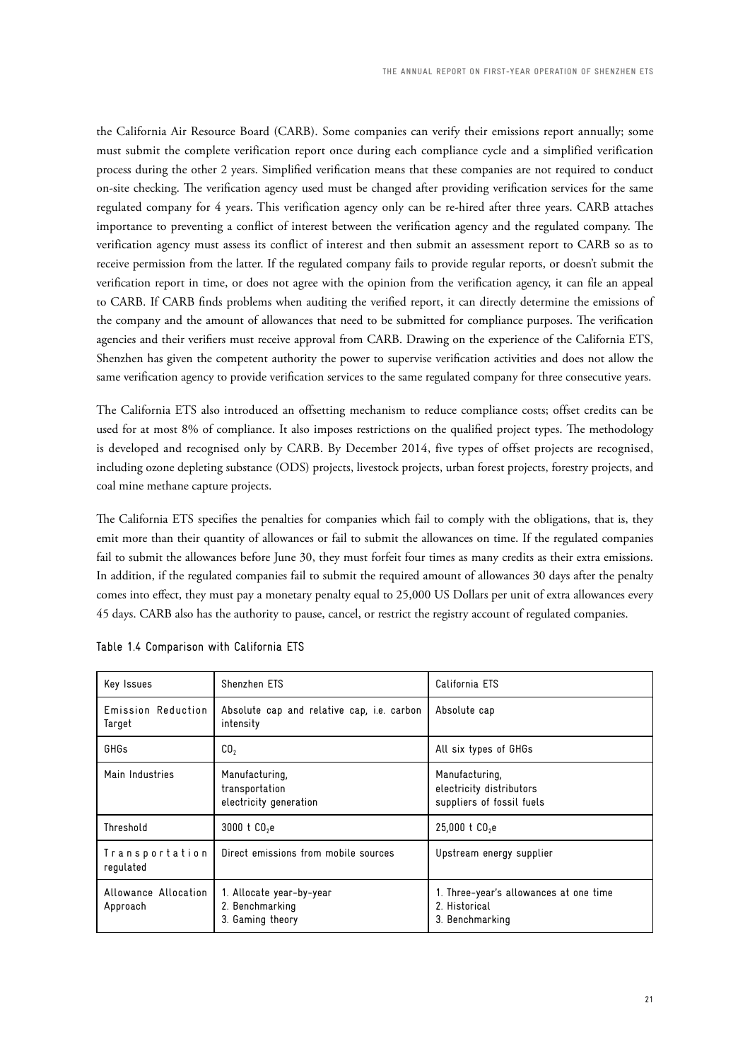the California Air Resource Board (CARB). Some companies can verify their emissions report annually; some must submit the complete verification report once during each compliance cycle and a simplified verification process during the other 2 years. Simplified verification means that these companies are not required to conduct on-site checking. The verification agency used must be changed after providing verification services for the same regulated company for 4 years. This verification agency only can be re-hired after three years. CARB attaches importance to preventing a conflict of interest between the verification agency and the regulated company. The verification agency must assess its conflict of interest and then submit an assessment report to CARB so as to receive permission from the latter. If the regulated company fails to provide regular reports, or doesn't submit the verification report in time, or does not agree with the opinion from the verification agency, it can file an appeal to CARB. If CARB finds problems when auditing the verified report, it can directly determine the emissions of the company and the amount of allowances that need to be submitted for compliance purposes. The verification agencies and their verifiers must receive approval from CARB. Drawing on the experience of the California ETS, Shenzhen has given the competent authority the power to supervise verification activities and does not allow the same verification agency to provide verification services to the same regulated company for three consecutive years.

The California ETS also introduced an offsetting mechanism to reduce compliance costs; offset credits can be used for at most 8% of compliance. It also imposes restrictions on the qualified project types. The methodology is developed and recognised only by CARB. By December 2014, five types of offset projects are recognised, including ozone depleting substance (ODS) projects, livestock projects, urban forest projects, forestry projects, and coal mine methane capture projects.

The California ETS specifies the penalties for companies which fail to comply with the obligations, that is, they emit more than their quantity of allowances or fail to submit the allowances on time. If the regulated companies fail to submit the allowances before June 30, they must forfeit four times as many credits as their extra emissions. In addition, if the regulated companies fail to submit the required amount of allowances 30 days after the penalty comes into effect, they must pay a monetary penalty equal to 25,000 US Dollars per unit of extra allowances every 45 days. CARB also has the authority to pause, cancel, or restrict the registry account of regulated companies.

Table 1.4 Comparison with California ETS

| Key Issues | Shenzhen ETS | California ETS |
|---|---|---|
| Emission Reduction Target | Absolute cap and relative cap, i.e. carbon intensity | Absolute cap |
| GHGs | $CO_2$ | All six types of GHGs |
| Main Industries | Manufacturing,<br>transportation<br>electricity generation | Manufacturing,<br>electricity distributors<br>suppliers of fossil fuels |
| Threshold | 3000 t $CO_2e$ | 25,000 t $CO_2e$ |
| Transportation regulated | Direct emissions from mobile sources | Upstream energy supplier |
| Allowance Allocation Approach | 1. Allocate year-by-year<br>2. Benchmarking<br>3. Gaming theory | 1. Three-year's allowances at one time<br>2. Historical<br>3. Benchmarking |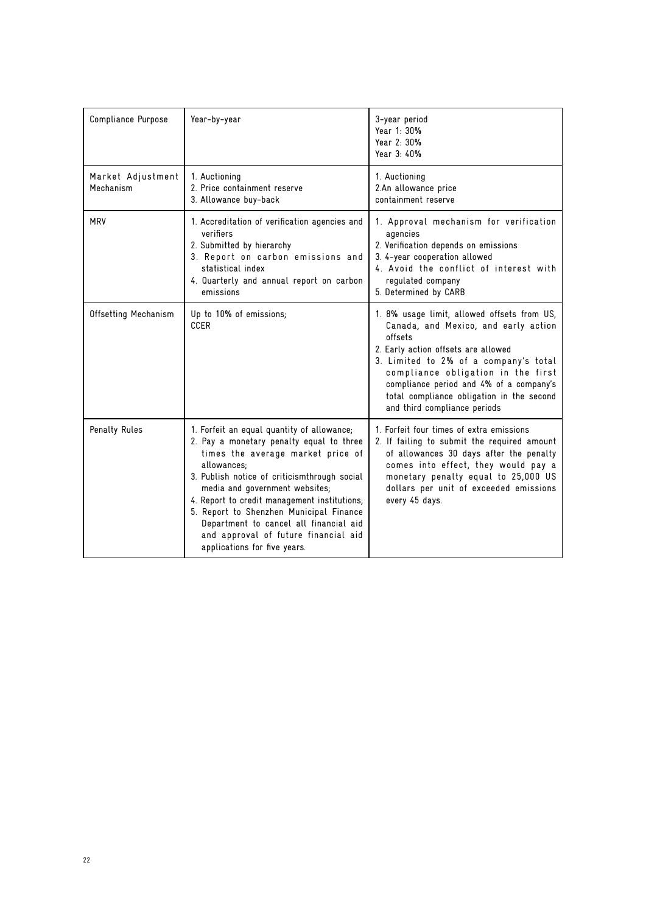| | | |
|---|---|---|
| Compliance Purpose | Year-by-year | 3-year period<br>Year 1: 30%<br>Year 2: 30%<br>Year 3: 40% |
| Market Adjustment Mechanism | 1. Auctioning<br>2. Price containment reserve<br>3. Allowance buy-back | 1. Auctioning<br>2.An allowance price containment reserve |
| MRV | 1. Accreditation of verification agencies and verifiers<br>2. Submitted by hierarchy<br>3. Report on carbon emissions and statistical index<br>4. Quarterly and annual report on carbon emissions | 1. Approval mechanism for verification agencies<br>2. Verification depends on emissions<br>3. 4-year cooperation allowed<br>4. Avoid the conflict of interest with regulated company<br>5. Determined by CARB |
| Offsetting Mechanism | Up to 10% of emissions;<br>CCER | 1. 8% usage limit, allowed offsets from US, Canada, and Mexico, and early action offsets<br>2. Early action offsets are allowed<br>3. Limited to 2% of a company's total compliance obligation in the first compliance period and 4% of a company's total compliance obligation in the second and third compliance periods |
| Penalty Rules | 1. Forfeit an equal quantity of allowance;<br>2. Pay a monetary penalty equal to three times the average market price of allowances;<br>3. Publish notice of criticismthrough social media and government websites;<br>4. Report to credit management institutions;<br>5. Report to Shenzhen Municipal Finance Department to cancel all financial aid and approval of future financial aid applications for five years. | 1. Forfeit four times of extra emissions<br>2. If failing to submit the required amount of allowances 30 days after the penalty comes into effect, they would pay a monetary penalty equal to 25,000 US dollars per unit of exceeded emissions every 45 days. |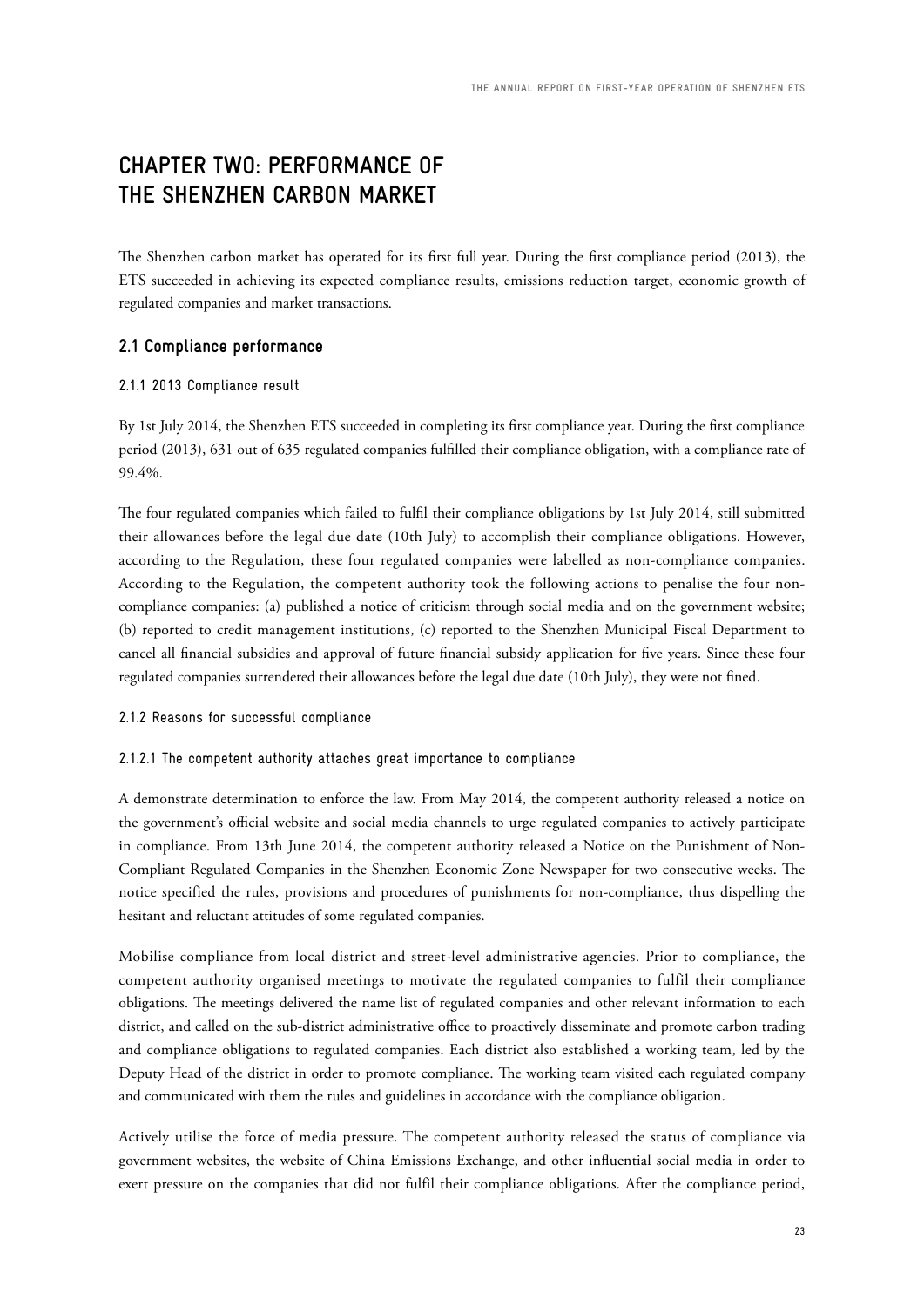# CHAPTER TWO: PERFORMANCE OF THE SHENZHEN CARBON MARKET

The Shenzhen carbon market has operated for its first full year. During the first compliance period (2013), the ETS succeeded in achieving its expected compliance results, emissions reduction target, economic growth of regulated companies and market transactions.

## 2.1 Compliance performance

### 2.1.1 2013 Compliance result

By 1st July 2014, the Shenzhen ETS succeeded in completing its first compliance year. During the first compliance period (2013), 631 out of 635 regulated companies fulfilled their compliance obligation, with a compliance rate of 99.4%.

The four regulated companies which failed to fulfil their compliance obligations by 1st July 2014, still submitted their allowances before the legal due date (10th July) to accomplish their compliance obligations. However, according to the Regulation, these four regulated companies were labelled as non-compliance companies. According to the Regulation, the competent authority took the following actions to penalise the four non-compliance companies: (a) published a notice of criticism through social media and on the government website; (b) reported to credit management institutions, (c) reported to the Shenzhen Municipal Fiscal Department to cancel all financial subsidies and approval of future financial subsidy application for five years. Since these four regulated companies surrendered their allowances before the legal due date (10th July), they were not fined.

### 2.1.2 Reasons for successful compliance

#### 2.1.2.1 The competent authority attaches great importance to compliance

A demonstrate determination to enforce the law. From May 2014, the competent authority released a notice on the government's official website and social media channels to urge regulated companies to actively participate in compliance. From 13th June 2014, the competent authority released a Notice on the Punishment of Non-Compliant Regulated Companies in the Shenzhen Economic Zone Newspaper for two consecutive weeks. The notice specified the rules, provisions and procedures of punishments for non-compliance, thus dispelling the hesitant and reluctant attitudes of some regulated companies.

Mobilise compliance from local district and street-level administrative agencies. Prior to compliance, the competent authority organised meetings to motivate the regulated companies to fulfil their compliance obligations. The meetings delivered the name list of regulated companies and other relevant information to each district, and called on the sub-district administrative office to proactively disseminate and promote carbon trading and compliance obligations to regulated companies. Each district also established a working team, led by the Deputy Head of the district in order to promote compliance. The working team visited each regulated company and communicated with them the rules and guidelines in accordance with the compliance obligation.

Actively utilise the force of media pressure. The competent authority released the status of compliance via government websites, the website of China Emissions Exchange, and other influential social media in order to exert pressure on the companies that did not fulfil their compliance obligations. After the compliance period,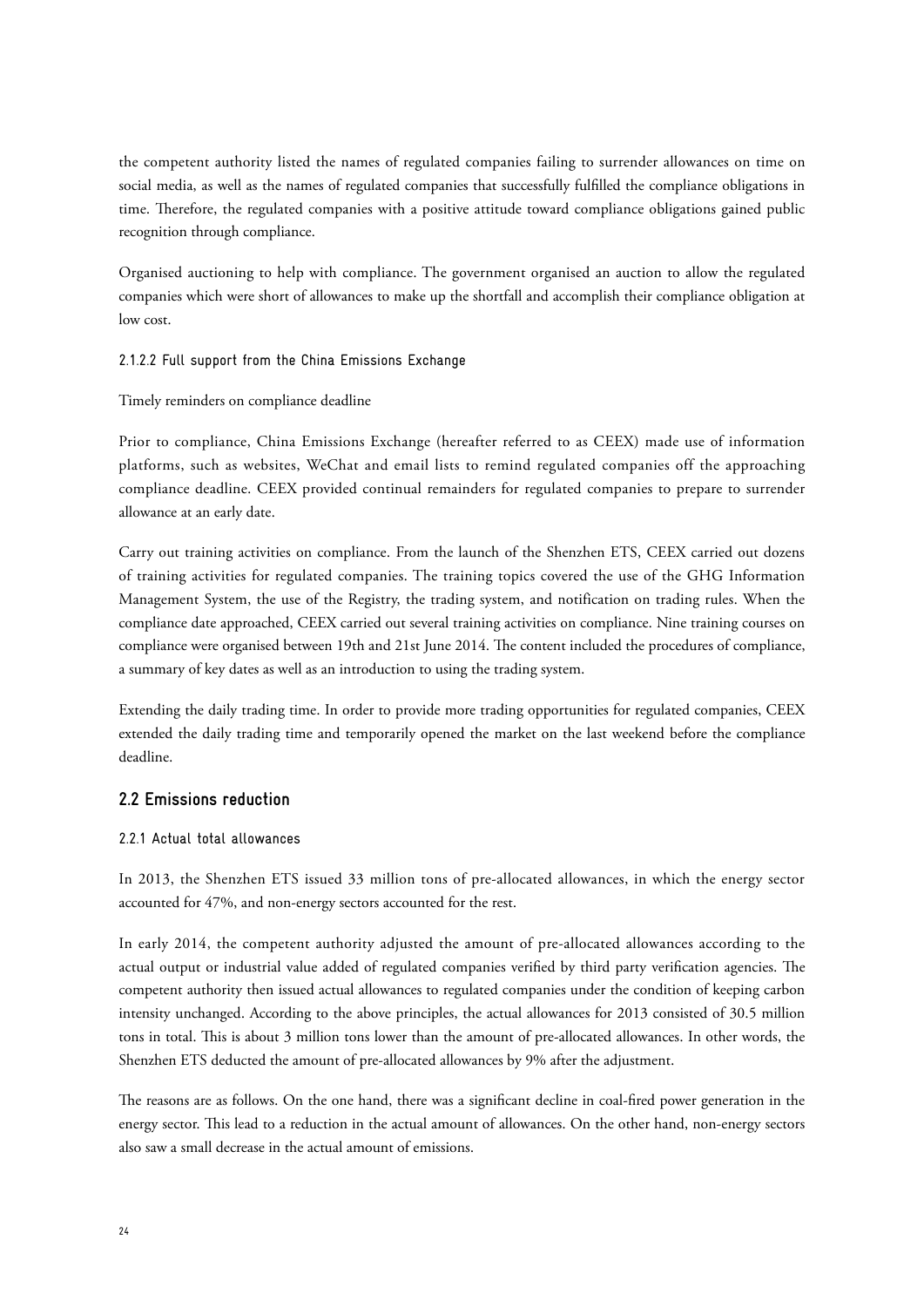the competent authority listed the names of regulated companies failing to surrender allowances on time on social media, as well as the names of regulated companies that successfully fulfilled the compliance obligations in time. Therefore, the regulated companies with a positive attitude toward compliance obligations gained public recognition through compliance.

Organised auctioning to help with compliance. The government organised an auction to allow the regulated companies which were short of allowances to make up the shortfall and accomplish their compliance obligation at low cost.

#### 2.1.2.2 Full support from the China Emissions Exchange

Timely reminders on compliance deadline

Prior to compliance, China Emissions Exchange (hereafter referred to as CEEX) made use of information platforms, such as websites, WeChat and email lists to remind regulated companies off the approaching compliance deadline. CEEX provided continual remainders for regulated companies to prepare to surrender allowance at an early date.

Carry out training activities on compliance. From the launch of the Shenzhen ETS, CEEX carried out dozens of training activities for regulated companies. The training topics covered the use of the GHG Information Management System, the use of the Registry, the trading system, and notification on trading rules. When the compliance date approached, CEEX carried out several training activities on compliance. Nine training courses on compliance were organised between 19th and 21st June 2014. The content included the procedures of compliance, a summary of key dates as well as an introduction to using the trading system.

Extending the daily trading time. In order to provide more trading opportunities for regulated companies, CEEX extended the daily trading time and temporarily opened the market on the last weekend before the compliance deadline.

## 2.2 Emissions reduction

### 2.2.1 Actual total allowances

In 2013, the Shenzhen ETS issued 33 million tons of pre-allocated allowances, in which the energy sector accounted for 47%, and non-energy sectors accounted for the rest.

In early 2014, the competent authority adjusted the amount of pre-allocated allowances according to the actual output or industrial value added of regulated companies verified by third party verification agencies. The competent authority then issued actual allowances to regulated companies under the condition of keeping carbon intensity unchanged. According to the above principles, the actual allowances for 2013 consisted of 30.5 million tons in total. This is about 3 million tons lower than the amount of pre-allocated allowances. In other words, the Shenzhen ETS deducted the amount of pre-allocated allowances by 9% after the adjustment.

The reasons are as follows. On the one hand, there was a significant decline in coal-fired power generation in the energy sector. This lead to a reduction in the actual amount of allowances. On the other hand, non-energy sectors also saw a small decrease in the actual amount of emissions.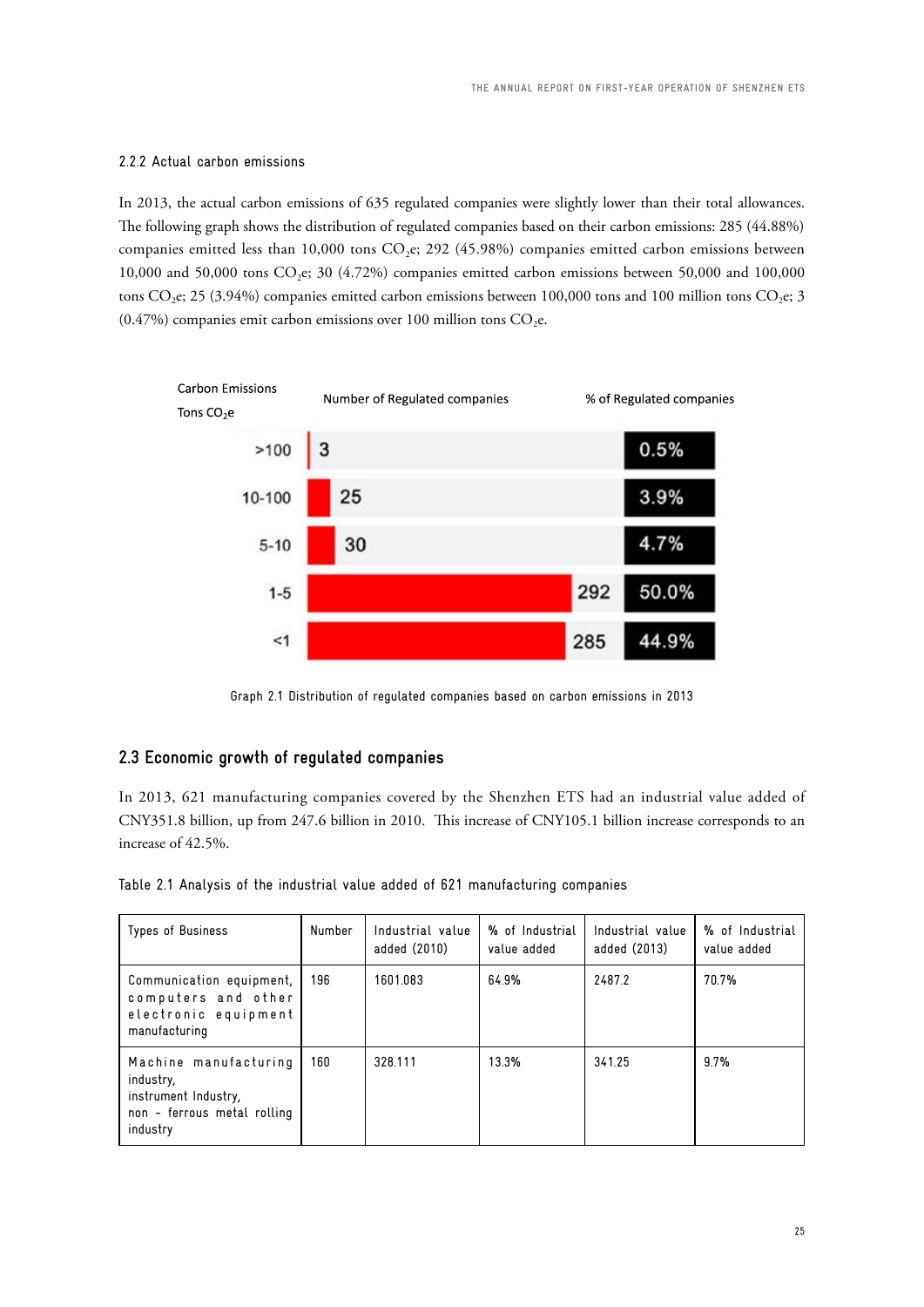### 2.2.2 Actual carbon emissions

In 2013, the actual carbon emissions of 635 regulated companies were slightly lower than their total allowances. The following graph shows the distribution of regulated companies based on their carbon emissions: 285 (44.88%) companies emitted less than 10,000 tons $CO_2e$; 292 (45.98%) companies emitted carbon emissions between 10,000 and 50,000 tons $CO_2e$; 30 (4.72%) companies emitted carbon emissions between 50,000 and 100,000 tons $CO_2e$; 25 (3.94%) companies emitted carbon emissions between 100,000 tons and 100 million tons $CO_2e$; 3 (0.47%) companies emit carbon emissions over 100 million tons $CO_2e$.

Carbon Emissions
Tons $CO_2e$
Number of Regulated companies
% of Regulated companies

>100
3
0.5%

10-100
25
3.9%

5-10
30
4.7%

1-5
292
50.0%

<1
285
44.9%

Graph 2.1 Distribution of regulated companies based on carbon emissions in 2013

## 2.3 Economic growth of regulated companies

In 2013, 621 manufacturing companies covered by the Shenzhen ETS had an industrial value added of CNY351.8 billion, up from 247.6 billion in 2010. This increase of CNY105.1 billion increase corresponds to an increase of 42.5%.

Table 2.1 Analysis of the industrial value added of 621 manufacturing companies

| Types of Business | Number | Industrial value added (2010) | % of Industrial value added | Industrial value added (2013) | % of Industrial value added |
|---|---|---|---|---|---|
| Communication equipment, computers and other electronic equipment manufacturing | 196 | 1601.083 | 64.9% | 2487.2 | 70.7% |
| Machine manufacturing industry, instrument Industry, non - ferrous metal rolling industry | 160 | 328.111 | 13.3% | 341.25 | 9.7% |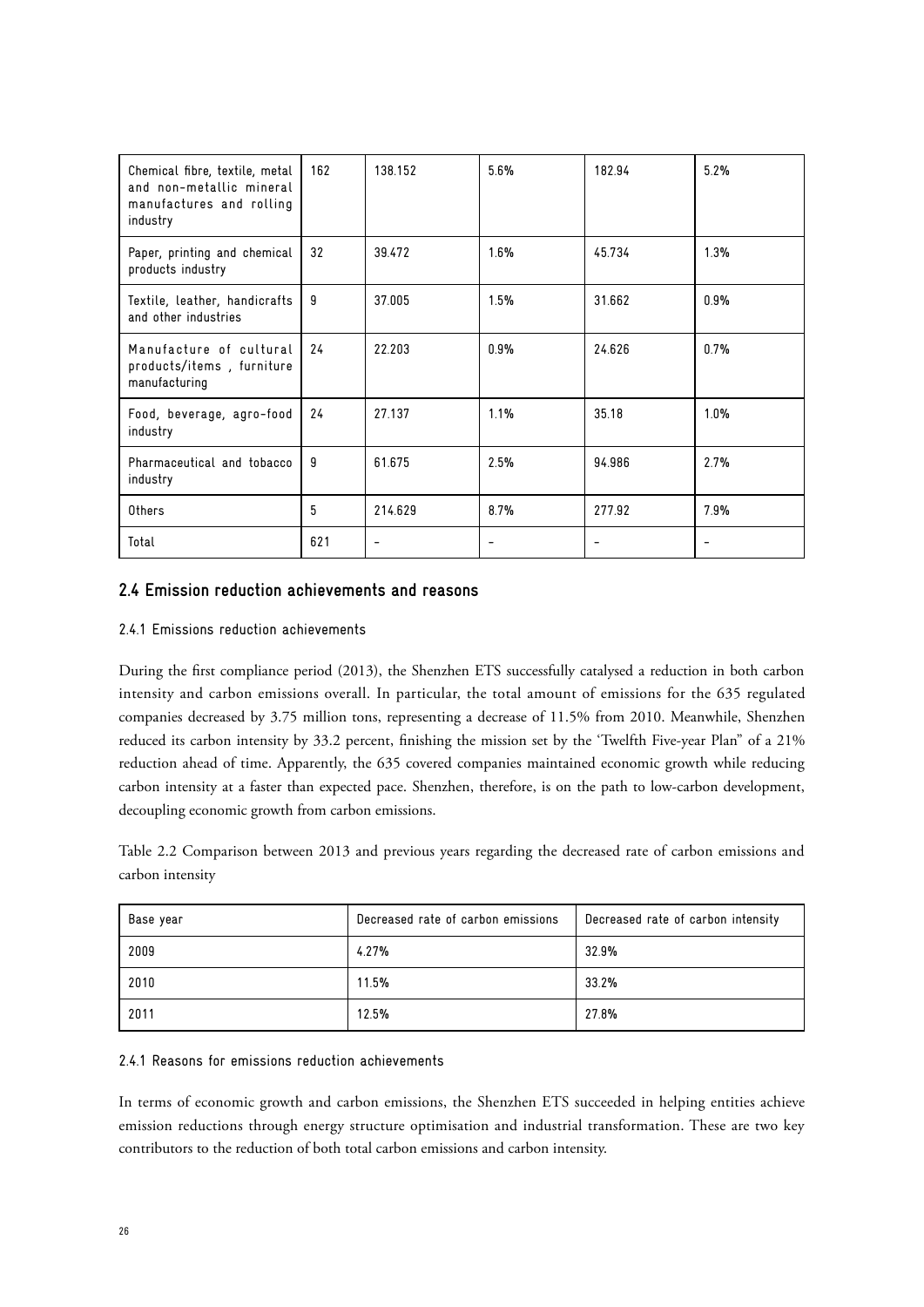| | | | | | |
|---|---|---|---|---|---|
| Chemical fibre, textile, metal and non-metallic mineral manufactures and rolling industry | 162 | 138.152 | 5.6% | 182.94 | 5.2% |
| Paper, printing and chemical products industry | 32 | 39.472 | 1.6% | 45.734 | 1.3% |
| Textile, leather, handicrafts and other industries | 9 | 37.005 | 1.5% | 31.662 | 0.9% |
| Manufacture of cultural products/items , furniture manufacturing | 24 | 22.203 | 0.9% | 24.626 | 0.7% |
| Food, beverage, agro-food industry | 24 | 27.137 | 1.1% | 35.18 | 1.0% |
| Pharmaceutical and tobacco industry | 9 | 61.675 | 2.5% | 94.986 | 2.7% |
| Others | 5 | 214.629 | 8.7% | 277.92 | 7.9% |
| Total | 621 | - | - | - | - |

### 2.4 Emission reduction achievements and reasons

#### 2.4.1 Emissions reduction achievements

During the first compliance period (2013), the Shenzhen ETS successfully catalysed a reduction in both carbon intensity and carbon emissions overall. In particular, the total amount of emissions for the 635 regulated companies decreased by 3.75 million tons, representing a decrease of 11.5% from 2010. Meanwhile, Shenzhen reduced its carbon intensity by 33.2 percent, finishing the mission set by the 'Twelfth Five-year Plan" of a 21% reduction ahead of time. Apparently, the 635 covered companies maintained economic growth while reducing carbon intensity at a faster than expected pace. Shenzhen, therefore, is on the path to low-carbon development, decoupling economic growth from carbon emissions.

Table 2.2 Comparison between 2013 and previous years regarding the decreased rate of carbon emissions and carbon intensity

| Base year | Decreased rate of carbon emissions | Decreased rate of carbon intensity |
|---|---|---|
| 2009 | 4.27% | 32.9% |
| 2010 | 11.5% | 33.2% |
| 2011 | 12.5% | 27.8% |

#### 2.4.1 Reasons for emissions reduction achievements

In terms of economic growth and carbon emissions, the Shenzhen ETS succeeded in helping entities achieve emission reductions through energy structure optimisation and industrial transformation. These are two key contributors to the reduction of both total carbon emissions and carbon intensity.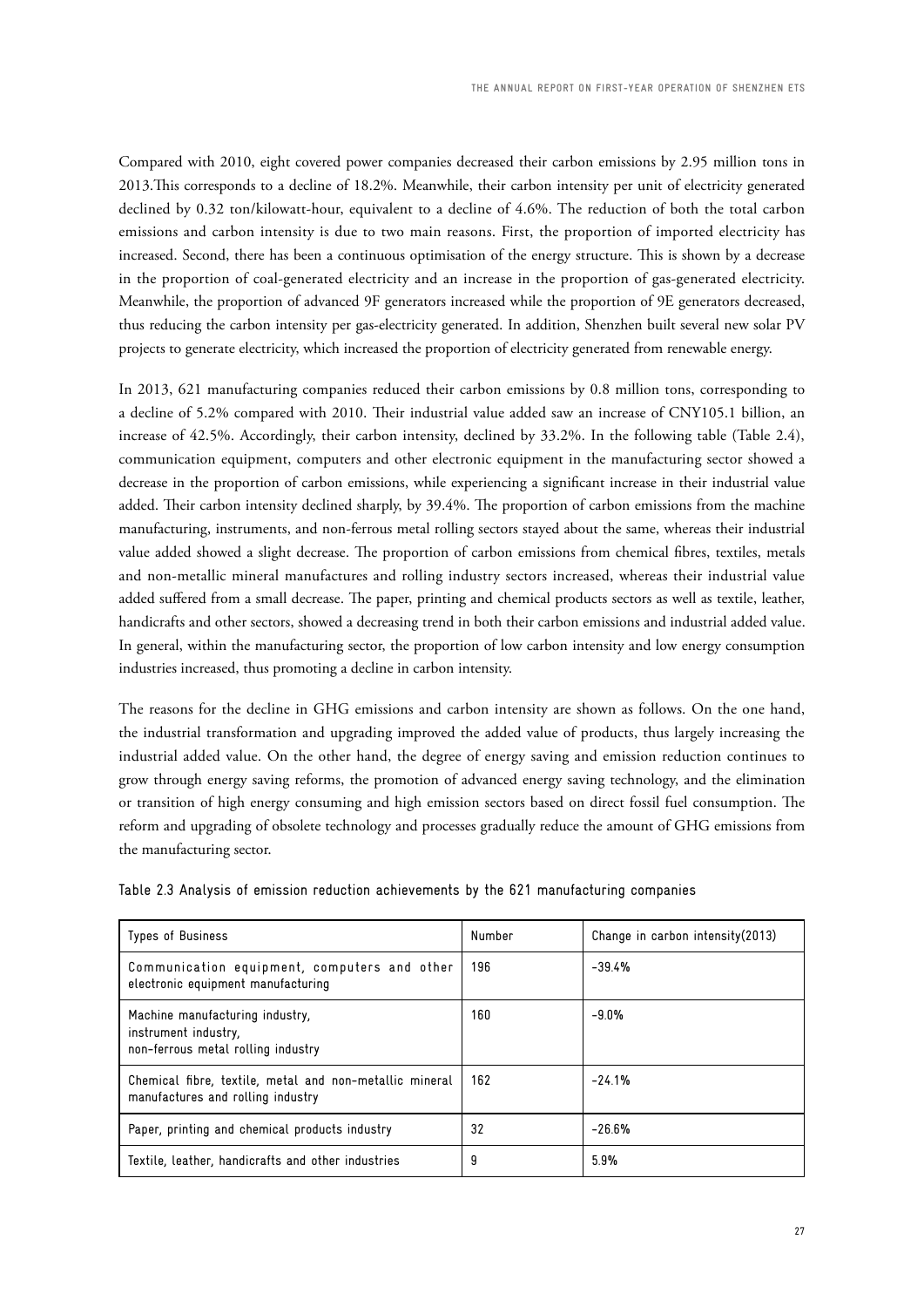Compared with 2010, eight covered power companies decreased their carbon emissions by 2.95 million tons in 2013.This corresponds to a decline of 18.2%. Meanwhile, their carbon intensity per unit of electricity generated declined by 0.32 ton/kilowatt-hour, equivalent to a decline of 4.6%. The reduction of both the total carbon emissions and carbon intensity is due to two main reasons. First, the proportion of imported electricity has increased. Second, there has been a continuous optimisation of the energy structure. This is shown by a decrease in the proportion of coal-generated electricity and an increase in the proportion of gas-generated electricity. Meanwhile, the proportion of advanced 9F generators increased while the proportion of 9E generators decreased, thus reducing the carbon intensity per gas-electricity generated. In addition, Shenzhen built several new solar PV projects to generate electricity, which increased the proportion of electricity generated from renewable energy.

In 2013, 621 manufacturing companies reduced their carbon emissions by 0.8 million tons, corresponding to a decline of 5.2% compared with 2010. Their industrial value added saw an increase of CNY105.1 billion, an increase of 42.5%. Accordingly, their carbon intensity, declined by 33.2%. In the following table (Table 2.4), communication equipment, computers and other electronic equipment in the manufacturing sector showed a decrease in the proportion of carbon emissions, while experiencing a significant increase in their industrial value added. Their carbon intensity declined sharply, by 39.4%. The proportion of carbon emissions from the machine manufacturing, instruments, and non-ferrous metal rolling sectors stayed about the same, whereas their industrial value added showed a slight decrease. The proportion of carbon emissions from chemical fibres, textiles, metals and non-metallic mineral manufactures and rolling industry sectors increased, whereas their industrial value added suffered from a small decrease. The paper, printing and chemical products sectors as well as textile, leather, handicrafts and other sectors, showed a decreasing trend in both their carbon emissions and industrial added value. In general, within the manufacturing sector, the proportion of low carbon intensity and low energy consumption industries increased, thus promoting a decline in carbon intensity.

The reasons for the decline in GHG emissions and carbon intensity are shown as follows. On the one hand, the industrial transformation and upgrading improved the added value of products, thus largely increasing the industrial added value. On the other hand, the degree of energy saving and emission reduction continues to grow through energy saving reforms, the promotion of advanced energy saving technology, and the elimination or transition of high energy consuming and high emission sectors based on direct fossil fuel consumption. The reform and upgrading of obsolete technology and processes gradually reduce the amount of GHG emissions from the manufacturing sector.

Table 2.3 Analysis of emission reduction achievements by the 621 manufacturing companies

| Types of Business | Number | Change in carbon intensity(2013) |
|---|---|---|
| Communication equipment, computers and other electronic equipment manufacturing | 196 | -39.4% |
| Machine manufacturing industry, instrument industry, non-ferrous metal rolling industry | 160 | -9.0% |
| Chemical fibre, textile, metal and non-metallic mineral manufactures and rolling industry | 162 | -24.1% |
| Paper, printing and chemical products industry | 32 | -26.6% |
| Textile, leather, handicrafts and other industries | 9 | 5.9% |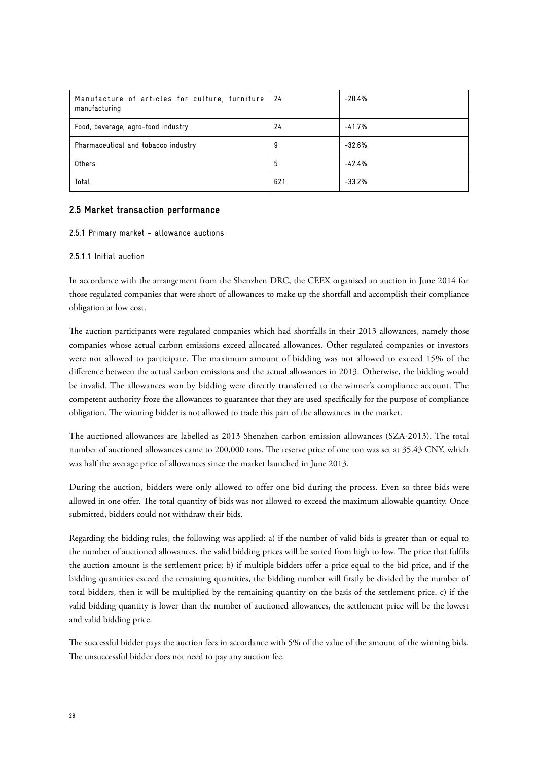| | | |
|---|---|---|
| Manufacture of articles for culture, furniture manufacturing | 24 | -20.4% |
| Food, beverage, agro-food industry | 24 | -41.7% |
| Pharmaceutical and tobacco industry | 9 | -32.6% |
| Others | 5 | -42.4% |
| Total | 621 | -33.2% |

## 2.5 Market transaction performance

### 2.5.1 Primary market – allowance auctions

#### 2.5.1.1 Initial auction

In accordance with the arrangement from the Shenzhen DRC, the CEEX organised an auction in June 2014 for those regulated companies that were short of allowances to make up the shortfall and accomplish their compliance obligation at low cost.

The auction participants were regulated companies which had shortfalls in their 2013 allowances, namely those companies whose actual carbon emissions exceed allocated allowances. Other regulated companies or investors were not allowed to participate. The maximum amount of bidding was not allowed to exceed 15% of the difference between the actual carbon emissions and the actual allowances in 2013. Otherwise, the bidding would be invalid. The allowances won by bidding were directly transferred to the winner's compliance account. The competent authority froze the allowances to guarantee that they are used specifically for the purpose of compliance obligation. The winning bidder is not allowed to trade this part of the allowances in the market.

The auctioned allowances are labelled as 2013 Shenzhen carbon emission allowances (SZA-2013). The total number of auctioned allowances came to 200,000 tons. The reserve price of one ton was set at 35.43 CNY, which was half the average price of allowances since the market launched in June 2013.

During the auction, bidders were only allowed to offer one bid during the process. Even so three bids were allowed in one offer. The total quantity of bids was not allowed to exceed the maximum allowable quantity. Once submitted, bidders could not withdraw their bids.

Regarding the bidding rules, the following was applied: a) if the number of valid bids is greater than or equal to the number of auctioned allowances, the valid bidding prices will be sorted from high to low. The price that fulfils the auction amount is the settlement price; b) if multiple bidders offer a price equal to the bid price, and if the bidding quantities exceed the remaining quantities, the bidding number will firstly be divided by the number of total bidders, then it will be multiplied by the remaining quantity on the basis of the settlement price. c) if the valid bidding quantity is lower than the number of auctioned allowances, the settlement price will be the lowest and valid bidding price.

The successful bidder pays the auction fees in accordance with 5% of the value of the amount of the winning bids. The unsuccessful bidder does not need to pay any auction fee.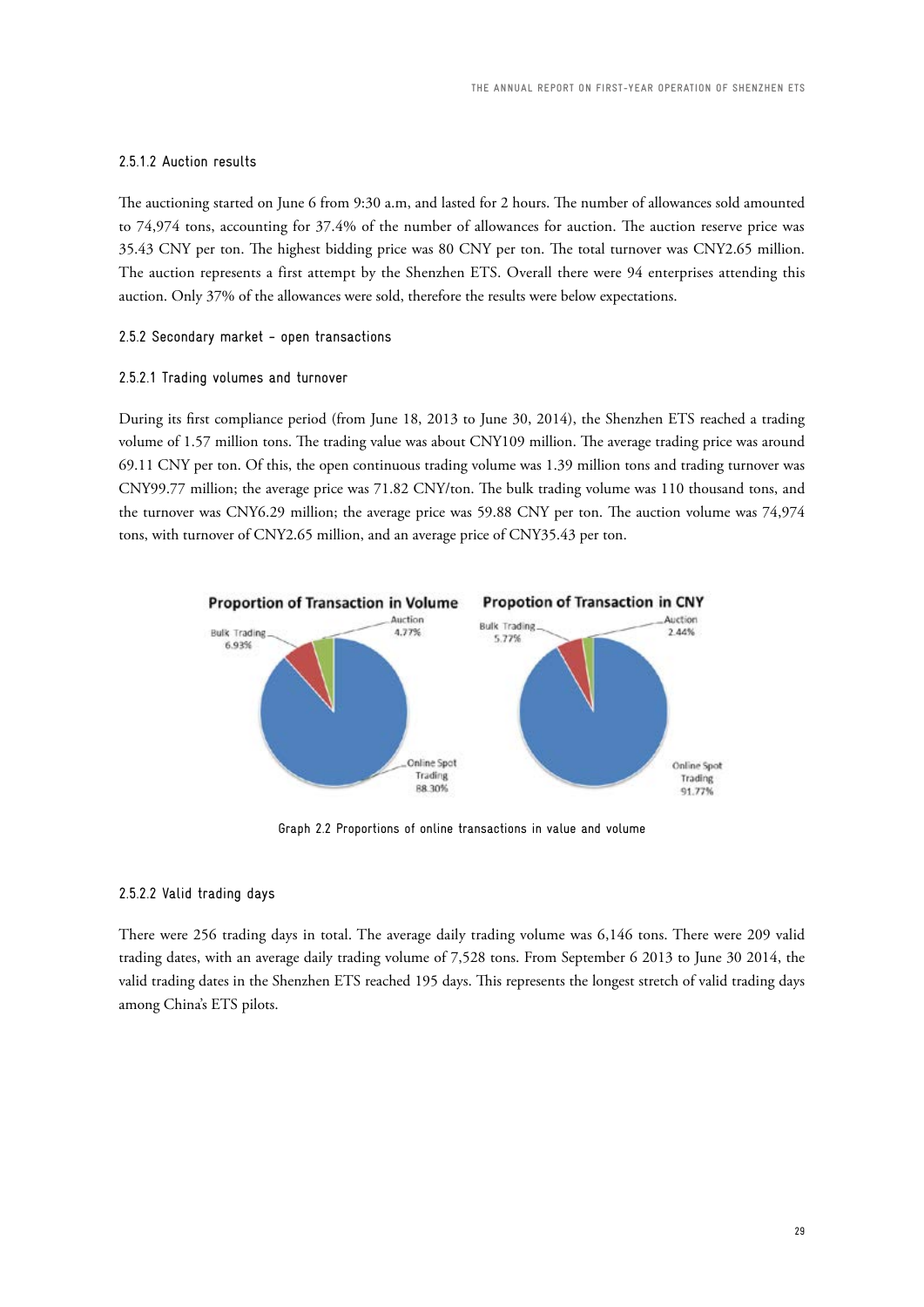#### 2.5.1.2 Auction results

The auctioning started on June 6 from 9:30 a.m, and lasted for 2 hours. The number of allowances sold amounted to 74,974 tons, accounting for 37.4% of the number of allowances for auction. The auction reserve price was 35.43 CNY per ton. The highest bidding price was 80 CNY per ton. The total turnover was CNY2.65 million. The auction represents a first attempt by the Shenzhen ETS. Overall there were 94 enterprises attending this auction. Only 37% of the allowances were sold, therefore the results were below expectations.

### 2.5.2 Secondary market – open transactions

#### 2.5.2.1 Trading volumes and turnover

During its first compliance period (from June 18, 2013 to June 30, 2014), the Shenzhen ETS reached a trading volume of 1.57 million tons. The trading value was about CNY109 million. The average trading price was around 69.11 CNY per ton. Of this, the open continuous trading volume was 1.39 million tons and trading turnover was CNY99.77 million; the average price was 71.82 CNY/ton. The bulk trading volume was 110 thousand tons, and the turnover was CNY6.29 million; the average price was 59.88 CNY per ton. The auction volume was 74,974 tons, with turnover of CNY2.65 million, and an average price of CNY35.43 per ton.

Proportion of Transaction in Volume

Bulk Trading 6.93%

Auction 4.77%

Online Spot Trading 88.30%

Propotion of Transaction in CNY

Bulk Trading 5.77%

Auction 2.44%

Online Spot Trading 91.77%

Graph 2.2 Proportions of online transactions in value and volume

#### 2.5.2.2 Valid trading days

There were 256 trading days in total. The average daily trading volume was 6,146 tons. There were 209 valid trading dates, with an average daily trading volume of 7,528 tons. From September 6 2013 to June 30 2014, the valid trading dates in the Shenzhen ETS reached 195 days. This represents the longest stretch of valid trading days among China's ETS pilots.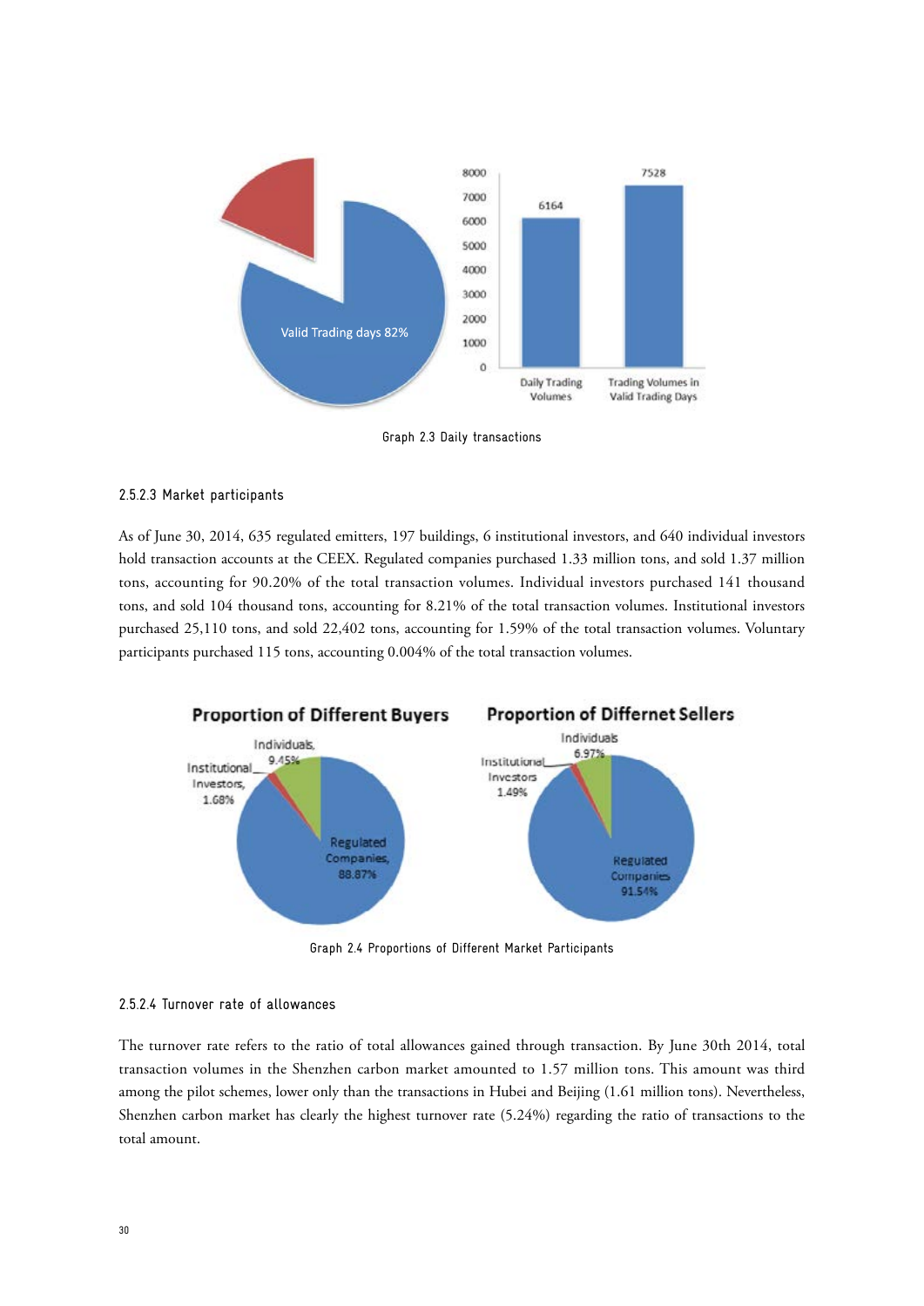Valid Trading days 82%

8000
7000
6000
5000
4000
3000
2000
1000
0

6164
7528

Daily Trading Volumes
Trading Volumes in Valid Trading Days

Graph 2.3 Daily transactions

#### 2.5.2.3 Market participants

As of June 30, 2014, 635 regulated emitters, 197 buildings, 6 institutional investors, and 640 individual investors hold transaction accounts at the CEEX. Regulated companies purchased 1.33 million tons, and sold 1.37 million tons, accounting for 90.20% of the total transaction volumes. Individual investors purchased 141 thousand tons, and sold 104 thousand tons, accounting for 8.21% of the total transaction volumes. Institutional investors purchased 25,110 tons, and sold 22,402 tons, accounting for 1.59% of the total transaction volumes. Voluntary participants purchased 115 tons, accounting 0.004% of the total transaction volumes.

**Proportion of Different Buyers**

Individuals, 9.45%
Institutional Investors, 1.68%
Regulated Companies, 88.87%

**Proportion of Differnet Sellers**

Individuals 6.97%
Institutional Investors 1.49%
Regulated Companies 91.54%

Graph 2.4 Proportions of Different Market Participants

#### 2.5.2.4 Turnover rate of allowances

The turnover rate refers to the ratio of total allowances gained through transaction. By June 30th 2014, total transaction volumes in the Shenzhen carbon market amounted to 1.57 million tons. This amount was third among the pilot schemes, lower only than the transactions in Hubei and Beijing (1.61 million tons). Nevertheless, Shenzhen carbon market has clearly the highest turnover rate (5.24%) regarding the ratio of transactions to the total amount.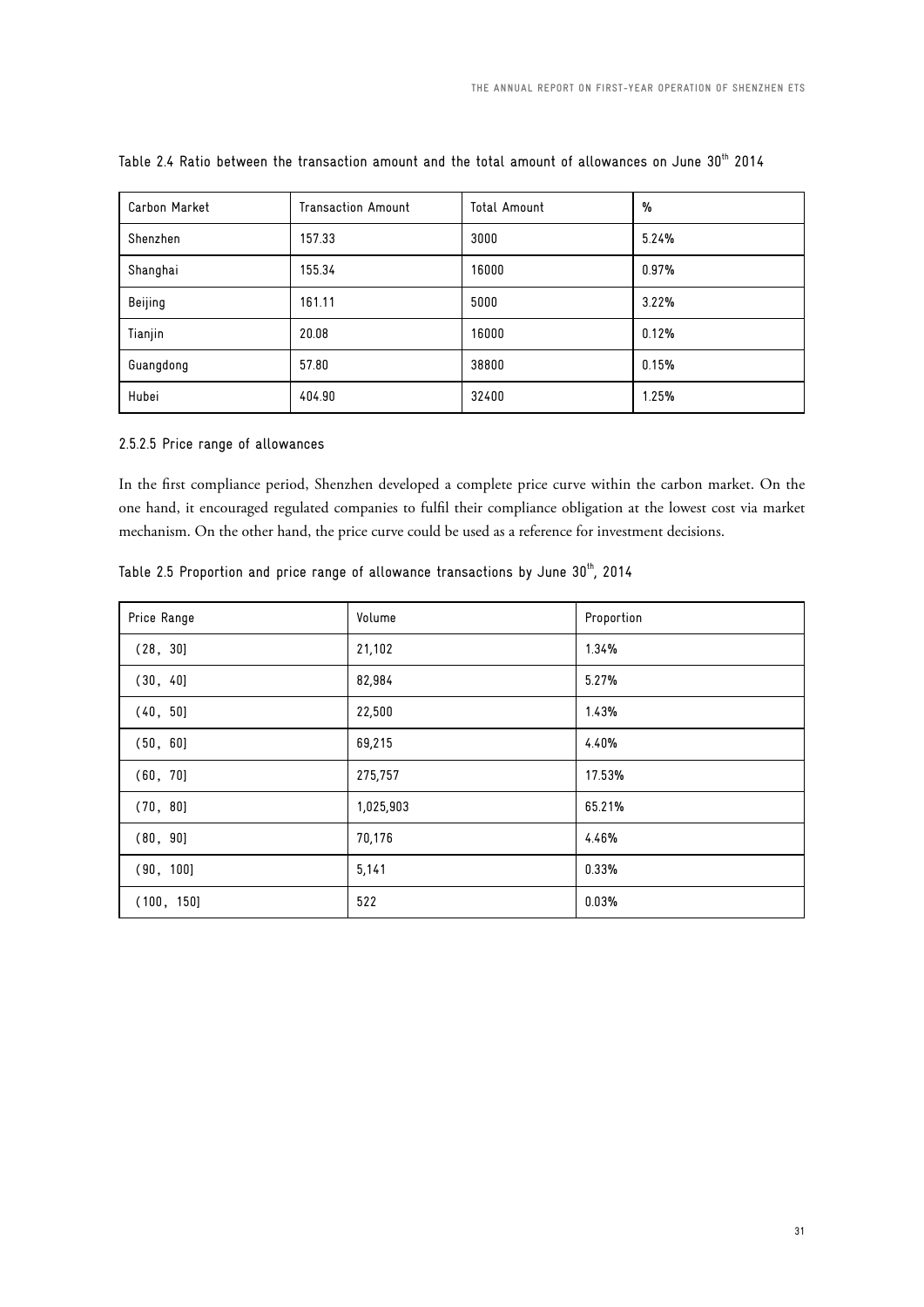Table 2.4 Ratio between the transaction amount and the total amount of allowances on June 30th 2014

| Carbon Market | Transaction Amount | Total Amount | % |
| --- | --- | --- | --- |
| Shenzhen | 157.33 | 3000 | 5.24% |
| Shanghai | 155.34 | 16000 | 0.97% |
| Beijing | 161.11 | 5000 | 3.22% |
| Tianjin | 20.08 | 16000 | 0.12% |
| Guangdong | 57.80 | 38800 | 0.15% |
| Hubei | 404.90 | 32400 | 1.25% |

#### 2.5.2.5 Price range of allowances

In the first compliance period, Shenzhen developed a complete price curve within the carbon market. On the one hand, it encouraged regulated companies to fulfil their compliance obligation at the lowest cost via market mechanism. On the other hand, the price curve could be used as a reference for investment decisions.

Table 2.5 Proportion and price range of allowance transactions by June 30th, 2014

| Price Range | Volume | Proportion |
| --- | --- | --- |
| (28, 30] | 21,102 | 1.34% |
| (30, 40] | 82,984 | 5.27% |
| (40, 50] | 22,500 | 1.43% |
| (50, 60] | 69,215 | 4.40% |
| (60, 70] | 275,757 | 17.53% |
| (70, 80] | 1,025,903 | 65.21% |
| (80, 90] | 70,176 | 4.46% |
| (90, 100] | 5,141 | 0.33% |
| (100, 150] | 522 | 0.03% |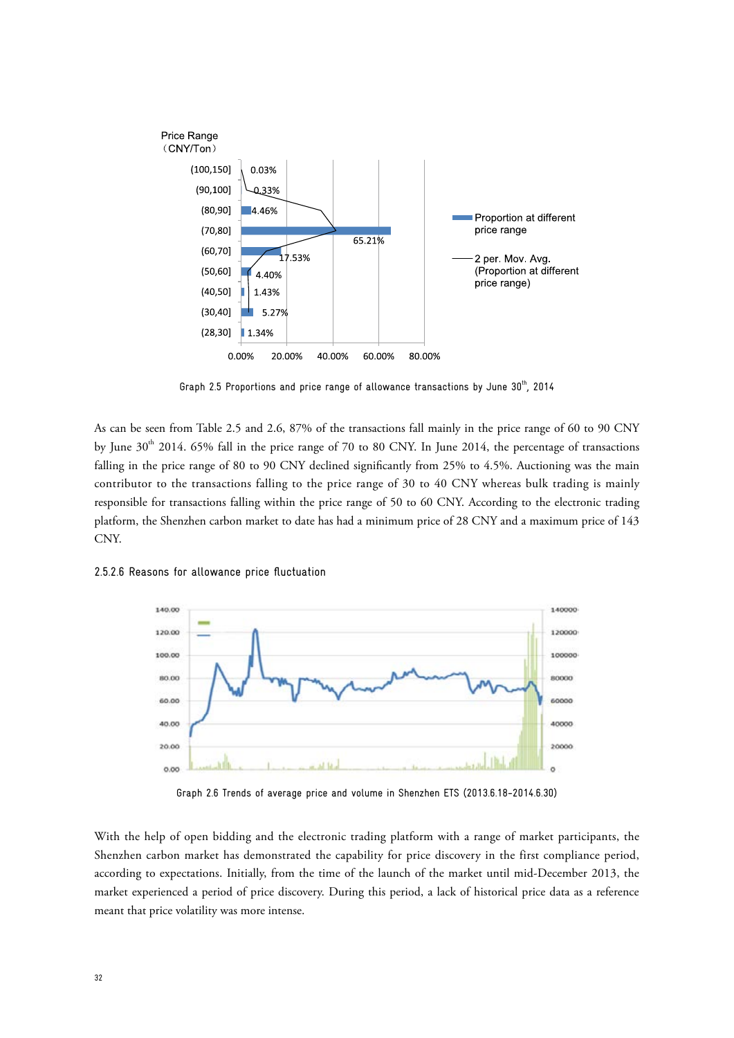Price Range
（CNY/Ton）

(100,150]
(90,100]
(80,90]
(70,80]
(60,70]
(50,60]
(40,50]
(30,40]
(28,30]

0.03%
0.33%
4.46%
65.21%
17.53%
4.40%
1.43%
5.27%
1.34%

0.00% 20.00% 40.00% 60.00% 80.00%

Proportion at different price range

2 per. Mov. Avg. (Proportion at different price range)

Graph 2.5 Proportions and price range of allowance transactions by June 30th, 2014

As can be seen from Table 2.5 and 2.6, 87% of the transactions fall mainly in the price range of 60 to 90 CNY by June 30th 2014. 65% fall in the price range of 70 to 80 CNY. In June 2014, the percentage of transactions falling in the price range of 80 to 90 CNY declined significantly from 25% to 4.5%. Auctioning was the main contributor to the transactions falling to the price range of 30 to 40 CNY whereas bulk trading is mainly responsible for transactions falling within the price range of 50 to 60 CNY. According to the electronic trading platform, the Shenzhen carbon market to date has had a minimum price of 28 CNY and a maximum price of 143 CNY.

### 2.5.2.6 Reasons for allowance price fluctuation

140.00
120.00
100.00
80.00
60.00
40.00
20.00
0.00

140000
120000
100000
80000
60000
40000
20000
0

Graph 2.6 Trends of average price and volume in Shenzhen ETS (2013.6.18-2014.6.30)

With the help of open bidding and the electronic trading platform with a range of market participants, the Shenzhen carbon market has demonstrated the capability for price discovery in the first compliance period, according to expectations. Initially, from the time of the launch of the market until mid-December 2013, the market experienced a period of price discovery. During this period, a lack of historical price data as a reference meant that price volatility was more intense.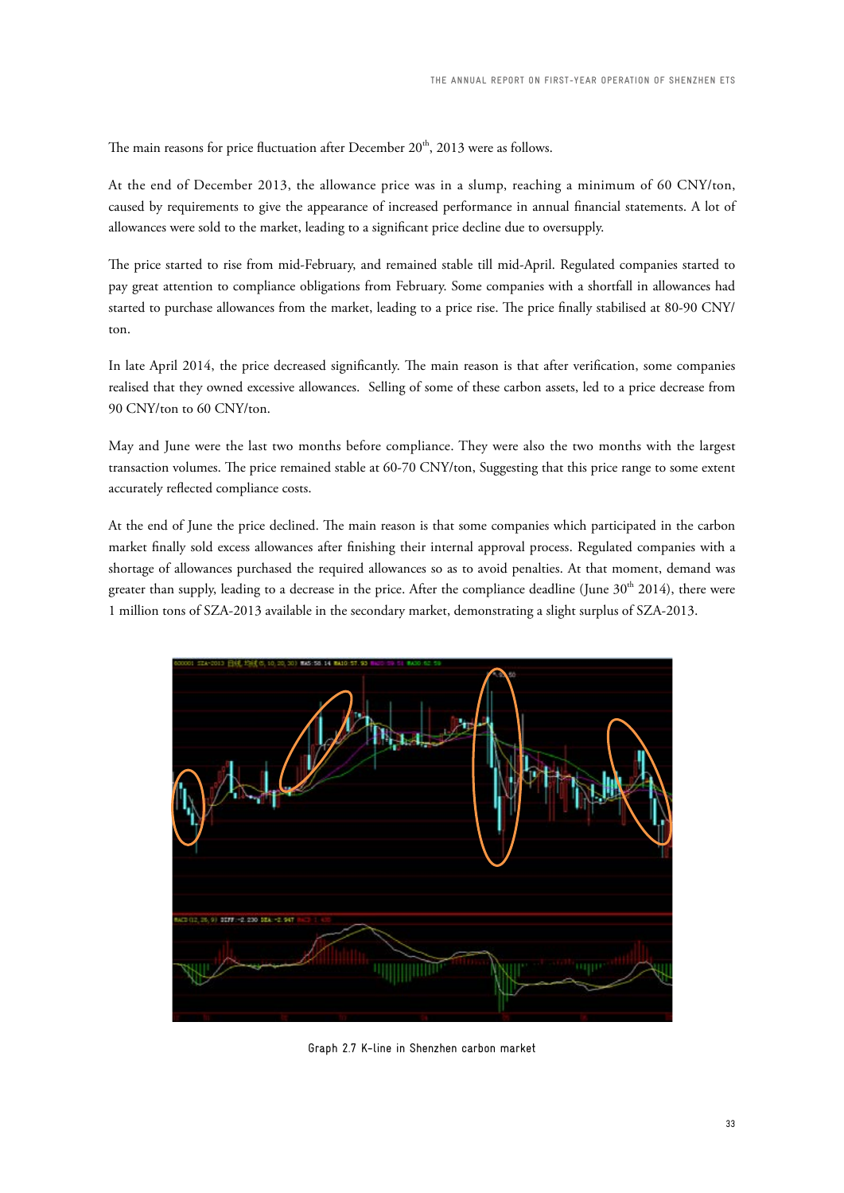The main reasons for price fluctuation after December 20th, 2013 were as follows.

At the end of December 2013, the allowance price was in a slump, reaching a minimum of 60 CNY/ton, caused by requirements to give the appearance of increased performance in annual financial statements. A lot of allowances were sold to the market, leading to a significant price decline due to oversupply.

The price started to rise from mid-February, and remained stable till mid-April. Regulated companies started to pay great attention to compliance obligations from February. Some companies with a shortfall in allowances had started to purchase allowances from the market, leading to a price rise. The price finally stabilised at 80-90 CNY/ton.

In late April 2014, the price decreased significantly. The main reason is that after verification, some companies realised that they owned excessive allowances. Selling of some of these carbon assets, led to a price decrease from 90 CNY/ton to 60 CNY/ton.

May and June were the last two months before compliance. They were also the two months with the largest transaction volumes. The price remained stable at 60-70 CNY/ton, Suggesting that this price range to some extent accurately reflected compliance costs.

At the end of June the price declined. The main reason is that some companies which participated in the carbon market finally sold excess allowances after finishing their internal approval process. Regulated companies with a shortage of allowances purchased the required allowances so as to avoid penalties. At that moment, demand was greater than supply, leading to a decrease in the price. After the compliance deadline (June 30th 2014), there were 1 million tons of SZA-2013 available in the secondary market, demonstrating a slight surplus of SZA-2013.

Graph 2.7 K-line in Shenzhen carbon market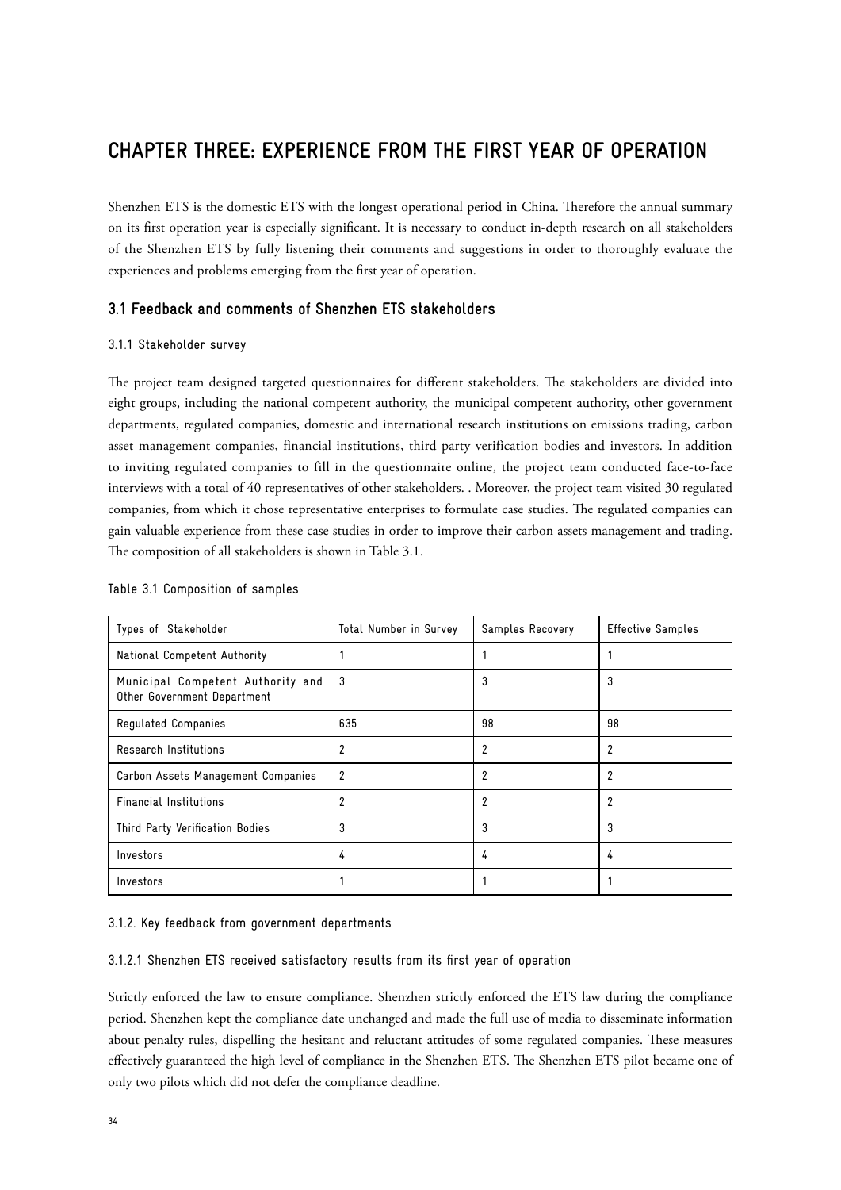# CHAPTER THREE: EXPERIENCE FROM THE FIRST YEAR OF OPERATION

Shenzhen ETS is the domestic ETS with the longest operational period in China. Therefore the annual summary on its first operation year is especially significant. It is necessary to conduct in-depth research on all stakeholders of the Shenzhen ETS by fully listening their comments and suggestions in order to thoroughly evaluate the experiences and problems emerging from the first year of operation.

## 3.1 Feedback and comments of Shenzhen ETS stakeholders

### 3.1.1 Stakeholder survey

The project team designed targeted questionnaires for different stakeholders. The stakeholders are divided into eight groups, including the national competent authority, the municipal competent authority, other government departments, regulated companies, domestic and international research institutions on emissions trading, carbon asset management companies, financial institutions, third party verification bodies and investors. In addition to inviting regulated companies to fill in the questionnaire online, the project team conducted face-to-face interviews with a total of 40 representatives of other stakeholders. . Moreover, the project team visited 30 regulated companies, from which it chose representative enterprises to formulate case studies. The regulated companies can gain valuable experience from these case studies in order to improve their carbon assets management and trading. The composition of all stakeholders is shown in Table 3.1.

Table 3.1 Composition of samples

| Types of Stakeholder | Total Number in Survey | Samples Recovery | Effective Samples |
|---|---|---|---|
| National Competent Authority | 1 | 1 | 1 |
| Municipal Competent Authority and Other Government Department | 3 | 3 | 3 |
| Regulated Companies | 635 | 98 | 98 |
| Research Institutions | 2 | 2 | 2 |
| Carbon Assets Management Companies | 2 | 2 | 2 |
| Financial Institutions | 2 | 2 | 2 |
| Third Party Verification Bodies | 3 | 3 | 3 |
| Investors | 4 | 4 | 4 |
| Investors | 1 | 1 | 1 |

### 3.1.2. Key feedback from government departments

#### 3.1.2.1 Shenzhen ETS received satisfactory results from its first year of operation

Strictly enforced the law to ensure compliance. Shenzhen strictly enforced the ETS law during the compliance period. Shenzhen kept the compliance date unchanged and made the full use of media to disseminate information about penalty rules, dispelling the hesitant and reluctant attitudes of some regulated companies. These measures effectively guaranteed the high level of compliance in the Shenzhen ETS. The Shenzhen ETS pilot became one of only two pilots which did not defer the compliance deadline.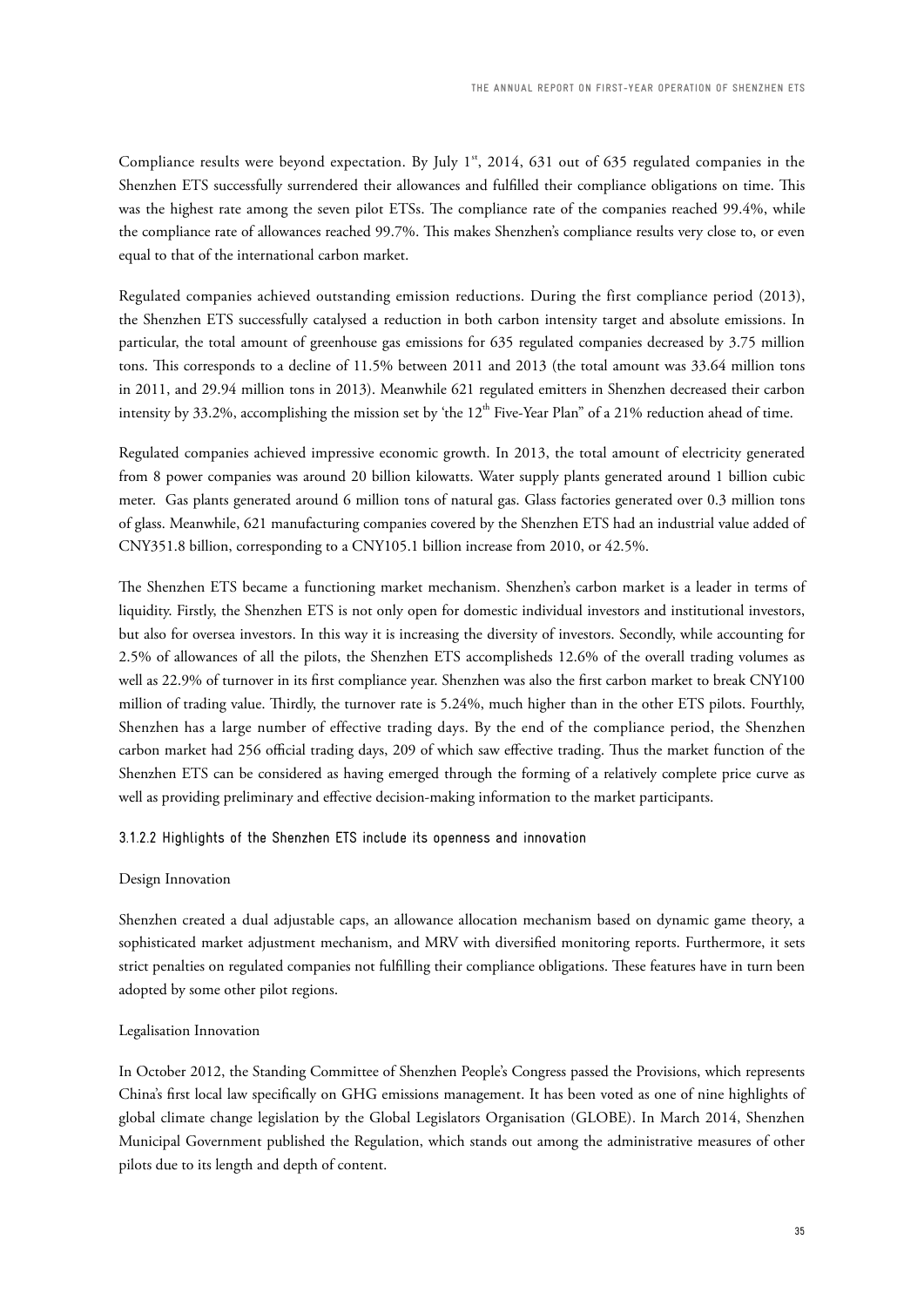Compliance results were beyond expectation. By July 1st, 2014, 631 out of 635 regulated companies in the Shenzhen ETS successfully surrendered their allowances and fulfilled their compliance obligations on time. This was the highest rate among the seven pilot ETSs. The compliance rate of the companies reached 99.4%, while the compliance rate of allowances reached 99.7%. This makes Shenzhen's compliance results very close to, or even equal to that of the international carbon market.

Regulated companies achieved outstanding emission reductions. During the first compliance period (2013), the Shenzhen ETS successfully catalysed a reduction in both carbon intensity target and absolute emissions. In particular, the total amount of greenhouse gas emissions for 635 regulated companies decreased by 3.75 million tons. This corresponds to a decline of 11.5% between 2011 and 2013 (the total amount was 33.64 million tons in 2011, and 29.94 million tons in 2013). Meanwhile 621 regulated emitters in Shenzhen decreased their carbon intensity by 33.2%, accomplishing the mission set by 'the 12th Five-Year Plan" of a 21% reduction ahead of time.

Regulated companies achieved impressive economic growth. In 2013, the total amount of electricity generated from 8 power companies was around 20 billion kilowatts. Water supply plants generated around 1 billion cubic meter. Gas plants generated around 6 million tons of natural gas. Glass factories generated over 0.3 million tons of glass. Meanwhile, 621 manufacturing companies covered by the Shenzhen ETS had an industrial value added of CNY351.8 billion, corresponding to a CNY105.1 billion increase from 2010, or 42.5%.

The Shenzhen ETS became a functioning market mechanism. Shenzhen's carbon market is a leader in terms of liquidity. Firstly, the Shenzhen ETS is not only open for domestic individual investors and institutional investors, but also for oversea investors. In this way it is increasing the diversity of investors. Secondly, while accounting for 2.5% of allowances of all the pilots, the Shenzhen ETS accomplisheds 12.6% of the overall trading volumes as well as 22.9% of turnover in its first compliance year. Shenzhen was also the first carbon market to break CNY100 million of trading value. Thirdly, the turnover rate is 5.24%, much higher than in the other ETS pilots. Fourthly, Shenzhen has a large number of effective trading days. By the end of the compliance period, the Shenzhen carbon market had 256 official trading days, 209 of which saw effective trading. Thus the market function of the Shenzhen ETS can be considered as having emerged through the forming of a relatively complete price curve as well as providing preliminary and effective decision-making information to the market participants.

#### 3.1.2.2 Highlights of the Shenzhen ETS include its openness and innovation

Design Innovation

Shenzhen created a dual adjustable caps, an allowance allocation mechanism based on dynamic game theory, a sophisticated market adjustment mechanism, and MRV with diversified monitoring reports. Furthermore, it sets strict penalties on regulated companies not fulfilling their compliance obligations. These features have in turn been adopted by some other pilot regions.

Legalisation Innovation

In October 2012, the Standing Committee of Shenzhen People's Congress passed the Provisions, which represents China's first local law specifically on GHG emissions management. It has been voted as one of nine highlights of global climate change legislation by the Global Legislators Organisation (GLOBE). In March 2014, Shenzhen Municipal Government published the Regulation, which stands out among the administrative measures of other pilots due to its length and depth of content.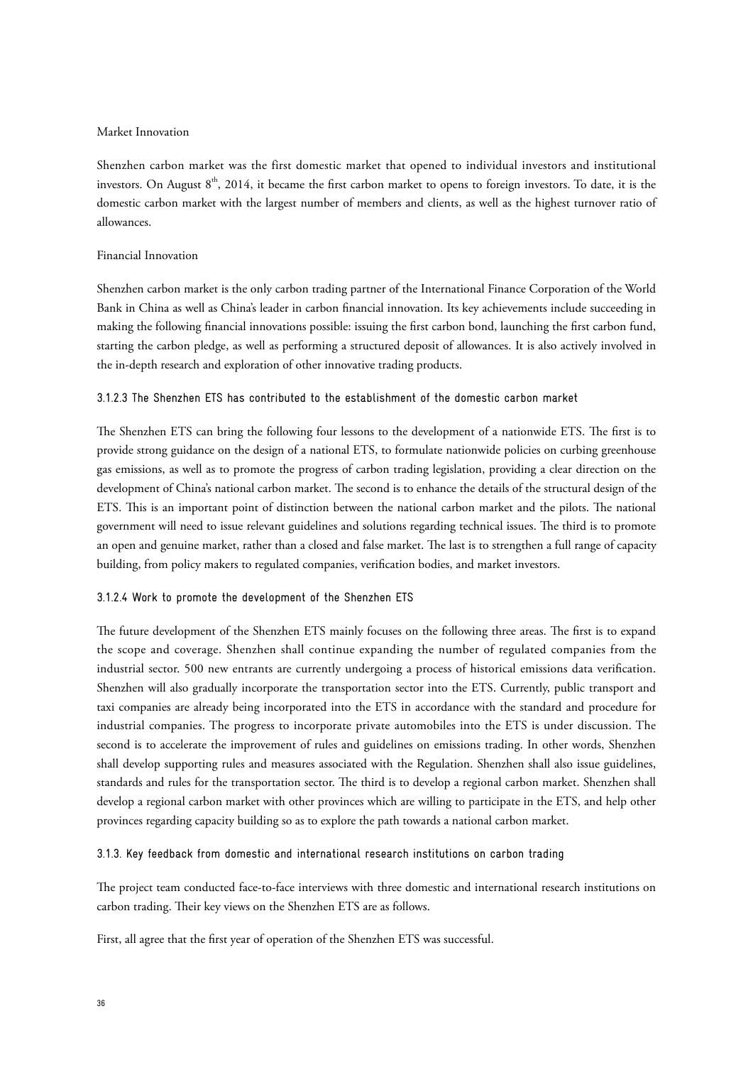Market Innovation

Shenzhen carbon market was the first domestic market that opened to individual investors and institutional investors. On August 8th, 2014, it became the first carbon market to opens to foreign investors. To date, it is the domestic carbon market with the largest number of members and clients, as well as the highest turnover ratio of allowances.

Financial Innovation

Shenzhen carbon market is the only carbon trading partner of the International Finance Corporation of the World Bank in China as well as China's leader in carbon financial innovation. Its key achievements include succeeding in making the following financial innovations possible: issuing the first carbon bond, launching the first carbon fund, starting the carbon pledge, as well as performing a structured deposit of allowances. It is also actively involved in the in-depth research and exploration of other innovative trading products.

#### 3.1.2.3 The Shenzhen ETS has contributed to the establishment of the domestic carbon market

The Shenzhen ETS can bring the following four lessons to the development of a nationwide ETS. The first is to provide strong guidance on the design of a national ETS, to formulate nationwide policies on curbing greenhouse gas emissions, as well as to promote the progress of carbon trading legislation, providing a clear direction on the development of China's national carbon market. The second is to enhance the details of the structural design of the ETS. This is an important point of distinction between the national carbon market and the pilots. The national government will need to issue relevant guidelines and solutions regarding technical issues. The third is to promote an open and genuine market, rather than a closed and false market. The last is to strengthen a full range of capacity building, from policy makers to regulated companies, verification bodies, and market investors.

#### 3.1.2.4 Work to promote the development of the Shenzhen ETS

The future development of the Shenzhen ETS mainly focuses on the following three areas. The first is to expand the scope and coverage. Shenzhen shall continue expanding the number of regulated companies from the industrial sector. 500 new entrants are currently undergoing a process of historical emissions data verification. Shenzhen will also gradually incorporate the transportation sector into the ETS. Currently, public transport and taxi companies are already being incorporated into the ETS in accordance with the standard and procedure for industrial companies. The progress to incorporate private automobiles into the ETS is under discussion. The second is to accelerate the improvement of rules and guidelines on emissions trading. In other words, Shenzhen shall develop supporting rules and measures associated with the Regulation. Shenzhen shall also issue guidelines, standards and rules for the transportation sector. The third is to develop a regional carbon market. Shenzhen shall develop a regional carbon market with other provinces which are willing to participate in the ETS, and help other provinces regarding capacity building so as to explore the path towards a national carbon market.

### 3.1.3. Key feedback from domestic and international research institutions on carbon trading

The project team conducted face-to-face interviews with three domestic and international research institutions on carbon trading. Their key views on the Shenzhen ETS are as follows.

First, all agree that the first year of operation of the Shenzhen ETS was successful.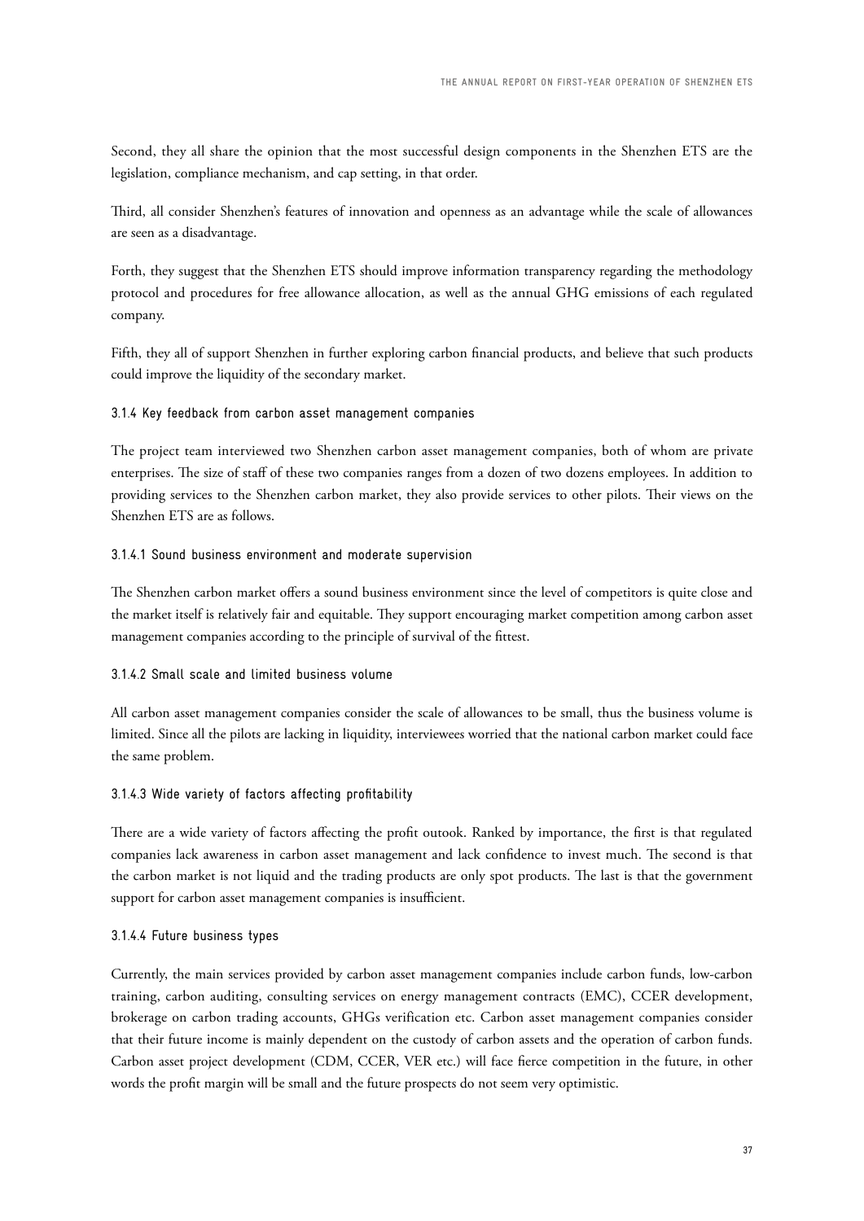Second, they all share the opinion that the most successful design components in the Shenzhen ETS are the legislation, compliance mechanism, and cap setting, in that order.

Third, all consider Shenzhen's features of innovation and openness as an advantage while the scale of allowances are seen as a disadvantage.

Forth, they suggest that the Shenzhen ETS should improve information transparency regarding the methodology protocol and procedures for free allowance allocation, as well as the annual GHG emissions of each regulated company.

Fifth, they all of support Shenzhen in further exploring carbon financial products, and believe that such products could improve the liquidity of the secondary market.

### 3.1.4 Key feedback from carbon asset management companies

The project team interviewed two Shenzhen carbon asset management companies, both of whom are private enterprises. The size of staff of these two companies ranges from a dozen of two dozens employees. In addition to providing services to the Shenzhen carbon market, they also provide services to other pilots. Their views on the Shenzhen ETS are as follows.

#### 3.1.4.1 Sound business environment and moderate supervision

The Shenzhen carbon market offers a sound business environment since the level of competitors is quite close and the market itself is relatively fair and equitable. They support encouraging market competition among carbon asset management companies according to the principle of survival of the fittest.

#### 3.1.4.2 Small scale and limited business volume

All carbon asset management companies consider the scale of allowances to be small, thus the business volume is limited. Since all the pilots are lacking in liquidity, interviewees worried that the national carbon market could face the same problem.

#### 3.1.4.3 Wide variety of factors affecting profitability

There are a wide variety of factors affecting the profit outook. Ranked by importance, the first is that regulated companies lack awareness in carbon asset management and lack confidence to invest much. The second is that the carbon market is not liquid and the trading products are only spot products. The last is that the government support for carbon asset management companies is insufficient.

#### 3.1.4.4 Future business types

Currently, the main services provided by carbon asset management companies include carbon funds, low-carbon training, carbon auditing, consulting services on energy management contracts (EMC), CCER development, brokerage on carbon trading accounts, GHGs verification etc. Carbon asset management companies consider that their future income is mainly dependent on the custody of carbon assets and the operation of carbon funds. Carbon asset project development (CDM, CCER, VER etc.) will face fierce competition in the future, in other words the profit margin will be small and the future prospects do not seem very optimistic.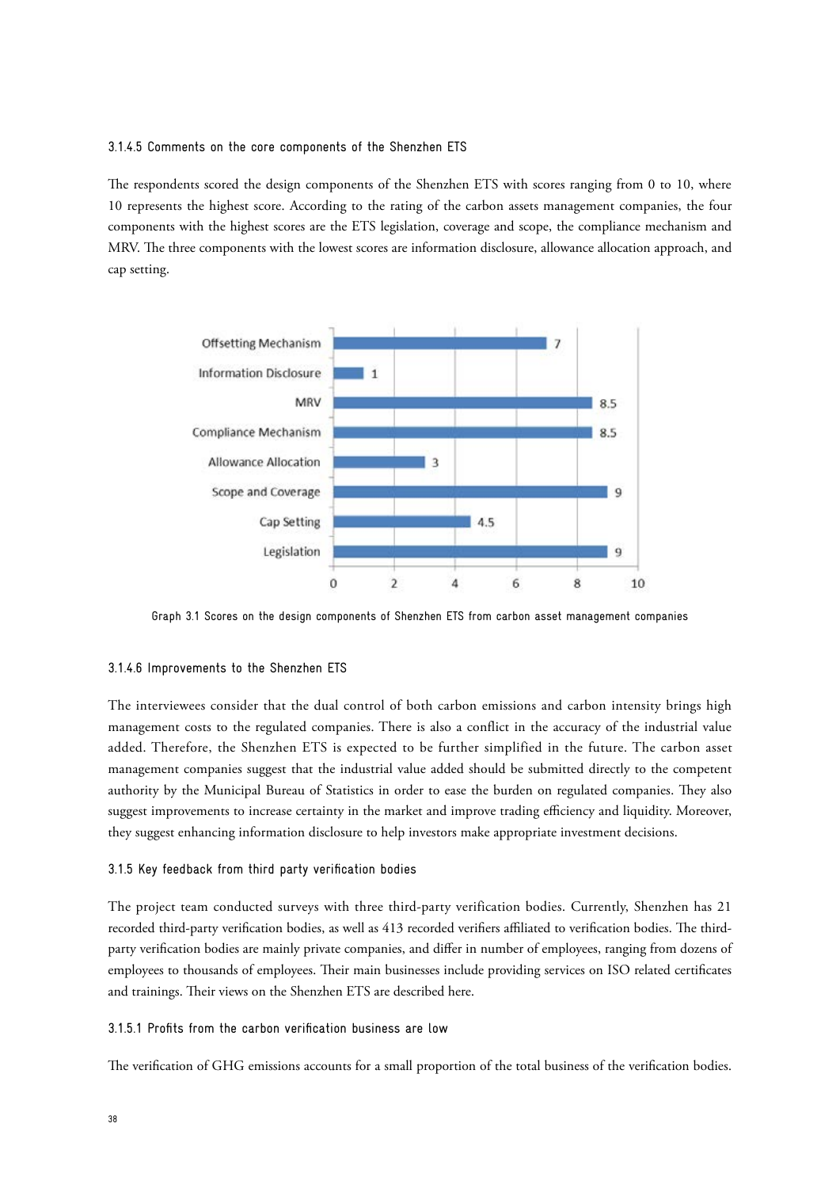### 3.1.4.5 Comments on the core components of the Shenzhen ETS

The respondents scored the design components of the Shenzhen ETS with scores ranging from 0 to 10, where 10 represents the highest score. According to the rating of the carbon assets management companies, the four components with the highest scores are the ETS legislation, coverage and scope, the compliance mechanism and MRV. The three components with the lowest scores are information disclosure, allowance allocation approach, and cap setting.

Offsetting Mechanism 7
Information Disclosure 1
MRV 8.5
Compliance Mechanism 8.5
Allowance Allocation 3
Scope and Coverage 9
Cap Setting 4.5
Legislation 9
0 2 4 6 8 10

Graph 3.1 Scores on the design components of Shenzhen ETS from carbon asset management companies

### 3.1.4.6 Improvements to the Shenzhen ETS

The interviewees consider that the dual control of both carbon emissions and carbon intensity brings high management costs to the regulated companies. There is also a conflict in the accuracy of the industrial value added. Therefore, the Shenzhen ETS is expected to be further simplified in the future. The carbon asset management companies suggest that the industrial value added should be submitted directly to the competent authority by the Municipal Bureau of Statistics in order to ease the burden on regulated companies. They also suggest improvements to increase certainty in the market and improve trading efficiency and liquidity. Moreover, they suggest enhancing information disclosure to help investors make appropriate investment decisions.

### 3.1.5 Key feedback from third party verification bodies

The project team conducted surveys with three third-party verification bodies. Currently, Shenzhen has 21 recorded third-party verification bodies, as well as 413 recorded verifiers affiliated to verification bodies. The third-party verification bodies are mainly private companies, and differ in number of employees, ranging from dozens of employees to thousands of employees. Their main businesses include providing services on ISO related certificates and trainings. Their views on the Shenzhen ETS are described here.

### 3.1.5.1 Profits from the carbon verification business are low

The verification of GHG emissions accounts for a small proportion of the total business of the verification bodies.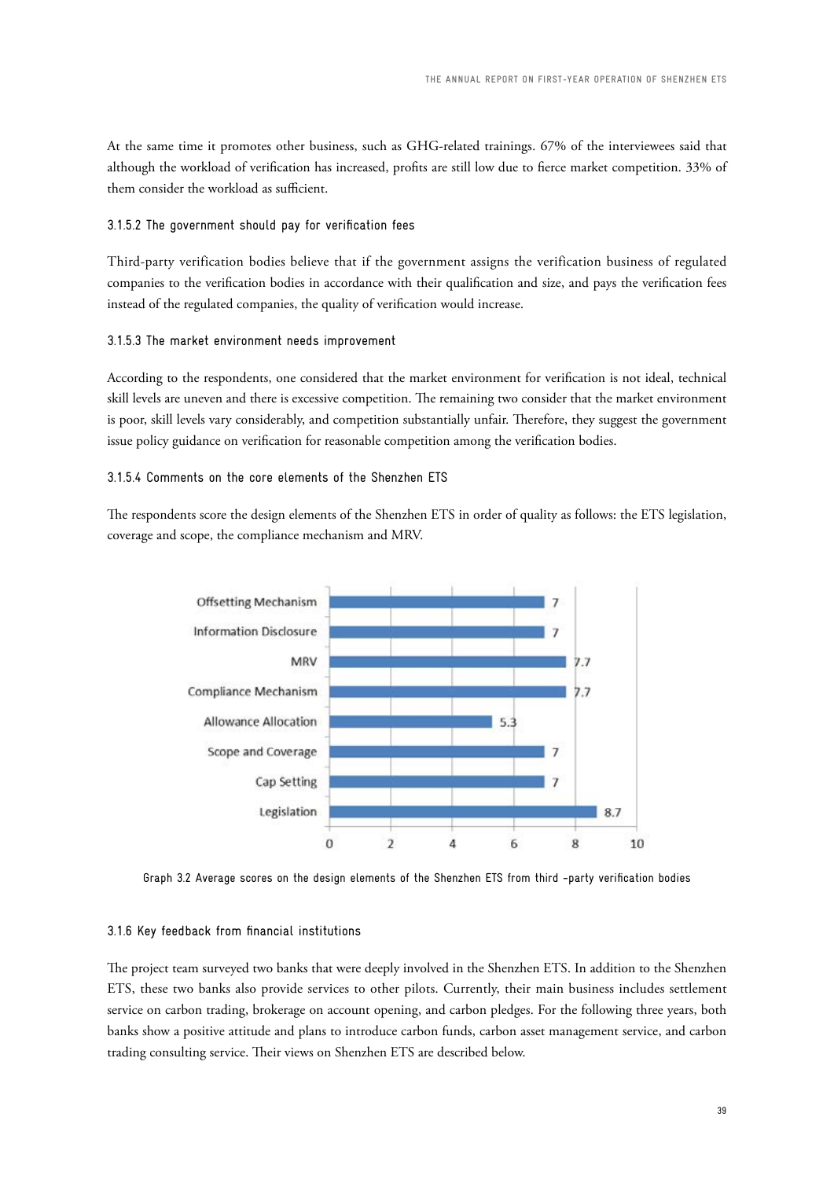At the same time it promotes other business, such as GHG-related trainings. 67% of the interviewees said that although the workload of verification has increased, profits are still low due to fierce market competition. 33% of them consider the workload as sufficient.

#### 3.1.5.2 The government should pay for verification fees

Third-party verification bodies believe that if the government assigns the verification business of regulated companies to the verification bodies in accordance with their qualification and size, and pays the verification fees instead of the regulated companies, the quality of verification would increase.

#### 3.1.5.3 The market environment needs improvement

According to the respondents, one considered that the market environment for verification is not ideal, technical skill levels are uneven and there is excessive competition. The remaining two consider that the market environment is poor, skill levels vary considerably, and competition substantially unfair. Therefore, they suggest the government issue policy guidance on verification for reasonable competition among the verification bodies.

#### 3.1.5.4 Comments on the core elements of the Shenzhen ETS

The respondents score the design elements of the Shenzhen ETS in order of quality as follows: the ETS legislation, coverage and scope, the compliance mechanism and MRV.

Offsetting Mechanism 7
Information Disclosure 7
MRV 7.7
Compliance Mechanism 7.7
Allowance Allocation 5.3
Scope and Coverage 7
Cap Setting 7
Legislation 8.7
0 2 4 6 8 10

Graph 3.2 Average scores on the design elements of the Shenzhen ETS from third -party verification bodies

### 3.1.6 Key feedback from financial institutions

The project team surveyed two banks that were deeply involved in the Shenzhen ETS. In addition to the Shenzhen ETS, these two banks also provide services to other pilots. Currently, their main business includes settlement service on carbon trading, brokerage on account opening, and carbon pledges. For the following three years, both banks show a positive attitude and plans to introduce carbon funds, carbon asset management service, and carbon trading consulting service. Their views on Shenzhen ETS are described below.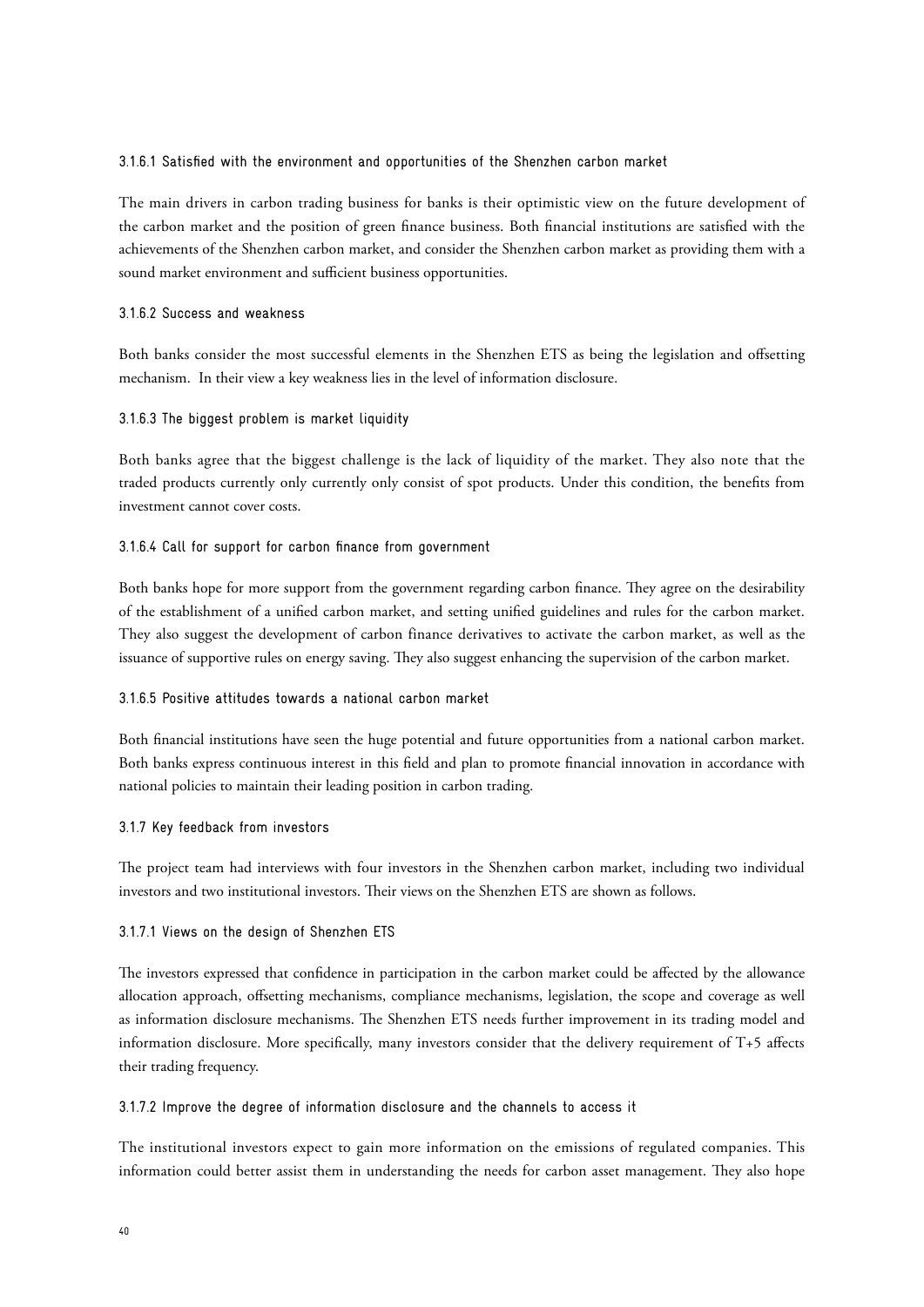#### 3.1.6.1 Satisfied with the environment and opportunities of the Shenzhen carbon market

The main drivers in carbon trading business for banks is their optimistic view on the future development of the carbon market and the position of green finance business. Both financial institutions are satisfied with the achievements of the Shenzhen carbon market, and consider the Shenzhen carbon market as providing them with a sound market environment and sufficient business opportunities.

#### 3.1.6.2 Success and weakness

Both banks consider the most successful elements in the Shenzhen ETS as being the legislation and offsetting mechanism.  In their view a key weakness lies in the level of information disclosure.

#### 3.1.6.3 The biggest problem is market liquidity

Both banks agree that the biggest challenge is the lack of liquidity of the market. They also note that the traded products currently only currently only consist of spot products. Under this condition, the benefits from investment cannot cover costs.

#### 3.1.6.4 Call for support for carbon finance from government

Both banks hope for more support from the government regarding carbon finance. They agree on the desirability of the establishment of a unified carbon market, and setting unified guidelines and rules for the carbon market. They also suggest the development of carbon finance derivatives to activate the carbon market, as well as the issuance of supportive rules on energy saving. They also suggest enhancing the supervision of the carbon market.

#### 3.1.6.5 Positive attitudes towards a national carbon market

Both financial institutions have seen the huge potential and future opportunities from a national carbon market. Both banks express continuous interest in this field and plan to promote financial innovation in accordance with national policies to maintain their leading position in carbon trading.

### 3.1.7 Key feedback from investors

The project team had interviews with four investors in the Shenzhen carbon market, including two individual investors and two institutional investors. Their views on the Shenzhen ETS are shown as follows.

#### 3.1.7.1 Views on the design of Shenzhen ETS

The investors expressed that confidence in participation in the carbon market could be affected by the allowance allocation approach, offsetting mechanisms, compliance mechanisms, legislation, the scope and coverage as well as information disclosure mechanisms. The Shenzhen ETS needs further improvement in its trading model and information disclosure. More specifically, many investors consider that the delivery requirement of T+5 affects their trading frequency.

#### 3.1.7.2 Improve the degree of information disclosure and the channels to access it

The institutional investors expect to gain more information on the emissions of regulated companies. This information could better assist them in understanding the needs for carbon asset management. They also hope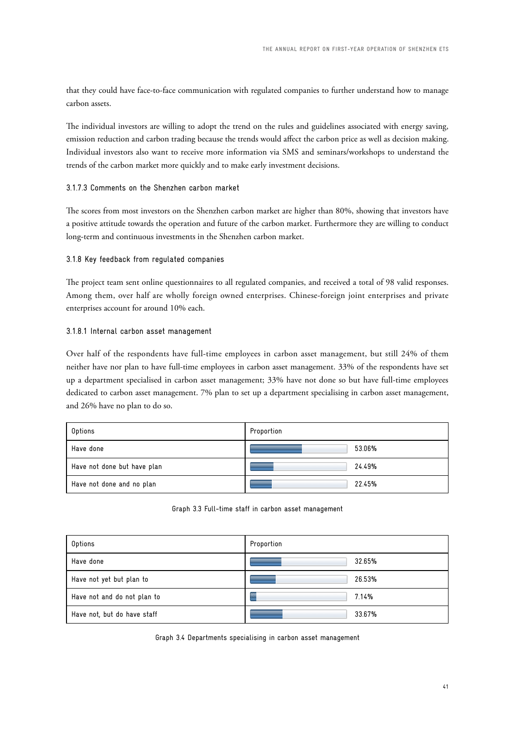that they could have face-to-face communication with regulated companies to further understand how to manage carbon assets.

The individual investors are willing to adopt the trend on the rules and guidelines associated with energy saving, emission reduction and carbon trading because the trends would affect the carbon price as well as decision making. Individual investors also want to receive more information via SMS and seminars/workshops to understand the trends of the carbon market more quickly and to make early investment decisions.

#### 3.1.7.3 Comments on the Shenzhen carbon market

The scores from most investors on the Shenzhen carbon market are higher than 80%, showing that investors have a positive attitude towards the operation and future of the carbon market. Furthermore they are willing to conduct long-term and continuous investments in the Shenzhen carbon market.

### 3.1.8 Key feedback from regulated companies

The project team sent online questionnaires to all regulated companies, and received a total of 98 valid responses. Among them, over half are wholly foreign owned enterprises. Chinese-foreign joint enterprises and private enterprises account for around 10% each.

#### 3.1.8.1 Internal carbon asset management

Over half of the respondents have full-time employees in carbon asset management, but still 24% of them neither have nor plan to have full-time employees in carbon asset management. 33% of the respondents have set up a department specialised in carbon asset management; 33% have not done so but have full-time employees dedicated to carbon asset management. 7% plan to set up a department specialising in carbon asset management, and 26% have no plan to do so.

Options
Proportion
Have done
53.06%
Have not done but have plan
24.49%
Have not done and no plan
22.45%

Graph 3.3 Full-time staff in carbon asset management

Options
Proportion
Have done
32.65%
Have not yet but plan to
26.53%
Have not and do not plan to
7.14%
Have not, but do have staff
33.67%

Graph 3.4 Departments specialising in carbon asset management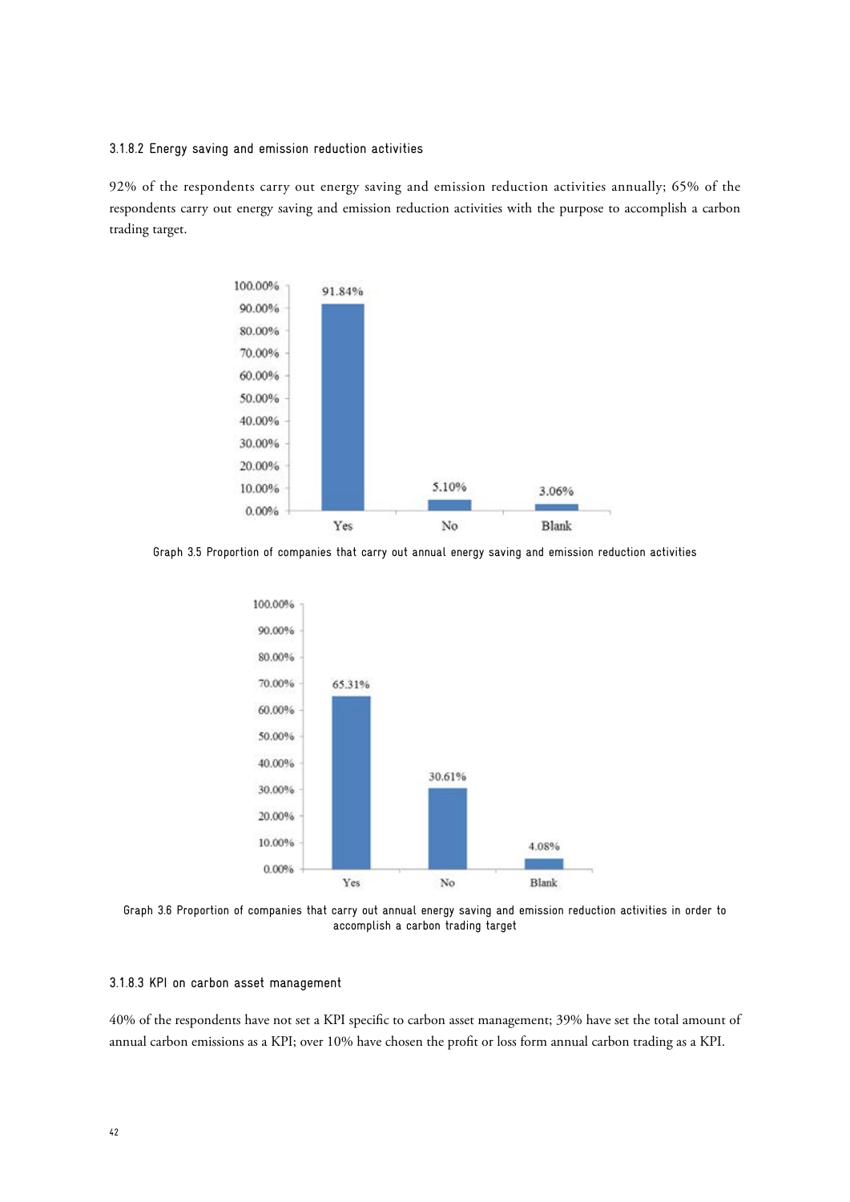#### 3.1.8.2 Energy saving and emission reduction activities

92% of the respondents carry out energy saving and emission reduction activities annually; 65% of the respondents carry out energy saving and emission reduction activities with the purpose to accomplish a carbon trading target.

100.00%
90.00%
80.00%
70.00%
60.00%
50.00%
40.00%
30.00%
20.00%
10.00%
0.00%

91.84%
5.10%
3.06%

Yes
No
Blank

Graph 3.5 Proportion of companies that carry out annual energy saving and emission reduction activities

100.00%
90.00%
80.00%
70.00%
60.00%
50.00%
40.00%
30.00%
20.00%
10.00%
0.00%

65.31%
30.61%
4.08%

Yes
No
Blank

Graph 3.6 Proportion of companies that carry out annual energy saving and emission reduction activities in order to accomplish a carbon trading target

#### 3.1.8.3 KPI on carbon asset management

40% of the respondents have not set a KPI specific to carbon asset management; 39% have set the total amount of annual carbon emissions as a KPI; over 10% have chosen the profit or loss form annual carbon trading as a KPI.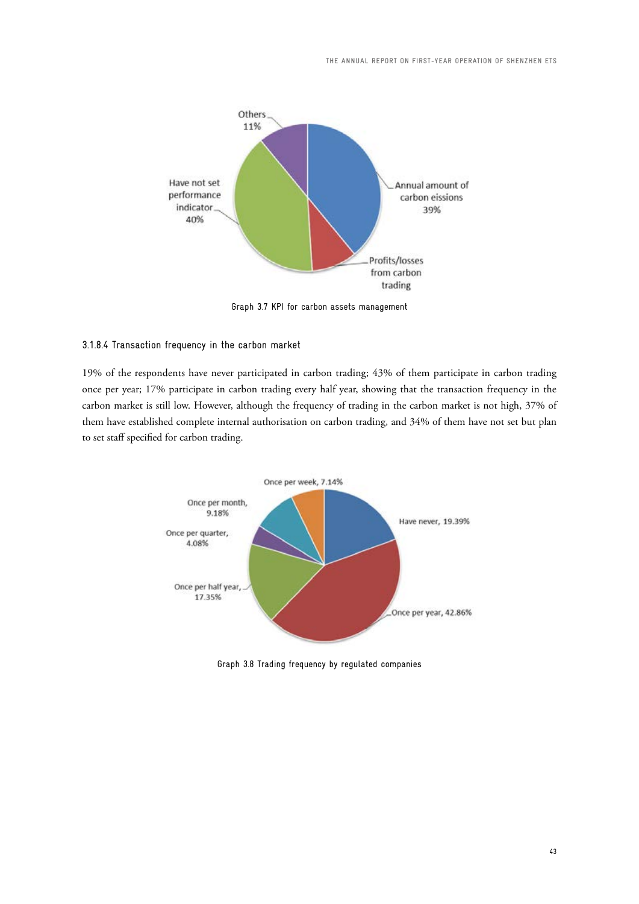Others
11%

Annual amount of carbon eissions
39%

Profits/losses from carbon trading

Have not set performance indicator
40%

Graph 3.7 KPI for carbon assets management

#### 3.1.8.4 Transaction frequency in the carbon market

19% of the respondents have never participated in carbon trading; 43% of them participate in carbon trading once per year; 17% participate in carbon trading every half year, showing that the transaction frequency in the carbon market is still low. However, although the frequency of trading in the carbon market is not high, 37% of them have established complete internal authorisation on carbon trading, and 34% of them have not set but plan to set staff specified for carbon trading.

Once per week, 7.14%

Once per month, 9.18%

Have never, 19.39%

Once per quarter, 4.08%

Once per half year, 17.35%

Once per year, 42.86%

Graph 3.8 Trading frequency by regulated companies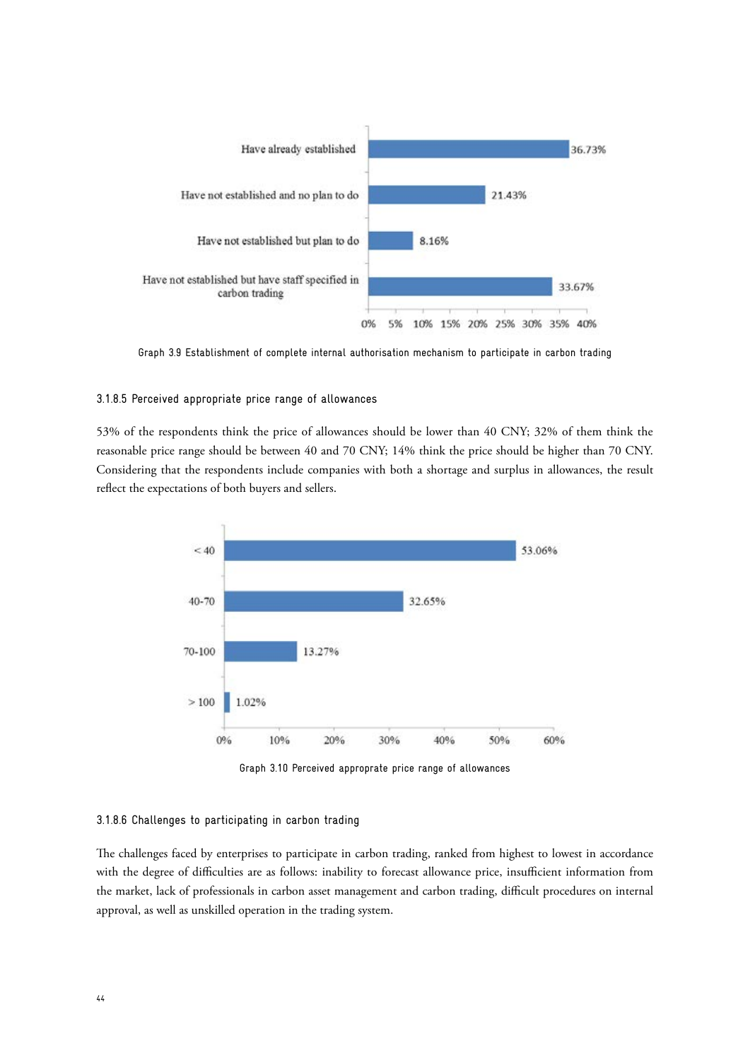Have already established

36.73%

Have not established and no plan to do

21.43%

Have not established but plan to do

8.16%

Have not established but have staff specified in carbon trading

33.67%

0% 5% 10% 15% 20% 25% 30% 35% 40%

Graph 3.9 Establishment of complete internal authorisation mechanism to participate in carbon trading

#### 3.1.8.5 Perceived appropriate price range of allowances

53% of the respondents think the price of allowances should be lower than 40 CNY; 32% of them think the reasonable price range should be between 40 and 70 CNY; 14% think the price should be higher than 70 CNY. Considering that the respondents include companies with both a shortage and surplus in allowances, the result reflect the expectations of both buyers and sellers.

< 40

53.06%

40-70

32.65%

70-100

13.27%

> 100

1.02%

0% 10% 20% 30% 40% 50% 60%

Graph 3.10 Perceived approprate price range of allowances

#### 3.1.8.6 Challenges to participating in carbon trading

The challenges faced by enterprises to participate in carbon trading, ranked from highest to lowest in accordance with the degree of difficulties are as follows: inability to forecast allowance price, insufficient information from the market, lack of professionals in carbon asset management and carbon trading, difficult procedures on internal approval, as well as unskilled operation in the trading system.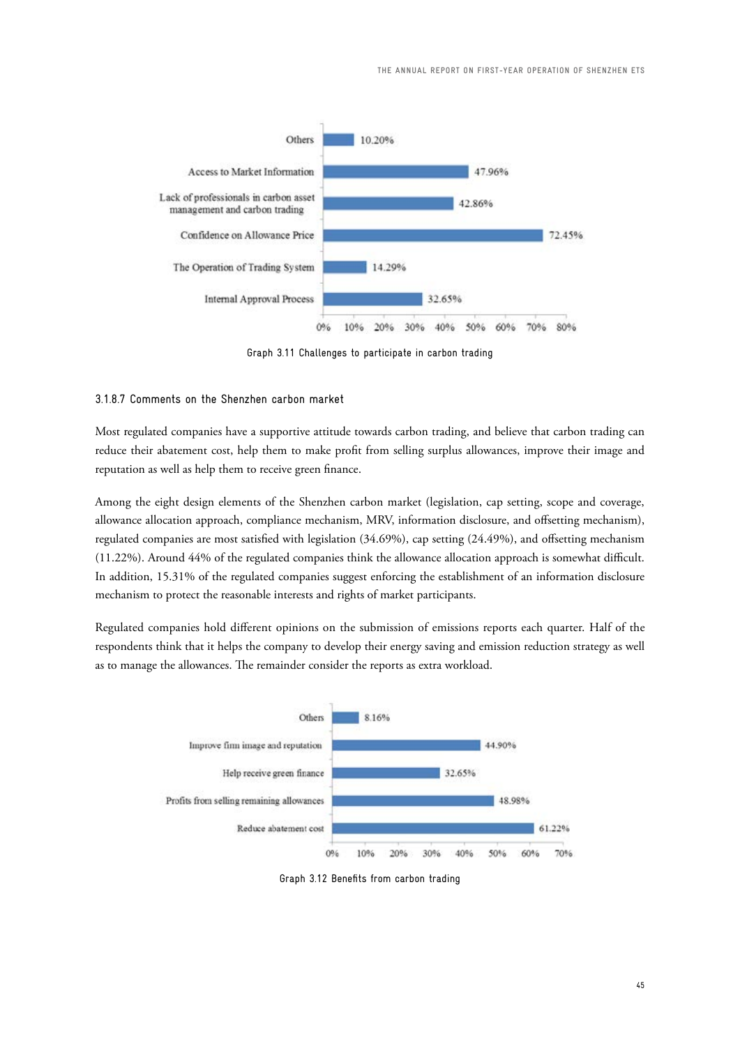Others
10.20%
Access to Market Information
47.96%
Lack of professionals in carbon asset management and carbon trading
42.86%
Confidence on Allowance Price
72.45%
The Operation of Trading System
14.29%
Internal Approval Process
32.65%
0% 10% 20% 30% 40% 50% 60% 70% 80%

Graph 3.11 Challenges to participate in carbon trading

### 3.1.8.7 Comments on the Shenzhen carbon market

Most regulated companies have a supportive attitude towards carbon trading, and believe that carbon trading can reduce their abatement cost, help them to make profit from selling surplus allowances, improve their image and reputation as well as help them to receive green finance.

Among the eight design elements of the Shenzhen carbon market (legislation, cap setting, scope and coverage, allowance allocation approach, compliance mechanism, MRV, information disclosure, and offsetting mechanism), regulated companies are most satisfied with legislation (34.69%), cap setting (24.49%), and offsetting mechanism (11.22%). Around 44% of the regulated companies think the allowance allocation approach is somewhat difficult. In addition, 15.31% of the regulated companies suggest enforcing the establishment of an information disclosure mechanism to protect the reasonable interests and rights of market participants.

Regulated companies hold different opinions on the submission of emissions reports each quarter. Half of the respondents think that it helps the company to develop their energy saving and emission reduction strategy as well as to manage the allowances. The remainder consider the reports as extra workload.

Others
8.16%
Improve firm image and reputation
44.90%
Help receive green finance
32.65%
Profits from selling remaining allowances
48.98%
Reduce abatement cost
61.22%
0% 10% 20% 30% 40% 50% 60% 70%

Graph 3.12 Benefits from carbon trading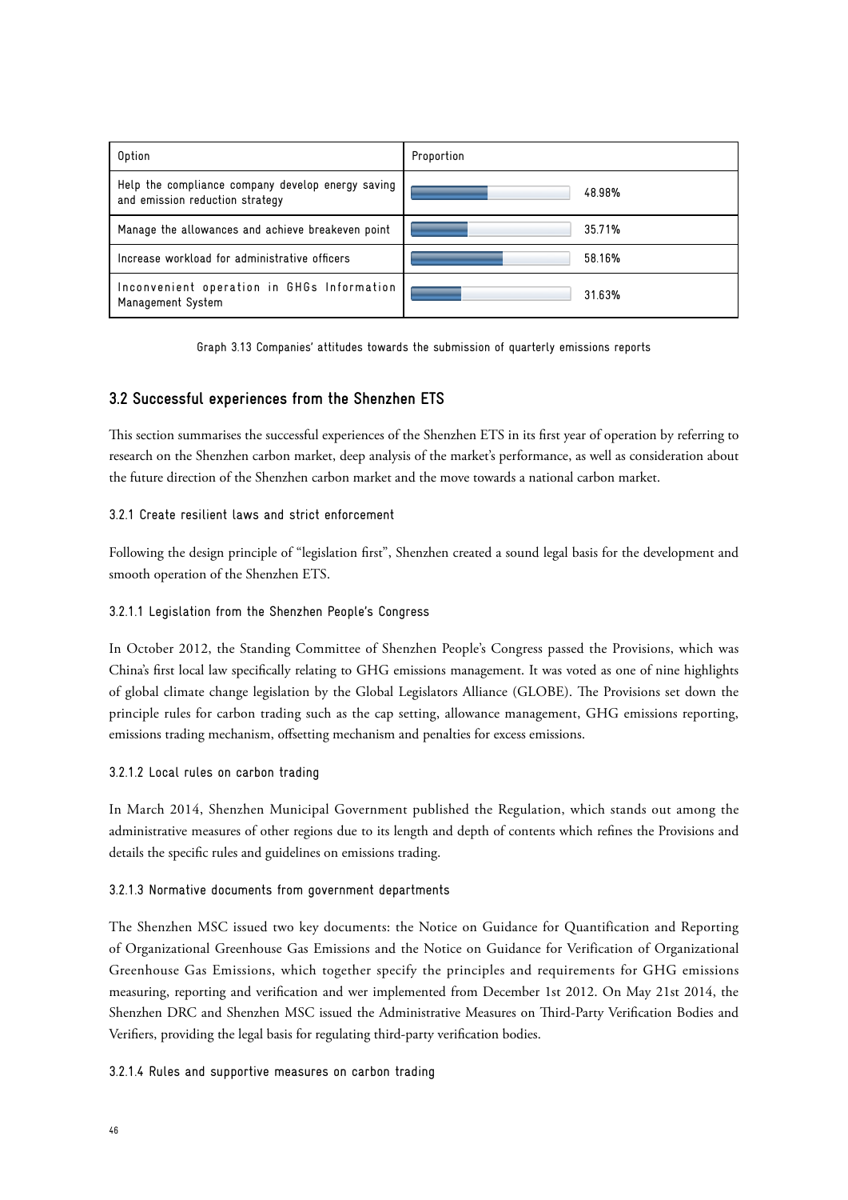| Option | Proportion |
|---|---|
| Help the compliance company develop energy saving and emission reduction strategy | 48.98% |
| Manage the allowances and achieve breakeven point | 35.71% |
| Increase workload for administrative officers | 58.16% |
| Inconvenient operation in GHGs Information Management System | 31.63% |

Graph 3.13 Companies' attitudes towards the submission of quarterly emissions reports

## 3.2 Successful experiences from the Shenzhen ETS

This section summarises the successful experiences of the Shenzhen ETS in its first year of operation by referring to research on the Shenzhen carbon market, deep analysis of the market's performance, as well as consideration about the future direction of the Shenzhen carbon market and the move towards a national carbon market.

### 3.2.1 Create resilient laws and strict enforcement

Following the design principle of "legislation first", Shenzhen created a sound legal basis for the development and smooth operation of the Shenzhen ETS.

#### 3.2.1.1 Legislation from the Shenzhen People's Congress

In October 2012, the Standing Committee of Shenzhen People's Congress passed the Provisions, which was China's first local law specifically relating to GHG emissions management. It was voted as one of nine highlights of global climate change legislation by the Global Legislators Alliance (GLOBE). The Provisions set down the principle rules for carbon trading such as the cap setting, allowance management, GHG emissions reporting, emissions trading mechanism, offsetting mechanism and penalties for excess emissions.

#### 3.2.1.2 Local rules on carbon trading

In March 2014, Shenzhen Municipal Government published the Regulation, which stands out among the administrative measures of other regions due to its length and depth of contents which refines the Provisions and details the specific rules and guidelines on emissions trading.

#### 3.2.1.3 Normative documents from government departments

The Shenzhen MSC issued two key documents: the Notice on Guidance for Quantification and Reporting of Organizational Greenhouse Gas Emissions and the Notice on Guidance for Verification of Organizational Greenhouse Gas Emissions, which together specify the principles and requirements for GHG emissions measuring, reporting and verification and wer implemented from December 1st 2012. On May 21st 2014, the Shenzhen DRC and Shenzhen MSC issued the Administrative Measures on Third-Party Verification Bodies and Verifiers, providing the legal basis for regulating third-party verification bodies.

#### 3.2.1.4 Rules and supportive measures on carbon trading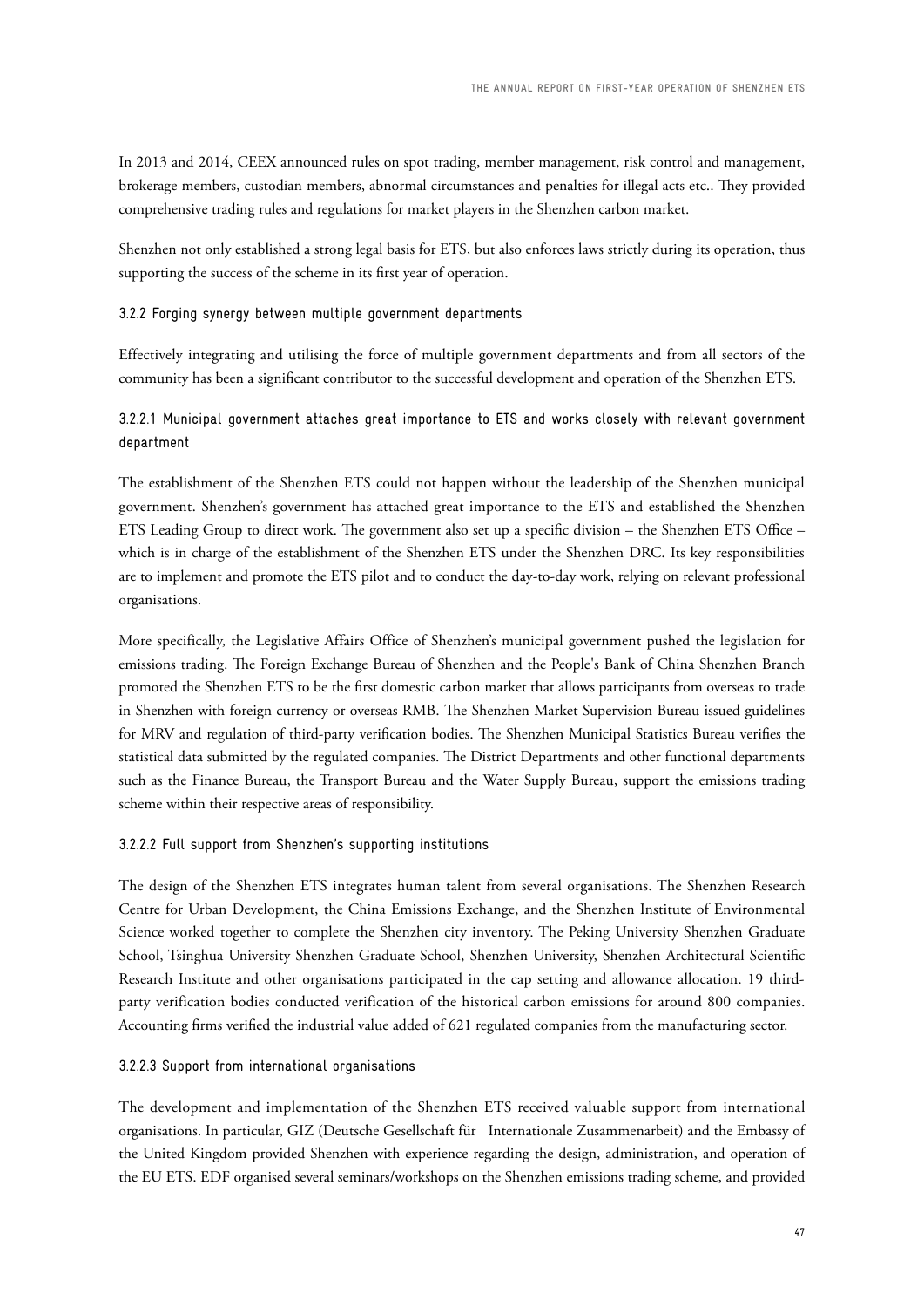In 2013 and 2014, CEEX announced rules on spot trading, member management, risk control and management, brokerage members, custodian members, abnormal circumstances and penalties for illegal acts etc.. They provided comprehensive trading rules and regulations for market players in the Shenzhen carbon market.

Shenzhen not only established a strong legal basis for ETS, but also enforces laws strictly during its operation, thus supporting the success of the scheme in its first year of operation.

### 3.2.2 Forging synergy between multiple government departments

Effectively integrating and utilising the force of multiple government departments and from all sectors of the community has been a significant contributor to the successful development and operation of the Shenzhen ETS.

#### 3.2.2.1 Municipal government attaches great importance to ETS and works closely with relevant government department

The establishment of the Shenzhen ETS could not happen without the leadership of the Shenzhen municipal government. Shenzhen's government has attached great importance to the ETS and established the Shenzhen ETS Leading Group to direct work. The government also set up a specific division – the Shenzhen ETS Office – which is in charge of the establishment of the Shenzhen ETS under the Shenzhen DRC. Its key responsibilities are to implement and promote the ETS pilot and to conduct the day-to-day work, relying on relevant professional organisations.

More specifically, the Legislative Affairs Office of Shenzhen's municipal government pushed the legislation for emissions trading. The Foreign Exchange Bureau of Shenzhen and the People's Bank of China Shenzhen Branch promoted the Shenzhen ETS to be the first domestic carbon market that allows participants from overseas to trade in Shenzhen with foreign currency or overseas RMB. The Shenzhen Market Supervision Bureau issued guidelines for MRV and regulation of third-party verification bodies. The Shenzhen Municipal Statistics Bureau verifies the statistical data submitted by the regulated companies. The District Departments and other functional departments such as the Finance Bureau, the Transport Bureau and the Water Supply Bureau, support the emissions trading scheme within their respective areas of responsibility.

#### 3.2.2.2 Full support from Shenzhen's supporting institutions

The design of the Shenzhen ETS integrates human talent from several organisations. The Shenzhen Research Centre for Urban Development, the China Emissions Exchange, and the Shenzhen Institute of Environmental Science worked together to complete the Shenzhen city inventory. The Peking University Shenzhen Graduate School, Tsinghua University Shenzhen Graduate School, Shenzhen University, Shenzhen Architectural Scientific Research Institute and other organisations participated in the cap setting and allowance allocation. 19 third-party verification bodies conducted verification of the historical carbon emissions for around 800 companies. Accounting firms verified the industrial value added of 621 regulated companies from the manufacturing sector.

#### 3.2.2.3 Support from international organisations

The development and implementation of the Shenzhen ETS received valuable support from international organisations. In particular, GIZ (Deutsche Gesellschaft für Internationale Zusammenarbeit) and the Embassy of the United Kingdom provided Shenzhen with experience regarding the design, administration, and operation of the EU ETS. EDF organised several seminars/workshops on the Shenzhen emissions trading scheme, and provided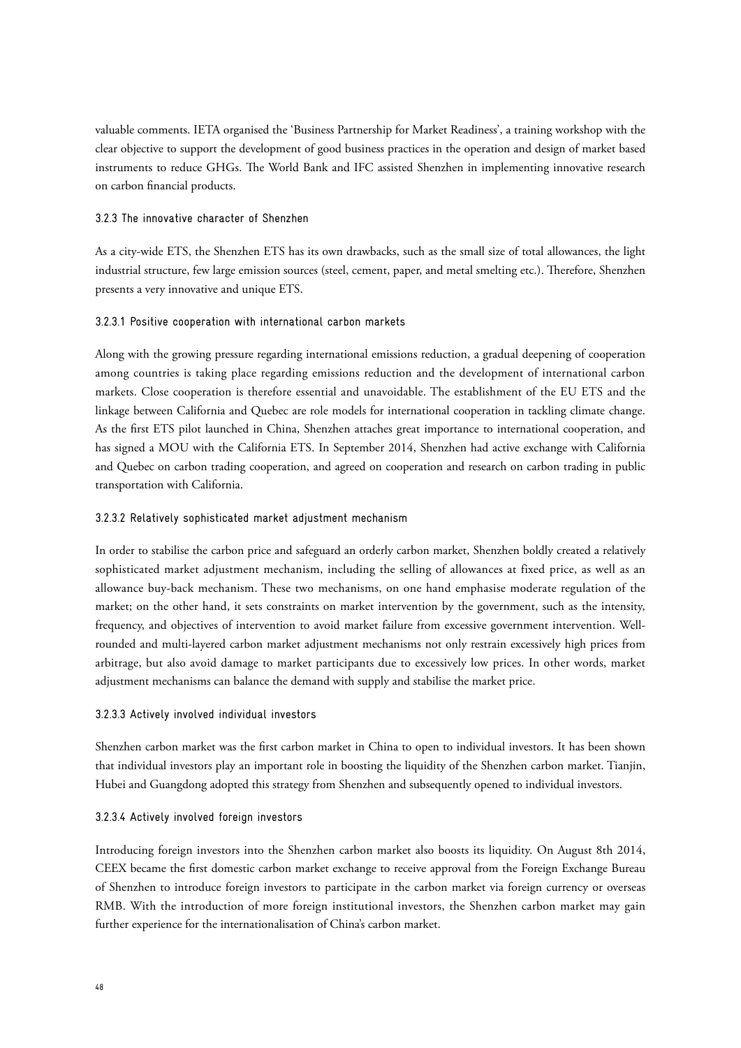valuable comments. IETA organised the 'Business Partnership for Market Readiness', a training workshop with the clear objective to support the development of good business practices in the operation and design of market based instruments to reduce GHGs. The World Bank and IFC assisted Shenzhen in implementing innovative research on carbon financial products.

### 3.2.3 The innovative character of Shenzhen

As a city-wide ETS, the Shenzhen ETS has its own drawbacks, such as the small size of total allowances, the light industrial structure, few large emission sources (steel, cement, paper, and metal smelting etc.). Therefore, Shenzhen presents a very innovative and unique ETS.

#### 3.2.3.1 Positive cooperation with international carbon markets

Along with the growing pressure regarding international emissions reduction, a gradual deepening of cooperation among countries is taking place regarding emissions reduction and the development of international carbon markets. Close cooperation is therefore essential and unavoidable. The establishment of the EU ETS and the linkage between California and Quebec are role models for international cooperation in tackling climate change. As the first ETS pilot launched in China, Shenzhen attaches great importance to international cooperation, and has signed a MOU with the California ETS. In September 2014, Shenzhen had active exchange with California and Quebec on carbon trading cooperation, and agreed on cooperation and research on carbon trading in public transportation with California.

#### 3.2.3.2 Relatively sophisticated market adjustment mechanism

In order to stabilise the carbon price and safeguard an orderly carbon market, Shenzhen boldly created a relatively sophisticated market adjustment mechanism, including the selling of allowances at fixed price, as well as an allowance buy-back mechanism. These two mechanisms, on one hand emphasise moderate regulation of the market; on the other hand, it sets constraints on market intervention by the government, such as the intensity, frequency, and objectives of intervention to avoid market failure from excessive government intervention. Well-rounded and multi-layered carbon market adjustment mechanisms not only restrain excessively high prices from arbitrage, but also avoid damage to market participants due to excessively low prices. In other words, market adjustment mechanisms can balance the demand with supply and stabilise the market price.

#### 3.2.3.3 Actively involved individual investors

Shenzhen carbon market was the first carbon market in China to open to individual investors. It has been shown that individual investors play an important role in boosting the liquidity of the Shenzhen carbon market. Tianjin, Hubei and Guangdong adopted this strategy from Shenzhen and subsequently opened to individual investors.

#### 3.2.3.4 Actively involved foreign investors

Introducing foreign investors into the Shenzhen carbon market also boosts its liquidity. On August 8th 2014, CEEX became the first domestic carbon market exchange to receive approval from the Foreign Exchange Bureau of Shenzhen to introduce foreign investors to participate in the carbon market via foreign currency or overseas RMB. With the introduction of more foreign institutional investors, the Shenzhen carbon market may gain further experience for the internationalisation of China's carbon market.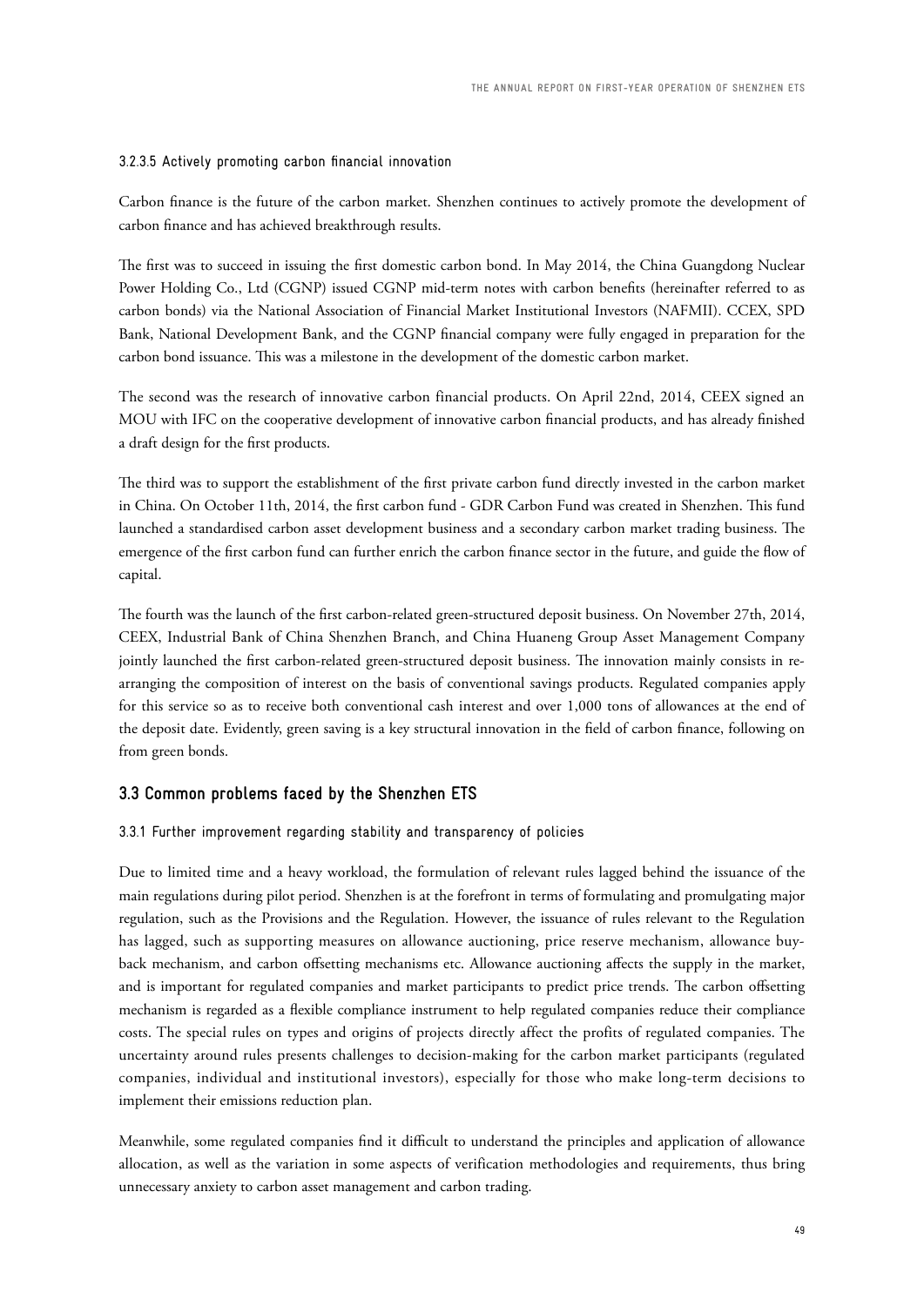#### 3.2.3.5 Actively promoting carbon financial innovation

Carbon finance is the future of the carbon market. Shenzhen continues to actively promote the development of carbon finance and has achieved breakthrough results.

The first was to succeed in issuing the first domestic carbon bond. In May 2014, the China Guangdong Nuclear Power Holding Co., Ltd (CGNP) issued CGNP mid-term notes with carbon benefits (hereinafter referred to as carbon bonds) via the National Association of Financial Market Institutional Investors (NAFMII). CCEX, SPD Bank, National Development Bank, and the CGNP financial company were fully engaged in preparation for the carbon bond issuance. This was a milestone in the development of the domestic carbon market.

The second was the research of innovative carbon financial products. On April 22nd, 2014, CEEX signed an MOU with IFC on the cooperative development of innovative carbon financial products, and has already finished a draft design for the first products.

The third was to support the establishment of the first private carbon fund directly invested in the carbon market in China. On October 11th, 2014, the first carbon fund - GDR Carbon Fund was created in Shenzhen. This fund launched a standardised carbon asset development business and a secondary carbon market trading business. The emergence of the first carbon fund can further enrich the carbon finance sector in the future, and guide the flow of capital.

The fourth was the launch of the first carbon-related green-structured deposit business. On November 27th, 2014, CEEX, Industrial Bank of China Shenzhen Branch, and China Huaneng Group Asset Management Company jointly launched the first carbon-related green-structured deposit business. The innovation mainly consists in re-arranging the composition of interest on the basis of conventional savings products. Regulated companies apply for this service so as to receive both conventional cash interest and over 1,000 tons of allowances at the end of the deposit date. Evidently, green saving is a key structural innovation in the field of carbon finance, following on from green bonds.

## 3.3 Common problems faced by the Shenzhen ETS

### 3.3.1 Further improvement regarding stability and transparency of policies

Due to limited time and a heavy workload, the formulation of relevant rules lagged behind the issuance of the main regulations during pilot period. Shenzhen is at the forefront in terms of formulating and promulgating major regulation, such as the Provisions and the Regulation. However, the issuance of rules relevant to the Regulation has lagged, such as supporting measures on allowance auctioning, price reserve mechanism, allowance buy-back mechanism, and carbon offsetting mechanisms etc. Allowance auctioning affects the supply in the market, and is important for regulated companies and market participants to predict price trends. The carbon offsetting mechanism is regarded as a flexible compliance instrument to help regulated companies reduce their compliance costs. The special rules on types and origins of projects directly affect the profits of regulated companies. The uncertainty around rules presents challenges to decision-making for the carbon market participants (regulated companies, individual and institutional investors), especially for those who make long-term decisions to implement their emissions reduction plan.

Meanwhile, some regulated companies find it difficult to understand the principles and application of allowance allocation, as well as the variation in some aspects of verification methodologies and requirements, thus bring unnecessary anxiety to carbon asset management and carbon trading.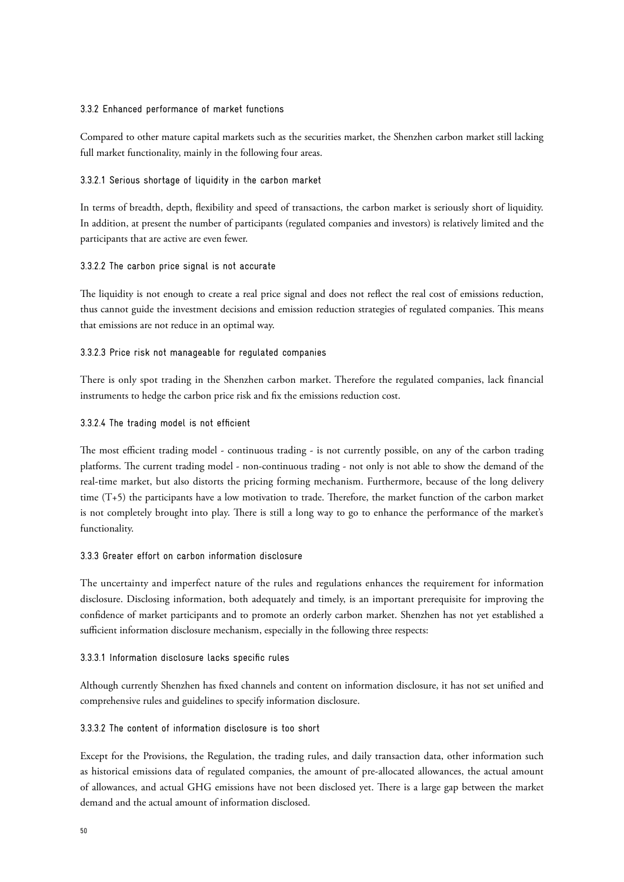### 3.3.2 Enhanced performance of market functions

Compared to other mature capital markets such as the securities market, the Shenzhen carbon market still lacking full market functionality, mainly in the following four areas.

#### 3.3.2.1 Serious shortage of liquidity in the carbon market

In terms of breadth, depth, flexibility and speed of transactions, the carbon market is seriously short of liquidity. In addition, at present the number of participants (regulated companies and investors) is relatively limited and the participants that are active are even fewer.

#### 3.3.2.2 The carbon price signal is not accurate

The liquidity is not enough to create a real price signal and does not reflect the real cost of emissions reduction, thus cannot guide the investment decisions and emission reduction strategies of regulated companies. This means that emissions are not reduce in an optimal way.

#### 3.3.2.3 Price risk not manageable for regulated companies

There is only spot trading in the Shenzhen carbon market. Therefore the regulated companies, lack financial instruments to hedge the carbon price risk and fix the emissions reduction cost.

#### 3.3.2.4 The trading model is not efficient

The most efficient trading model - continuous trading - is not currently possible, on any of the carbon trading platforms. The current trading model - non-continuous trading - not only is not able to show the demand of the real-time market, but also distorts the pricing forming mechanism. Furthermore, because of the long delivery time (T+5) the participants have a low motivation to trade. Therefore, the market function of the carbon market is not completely brought into play. There is still a long way to go to enhance the performance of the market's functionality.

### 3.3.3 Greater effort on carbon information disclosure

The uncertainty and imperfect nature of the rules and regulations enhances the requirement for information disclosure. Disclosing information, both adequately and timely, is an important prerequisite for improving the confidence of market participants and to promote an orderly carbon market. Shenzhen has not yet established a sufficient information disclosure mechanism, especially in the following three respects:

#### 3.3.3.1 Information disclosure lacks specific rules

Although currently Shenzhen has fixed channels and content on information disclosure, it has not set unified and comprehensive rules and guidelines to specify information disclosure.

#### 3.3.3.2 The content of information disclosure is too short

Except for the Provisions, the Regulation, the trading rules, and daily transaction data, other information such as historical emissions data of regulated companies, the amount of pre-allocated allowances, the actual amount of allowances, and actual GHG emissions have not been disclosed yet. There is a large gap between the market demand and the actual amount of information disclosed.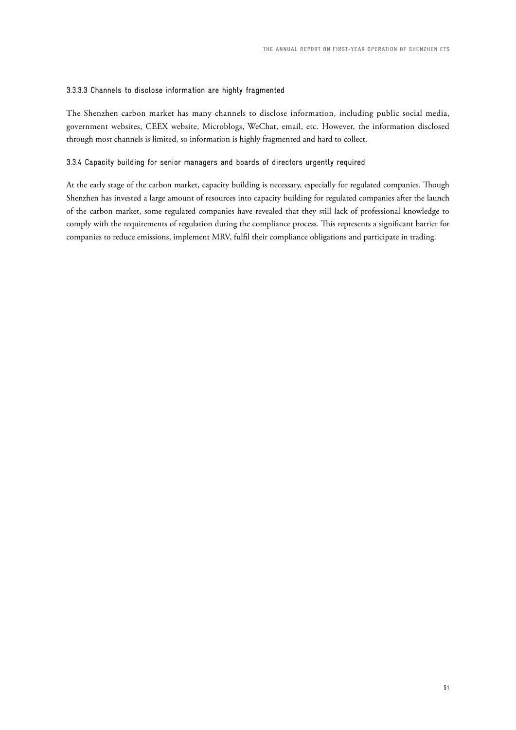#### 3.3.3.3 Channels to disclose information are highly fragmented

The Shenzhen carbon market has many channels to disclose information, including public social media, government websites, CEEX website, Microblogs, WeChat, email, etc. However, the information disclosed through most channels is limited, so information is highly fragmented and hard to collect.

### 3.3.4 Capacity building for senior managers and boards of directors urgently required

At the early stage of the carbon market, capacity building is necessary, especially for regulated companies. Though Shenzhen has invested a large amount of resources into capacity building for regulated companies after the launch of the carbon market, some regulated companies have revealed that they still lack of professional knowledge to comply with the requirements of regulation during the compliance process. This represents a significant barrier for companies to reduce emissions, implement MRV, fulfil their compliance obligations and participate in trading.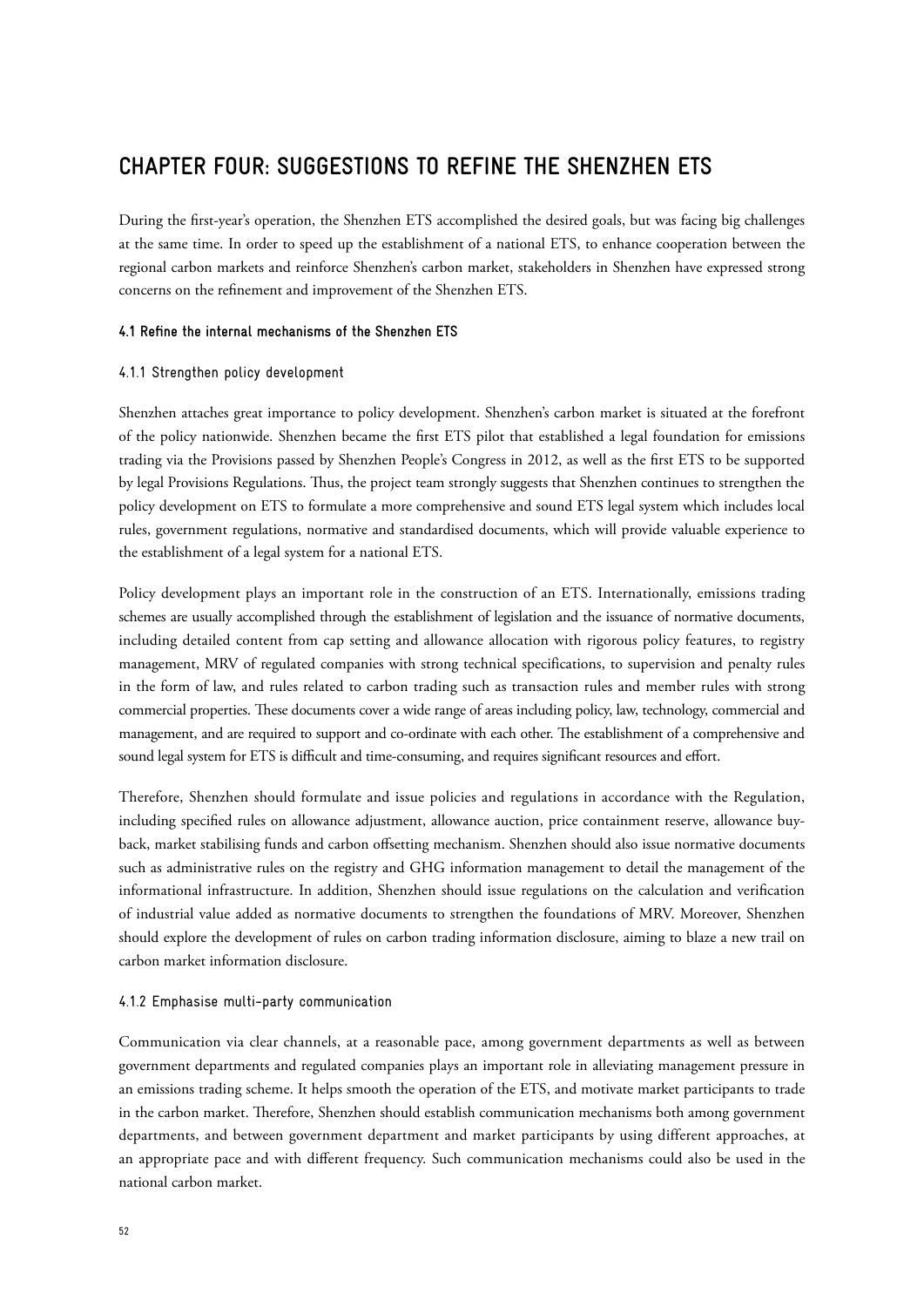# CHAPTER FOUR: SUGGESTIONS TO REFINE THE SHENZHEN ETS

During the first-year's operation, the Shenzhen ETS accomplished the desired goals, but was facing big challenges at the same time. In order to speed up the establishment of a national ETS, to enhance cooperation between the regional carbon markets and reinforce Shenzhen's carbon market, stakeholders in Shenzhen have expressed strong concerns on the refinement and improvement of the Shenzhen ETS.

## 4.1 Refine the internal mechanisms of the Shenzhen ETS

### 4.1.1 Strengthen policy development

Shenzhen attaches great importance to policy development. Shenzhen's carbon market is situated at the forefront of the policy nationwide. Shenzhen became the first ETS pilot that established a legal foundation for emissions trading via the Provisions passed by Shenzhen People's Congress in 2012, as well as the first ETS to be supported by legal Provisions Regulations. Thus, the project team strongly suggests that Shenzhen continues to strengthen the policy development on ETS to formulate a more comprehensive and sound ETS legal system which includes local rules, government regulations, normative and standardised documents, which will provide valuable experience to the establishment of a legal system for a national ETS.

Policy development plays an important role in the construction of an ETS. Internationally, emissions trading schemes are usually accomplished through the establishment of legislation and the issuance of normative documents, including detailed content from cap setting and allowance allocation with rigorous policy features, to registry management, MRV of regulated companies with strong technical specifications, to supervision and penalty rules in the form of law, and rules related to carbon trading such as transaction rules and member rules with strong commercial properties. These documents cover a wide range of areas including policy, law, technology, commercial and management, and are required to support and co-ordinate with each other. The establishment of a comprehensive and sound legal system for ETS is difficult and time-consuming, and requires significant resources and effort.

Therefore, Shenzhen should formulate and issue policies and regulations in accordance with the Regulation, including specified rules on allowance adjustment, allowance auction, price containment reserve, allowance buy-back, market stabilising funds and carbon offsetting mechanism. Shenzhen should also issue normative documents such as administrative rules on the registry and GHG information management to detail the management of the informational infrastructure. In addition, Shenzhen should issue regulations on the calculation and verification of industrial value added as normative documents to strengthen the foundations of MRV. Moreover, Shenzhen should explore the development of rules on carbon trading information disclosure, aiming to blaze a new trail on carbon market information disclosure.

### 4.1.2 Emphasise multi-party communication

Communication via clear channels, at a reasonable pace, among government departments as well as between government departments and regulated companies plays an important role in alleviating management pressure in an emissions trading scheme. It helps smooth the operation of the ETS, and motivate market participants to trade in the carbon market. Therefore, Shenzhen should establish communication mechanisms both among government departments, and between government department and market participants by using different approaches, at an appropriate pace and with different frequency. Such communication mechanisms could also be used in the national carbon market.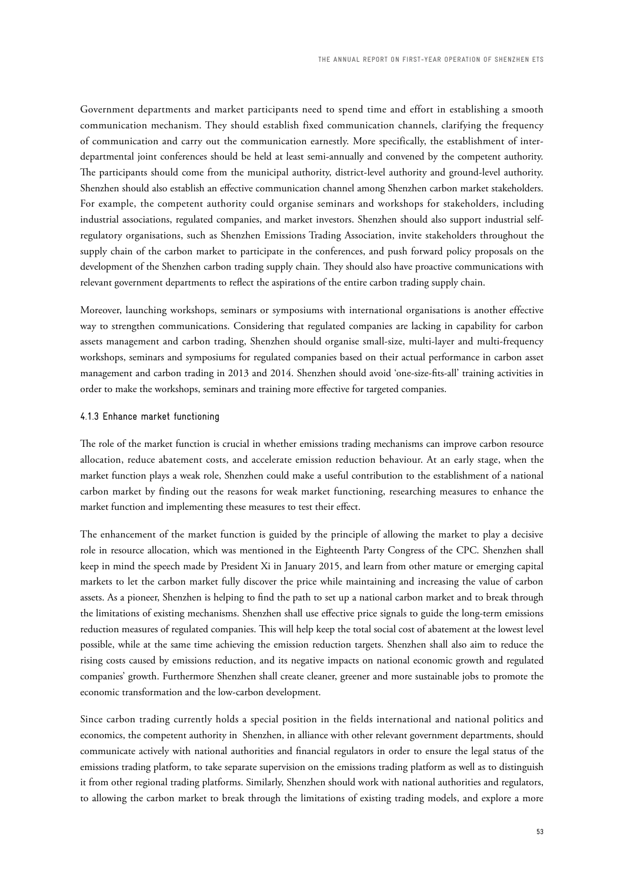Government departments and market participants need to spend time and effort in establishing a smooth communication mechanism. They should establish fixed communication channels, clarifying the frequency of communication and carry out the communication earnestly. More specifically, the establishment of inter-departmental joint conferences should be held at least semi-annually and convened by the competent authority. The participants should come from the municipal authority, district-level authority and ground-level authority. Shenzhen should also establish an effective communication channel among Shenzhen carbon market stakeholders. For example, the competent authority could organise seminars and workshops for stakeholders, including industrial associations, regulated companies, and market investors. Shenzhen should also support industrial self-regulatory organisations, such as Shenzhen Emissions Trading Association, invite stakeholders throughout the supply chain of the carbon market to participate in the conferences, and push forward policy proposals on the development of the Shenzhen carbon trading supply chain. They should also have proactive communications with relevant government departments to reflect the aspirations of the entire carbon trading supply chain.

Moreover, launching workshops, seminars or symposiums with international organisations is another effective way to strengthen communications. Considering that regulated companies are lacking in capability for carbon assets management and carbon trading, Shenzhen should organise small-size, multi-layer and multi-frequency workshops, seminars and symposiums for regulated companies based on their actual performance in carbon asset management and carbon trading in 2013 and 2014. Shenzhen should avoid 'one-size-fits-all' training activities in order to make the workshops, seminars and training more effective for targeted companies.

#### 4.1.3 Enhance market functioning

The role of the market function is crucial in whether emissions trading mechanisms can improve carbon resource allocation, reduce abatement costs, and accelerate emission reduction behaviour. At an early stage, when the market function plays a weak role, Shenzhen could make a useful contribution to the establishment of a national carbon market by finding out the reasons for weak market functioning, researching measures to enhance the market function and implementing these measures to test their effect.

The enhancement of the market function is guided by the principle of allowing the market to play a decisive role in resource allocation, which was mentioned in the Eighteenth Party Congress of the CPC. Shenzhen shall keep in mind the speech made by President Xi in January 2015, and learn from other mature or emerging capital markets to let the carbon market fully discover the price while maintaining and increasing the value of carbon assets. As a pioneer, Shenzhen is helping to find the path to set up a national carbon market and to break through the limitations of existing mechanisms. Shenzhen shall use effective price signals to guide the long-term emissions reduction measures of regulated companies. This will help keep the total social cost of abatement at the lowest level possible, while at the same time achieving the emission reduction targets. Shenzhen shall also aim to reduce the rising costs caused by emissions reduction, and its negative impacts on national economic growth and regulated companies' growth. Furthermore Shenzhen shall create cleaner, greener and more sustainable jobs to promote the economic transformation and the low-carbon development.

Since carbon trading currently holds a special position in the fields international and national politics and economics, the competent authority in Shenzhen, in alliance with other relevant government departments, should communicate actively with national authorities and financial regulators in order to ensure the legal status of the emissions trading platform, to take separate supervision on the emissions trading platform as well as to distinguish it from other regional trading platforms. Similarly, Shenzhen should work with national authorities and regulators, to allowing the carbon market to break through the limitations of existing trading models, and explore a more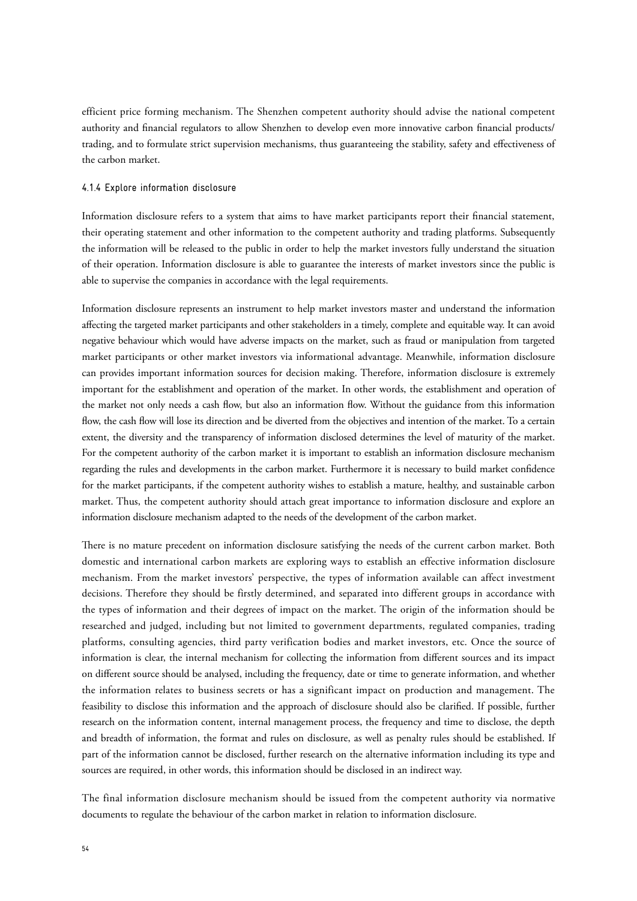efficient price forming mechanism. The Shenzhen competent authority should advise the national competent authority and financial regulators to allow Shenzhen to develop even more innovative carbon financial products/ trading, and to formulate strict supervision mechanisms, thus guaranteeing the stability, safety and effectiveness of the carbon market.

#### 4.1.4 Explore information disclosure

Information disclosure refers to a system that aims to have market participants report their financial statement, their operating statement and other information to the competent authority and trading platforms. Subsequently the information will be released to the public in order to help the market investors fully understand the situation of their operation. Information disclosure is able to guarantee the interests of market investors since the public is able to supervise the companies in accordance with the legal requirements.

Information disclosure represents an instrument to help market investors master and understand the information affecting the targeted market participants and other stakeholders in a timely, complete and equitable way. It can avoid negative behaviour which would have adverse impacts on the market, such as fraud or manipulation from targeted market participants or other market investors via informational advantage. Meanwhile, information disclosure can provides important information sources for decision making. Therefore, information disclosure is extremely important for the establishment and operation of the market. In other words, the establishment and operation of the market not only needs a cash flow, but also an information flow. Without the guidance from this information flow, the cash flow will lose its direction and be diverted from the objectives and intention of the market. To a certain extent, the diversity and the transparency of information disclosed determines the level of maturity of the market. For the competent authority of the carbon market it is important to establish an information disclosure mechanism regarding the rules and developments in the carbon market. Furthermore it is necessary to build market confidence for the market participants, if the competent authority wishes to establish a mature, healthy, and sustainable carbon market. Thus, the competent authority should attach great importance to information disclosure and explore an information disclosure mechanism adapted to the needs of the development of the carbon market.

There is no mature precedent on information disclosure satisfying the needs of the current carbon market. Both domestic and international carbon markets are exploring ways to establish an effective information disclosure mechanism. From the market investors' perspective, the types of information available can affect investment decisions. Therefore they should be firstly determined, and separated into different groups in accordance with the types of information and their degrees of impact on the market. The origin of the information should be researched and judged, including but not limited to government departments, regulated companies, trading platforms, consulting agencies, third party verification bodies and market investors, etc. Once the source of information is clear, the internal mechanism for collecting the information from different sources and its impact on different source should be analysed, including the frequency, date or time to generate information, and whether the information relates to business secrets or has a significant impact on production and management. The feasibility to disclose this information and the approach of disclosure should also be clarified. If possible, further research on the information content, internal management process, the frequency and time to disclose, the depth and breadth of information, the format and rules on disclosure, as well as penalty rules should be established. If part of the information cannot be disclosed, further research on the alternative information including its type and sources are required, in other words, this information should be disclosed in an indirect way.

The final information disclosure mechanism should be issued from the competent authority via normative documents to regulate the behaviour of the carbon market in relation to information disclosure.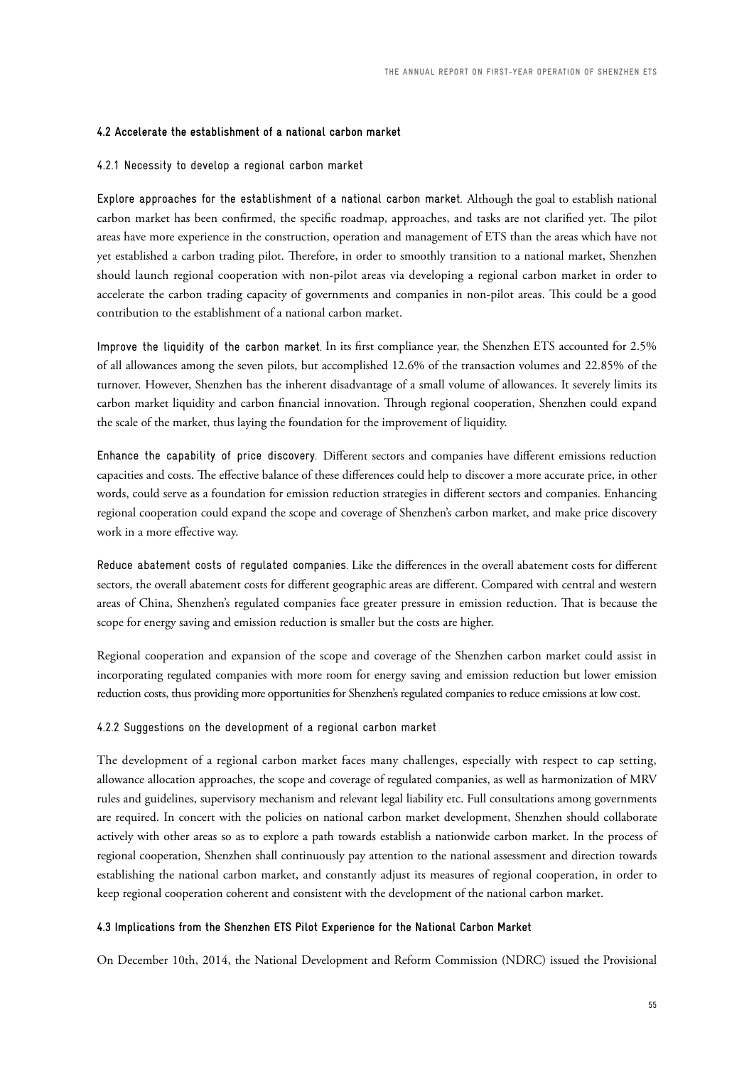### 4.2 Accelerate the establishment of a national carbon market

#### 4.2.1 Necessity to develop a regional carbon market

**Explore approaches for the establishment of a national carbon market**. Although the goal to establish national carbon market has been confirmed, the specific roadmap, approaches, and tasks are not clarified yet. The pilot areas have more experience in the construction, operation and management of ETS than the areas which have not yet established a carbon trading pilot. Therefore, in order to smoothly transition to a national market, Shenzhen should launch regional cooperation with non-pilot areas via developing a regional carbon market in order to accelerate the carbon trading capacity of governments and companies in non-pilot areas. This could be a good contribution to the establishment of a national carbon market.

**Improve the liquidity of the carbon market**. In its first compliance year, the Shenzhen ETS accounted for 2.5% of all allowances among the seven pilots, but accomplished 12.6% of the transaction volumes and 22.85% of the turnover. However, Shenzhen has the inherent disadvantage of a small volume of allowances. It severely limits its carbon market liquidity and carbon financial innovation. Through regional cooperation, Shenzhen could expand the scale of the market, thus laying the foundation for the improvement of liquidity.

**Enhance the capability of price discovery**. Different sectors and companies have different emissions reduction capacities and costs. The effective balance of these differences could help to discover a more accurate price, in other words, could serve as a foundation for emission reduction strategies in different sectors and companies. Enhancing regional cooperation could expand the scope and coverage of Shenzhen's carbon market, and make price discovery work in a more effective way.

**Reduce abatement costs of regulated companies**. Like the differences in the overall abatement costs for different sectors, the overall abatement costs for different geographic areas are different. Compared with central and western areas of China, Shenzhen's regulated companies face greater pressure in emission reduction. That is because the scope for energy saving and emission reduction is smaller but the costs are higher.

Regional cooperation and expansion of the scope and coverage of the Shenzhen carbon market could assist in incorporating regulated companies with more room for energy saving and emission reduction but lower emission reduction costs, thus providing more opportunities for Shenzhen's regulated companies to reduce emissions at low cost.

#### 4.2.2 Suggestions on the development of a regional carbon market

The development of a regional carbon market faces many challenges, especially with respect to cap setting, allowance allocation approaches, the scope and coverage of regulated companies, as well as harmonization of MRV rules and guidelines, supervisory mechanism and relevant legal liability etc. Full consultations among governments are required. In concert with the policies on national carbon market development, Shenzhen should collaborate actively with other areas so as to explore a path towards establish a nationwide carbon market. In the process of regional cooperation, Shenzhen shall continuously pay attention to the national assessment and direction towards establishing the national carbon market, and constantly adjust its measures of regional cooperation, in order to keep regional cooperation coherent and consistent with the development of the national carbon market.

### 4.3 Implications from the Shenzhen ETS Pilot Experience for the National Carbon Market

On December 10th, 2014, the National Development and Reform Commission (NDRC) issued the Provisional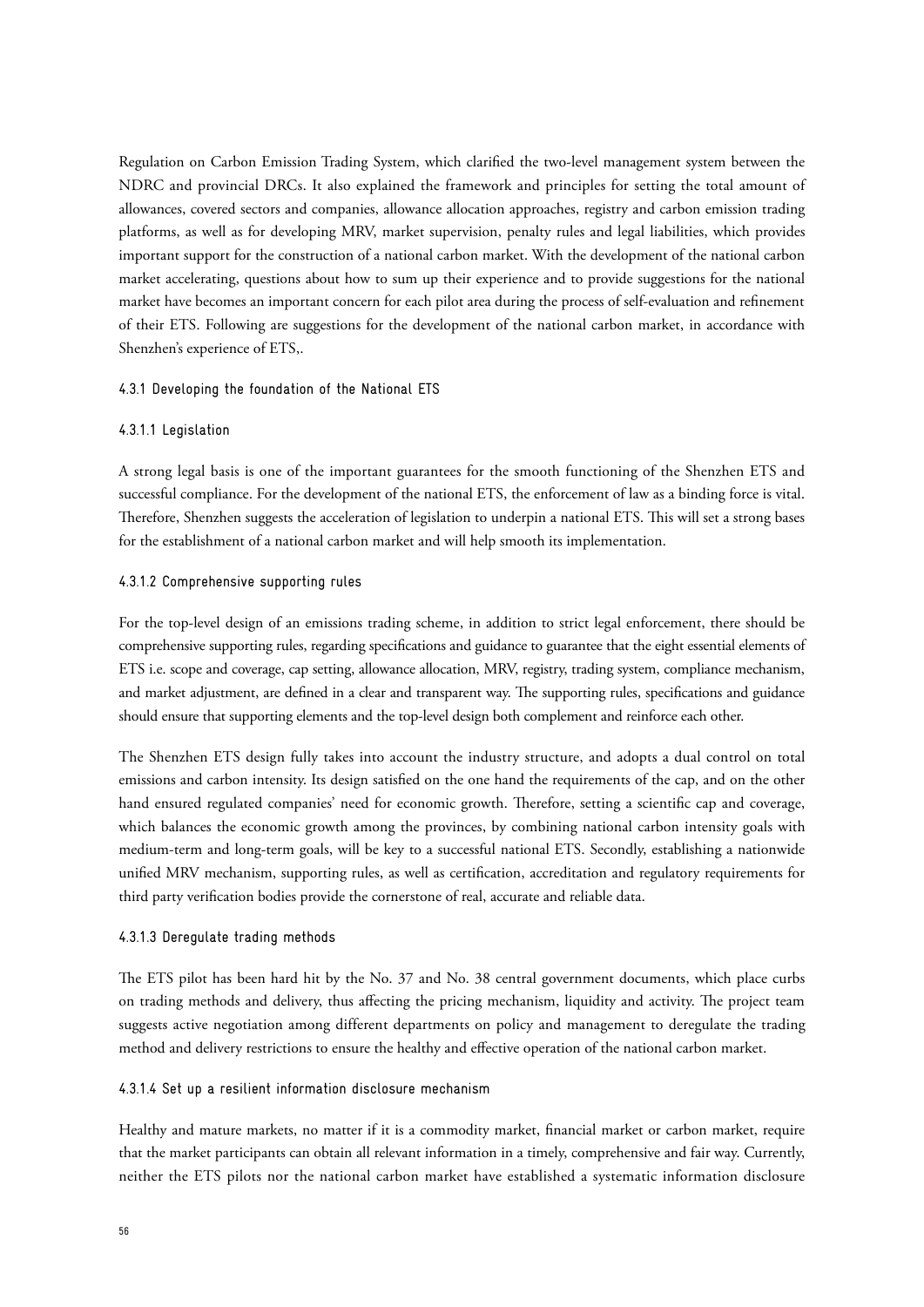Regulation on Carbon Emission Trading System, which clarified the two-level management system between the NDRC and provincial DRCs. It also explained the framework and principles for setting the total amount of allowances, covered sectors and companies, allowance allocation approaches, registry and carbon emission trading platforms, as well as for developing MRV, market supervision, penalty rules and legal liabilities, which provides important support for the construction of a national carbon market. With the development of the national carbon market accelerating, questions about how to sum up their experience and to provide suggestions for the national market have becomes an important concern for each pilot area during the process of self-evaluation and refinement of their ETS. Following are suggestions for the development of the national carbon market, in accordance with Shenzhen's experience of ETS,.

### 4.3.1 Developing the foundation of the National ETS

#### 4.3.1.1 Legislation

A strong legal basis is one of the important guarantees for the smooth functioning of the Shenzhen ETS and successful compliance. For the development of the national ETS, the enforcement of law as a binding force is vital. Therefore, Shenzhen suggests the acceleration of legislation to underpin a national ETS. This will set a strong bases for the establishment of a national carbon market and will help smooth its implementation.

#### 4.3.1.2 Comprehensive supporting rules

For the top-level design of an emissions trading scheme, in addition to strict legal enforcement, there should be comprehensive supporting rules, regarding specifications and guidance to guarantee that the eight essential elements of ETS i.e. scope and coverage, cap setting, allowance allocation, MRV, registry, trading system, compliance mechanism, and market adjustment, are defined in a clear and transparent way. The supporting rules, specifications and guidance should ensure that supporting elements and the top-level design both complement and reinforce each other.

The Shenzhen ETS design fully takes into account the industry structure, and adopts a dual control on total emissions and carbon intensity. Its design satisfied on the one hand the requirements of the cap, and on the other hand ensured regulated companies' need for economic growth. Therefore, setting a scientific cap and coverage, which balances the economic growth among the provinces, by combining national carbon intensity goals with medium-term and long-term goals, will be key to a successful national ETS. Secondly, establishing a nationwide unified MRV mechanism, supporting rules, as well as certification, accreditation and regulatory requirements for third party verification bodies provide the cornerstone of real, accurate and reliable data.

#### 4.3.1.3 Deregulate trading methods

The ETS pilot has been hard hit by the No. 37 and No. 38 central government documents, which place curbs on trading methods and delivery, thus affecting the pricing mechanism, liquidity and activity. The project team suggests active negotiation among different departments on policy and management to deregulate the trading method and delivery restrictions to ensure the healthy and effective operation of the national carbon market.

#### 4.3.1.4 Set up a resilient information disclosure mechanism

Healthy and mature markets, no matter if it is a commodity market, financial market or carbon market, require that the market participants can obtain all relevant information in a timely, comprehensive and fair way. Currently, neither the ETS pilots nor the national carbon market have established a systematic information disclosure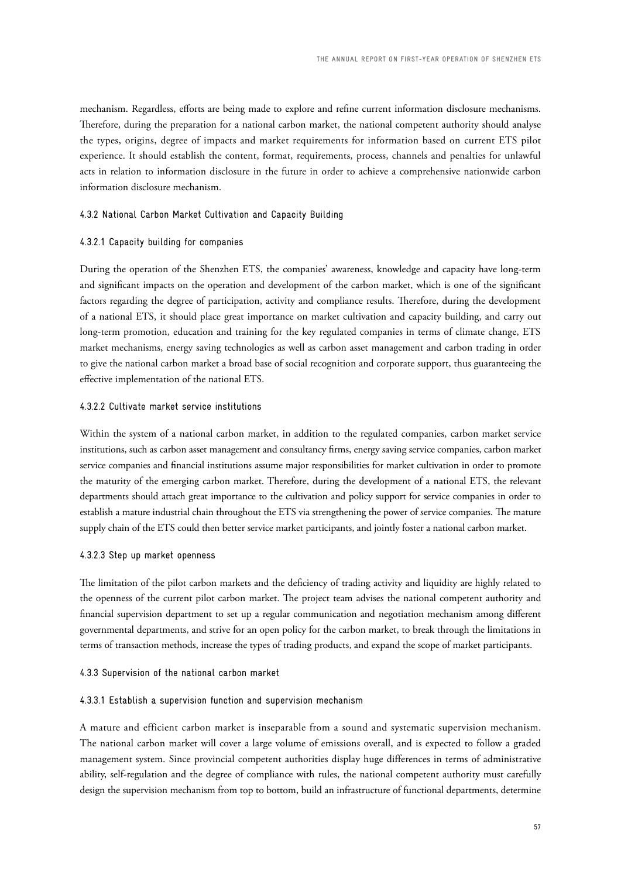mechanism. Regardless, efforts are being made to explore and refine current information disclosure mechanisms. Therefore, during the preparation for a national carbon market, the national competent authority should analyse the types, origins, degree of impacts and market requirements for information based on current ETS pilot experience. It should establish the content, format, requirements, process, channels and penalties for unlawful acts in relation to information disclosure in the future in order to achieve a comprehensive nationwide carbon information disclosure mechanism.

### 4.3.2 National Carbon Market Cultivation and Capacity Building

#### 4.3.2.1 Capacity building for companies

During the operation of the Shenzhen ETS, the companies' awareness, knowledge and capacity have long-term and significant impacts on the operation and development of the carbon market, which is one of the significant factors regarding the degree of participation, activity and compliance results. Therefore, during the development of a national ETS, it should place great importance on market cultivation and capacity building, and carry out long-term promotion, education and training for the key regulated companies in terms of climate change, ETS market mechanisms, energy saving technologies as well as carbon asset management and carbon trading in order to give the national carbon market a broad base of social recognition and corporate support, thus guaranteeing the effective implementation of the national ETS.

#### 4.3.2.2 Cultivate market service institutions

Within the system of a national carbon market, in addition to the regulated companies, carbon market service institutions, such as carbon asset management and consultancy firms, energy saving service companies, carbon market service companies and financial institutions assume major responsibilities for market cultivation in order to promote the maturity of the emerging carbon market. Therefore, during the development of a national ETS, the relevant departments should attach great importance to the cultivation and policy support for service companies in order to establish a mature industrial chain throughout the ETS via strengthening the power of service companies. The mature supply chain of the ETS could then better service market participants, and jointly foster a national carbon market.

#### 4.3.2.3 Step up market openness

The limitation of the pilot carbon markets and the deficiency of trading activity and liquidity are highly related to the openness of the current pilot carbon market. The project team advises the national competent authority and financial supervision department to set up a regular communication and negotiation mechanism among different governmental departments, and strive for an open policy for the carbon market, to break through the limitations in terms of transaction methods, increase the types of trading products, and expand the scope of market participants.

### 4.3.3 Supervision of the national carbon market

#### 4.3.3.1 Establish a supervision function and supervision mechanism

A mature and efficient carbon market is inseparable from a sound and systematic supervision mechanism. The national carbon market will cover a large volume of emissions overall, and is expected to follow a graded management system. Since provincial competent authorities display huge differences in terms of administrative ability, self-regulation and the degree of compliance with rules, the national competent authority must carefully design the supervision mechanism from top to bottom, build an infrastructure of functional departments, determine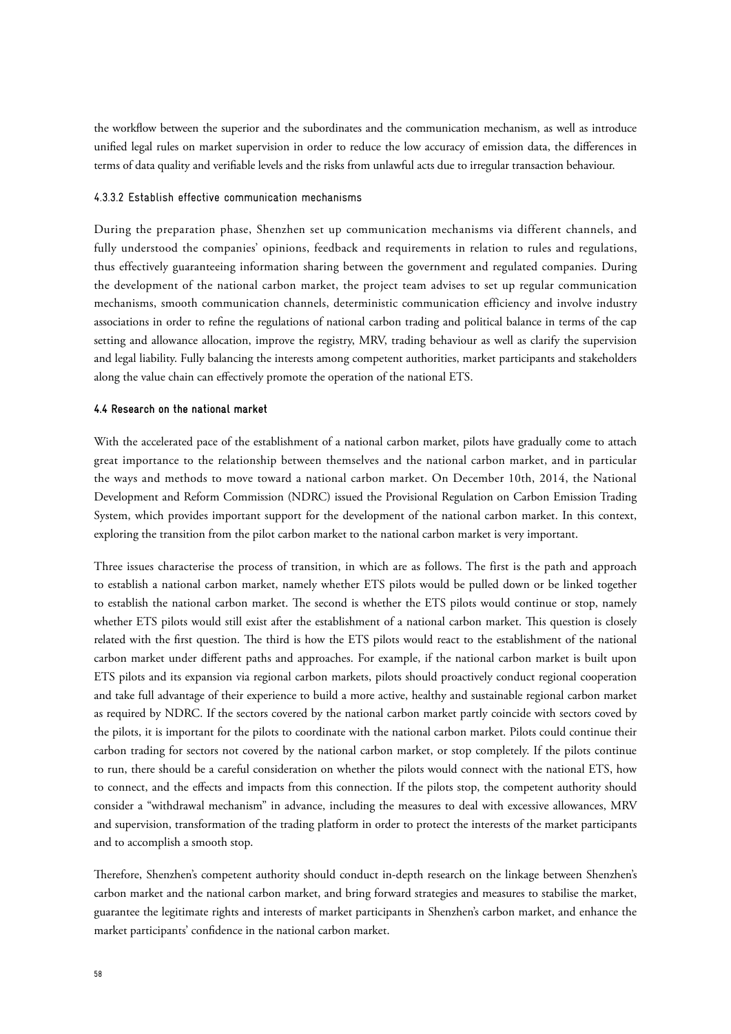the workflow between the superior and the subordinates and the communication mechanism, as well as introduce unified legal rules on market supervision in order to reduce the low accuracy of emission data, the differences in terms of data quality and verifiable levels and the risks from unlawful acts due to irregular transaction behaviour.

#### 4.3.3.2 Establish effective communication mechanisms

During the preparation phase, Shenzhen set up communication mechanisms via different channels, and fully understood the companies' opinions, feedback and requirements in relation to rules and regulations, thus effectively guaranteeing information sharing between the government and regulated companies. During the development of the national carbon market, the project team advises to set up regular communication mechanisms, smooth communication channels, deterministic communication efficiency and involve industry associations in order to refine the regulations of national carbon trading and political balance in terms of the cap setting and allowance allocation, improve the registry, MRV, trading behaviour as well as clarify the supervision and legal liability. Fully balancing the interests among competent authorities, market participants and stakeholders along the value chain can effectively promote the operation of the national ETS.

### 4.4 Research on the national market

With the accelerated pace of the establishment of a national carbon market, pilots have gradually come to attach great importance to the relationship between themselves and the national carbon market, and in particular the ways and methods to move toward a national carbon market. On December 10th, 2014, the National Development and Reform Commission (NDRC) issued the Provisional Regulation on Carbon Emission Trading System, which provides important support for the development of the national carbon market. In this context, exploring the transition from the pilot carbon market to the national carbon market is very important.

Three issues characterise the process of transition, in which are as follows. The first is the path and approach to establish a national carbon market, namely whether ETS pilots would be pulled down or be linked together to establish the national carbon market. The second is whether the ETS pilots would continue or stop, namely whether ETS pilots would still exist after the establishment of a national carbon market. This question is closely related with the first question. The third is how the ETS pilots would react to the establishment of the national carbon market under different paths and approaches. For example, if the national carbon market is built upon ETS pilots and its expansion via regional carbon markets, pilots should proactively conduct regional cooperation and take full advantage of their experience to build a more active, healthy and sustainable regional carbon market as required by NDRC. If the sectors covered by the national carbon market partly coincide with sectors coved by the pilots, it is important for the pilots to coordinate with the national carbon market. Pilots could continue their carbon trading for sectors not covered by the national carbon market, or stop completely. If the pilots continue to run, there should be a careful consideration on whether the pilots would connect with the national ETS, how to connect, and the effects and impacts from this connection. If the pilots stop, the competent authority should consider a "withdrawal mechanism" in advance, including the measures to deal with excessive allowances, MRV and supervision, transformation of the trading platform in order to protect the interests of the market participants and to accomplish a smooth stop.

Therefore, Shenzhen's competent authority should conduct in-depth research on the linkage between Shenzhen's carbon market and the national carbon market, and bring forward strategies and measures to stabilise the market, guarantee the legitimate rights and interests of market participants in Shenzhen's carbon market, and enhance the market participants' confidence in the national carbon market.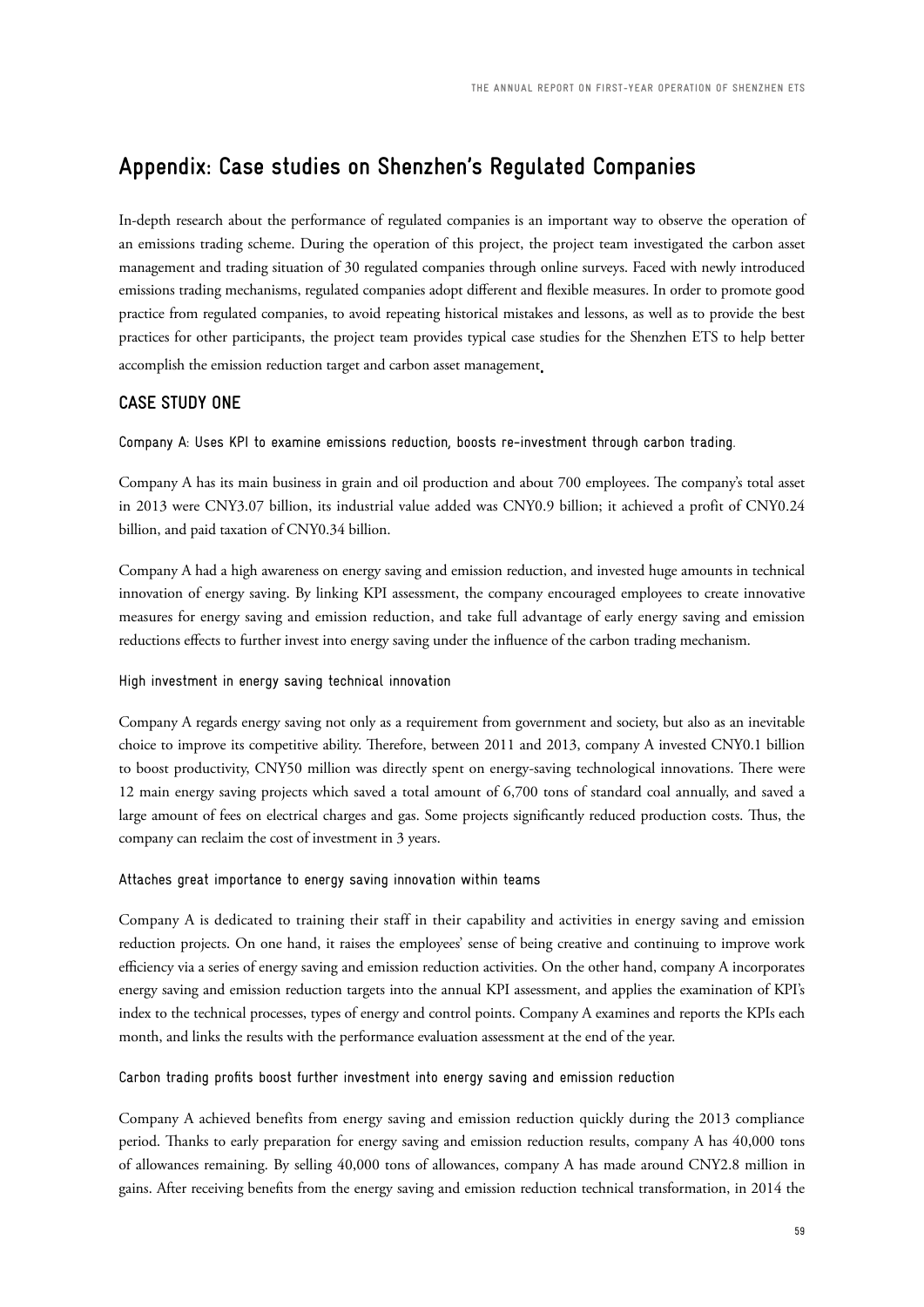## Appendix: Case studies on Shenzhen's Regulated Companies

In-depth research about the performance of regulated companies is an important way to observe the operation of an emissions trading scheme. During the operation of this project, the project team investigated the carbon asset management and trading situation of 30 regulated companies through online surveys. Faced with newly introduced emissions trading mechanisms, regulated companies adopt different and flexible measures. In order to promote good practice from regulated companies, to avoid repeating historical mistakes and lessons, as well as to provide the best practices for other participants, the project team provides typical case studies for the Shenzhen ETS to help better accomplish the emission reduction target and carbon asset management.

### CASE STUDY ONE

#### Company A: Uses KPI to examine emissions reduction, boosts re-investment through carbon trading.

Company A has its main business in grain and oil production and about 700 employees. The company's total asset in 2013 were CNY3.07 billion, its industrial value added was CNY0.9 billion; it achieved a profit of CNY0.24 billion, and paid taxation of CNY0.34 billion.

Company A had a high awareness on energy saving and emission reduction, and invested huge amounts in technical innovation of energy saving. By linking KPI assessment, the company encouraged employees to create innovative measures for energy saving and emission reduction, and take full advantage of early energy saving and emission reductions effects to further invest into energy saving under the influence of the carbon trading mechanism.

#### High investment in energy saving technical innovation

Company A regards energy saving not only as a requirement from government and society, but also as an inevitable choice to improve its competitive ability. Therefore, between 2011 and 2013, company A invested CNY0.1 billion to boost productivity, CNY50 million was directly spent on energy-saving technological innovations. There were 12 main energy saving projects which saved a total amount of 6,700 tons of standard coal annually, and saved a large amount of fees on electrical charges and gas. Some projects significantly reduced production costs. Thus, the company can reclaim the cost of investment in 3 years.

#### Attaches great importance to energy saving innovation within teams

Company A is dedicated to training their staff in their capability and activities in energy saving and emission reduction projects. On one hand, it raises the employees' sense of being creative and continuing to improve work efficiency via a series of energy saving and emission reduction activities. On the other hand, company A incorporates energy saving and emission reduction targets into the annual KPI assessment, and applies the examination of KPI's index to the technical processes, types of energy and control points. Company A examines and reports the KPIs each month, and links the results with the performance evaluation assessment at the end of the year.

#### Carbon trading profits boost further investment into energy saving and emission reduction

Company A achieved benefits from energy saving and emission reduction quickly during the 2013 compliance period. Thanks to early preparation for energy saving and emission reduction results, company A has 40,000 tons of allowances remaining. By selling 40,000 tons of allowances, company A has made around CNY2.8 million in gains. After receiving benefits from the energy saving and emission reduction technical transformation, in 2014 the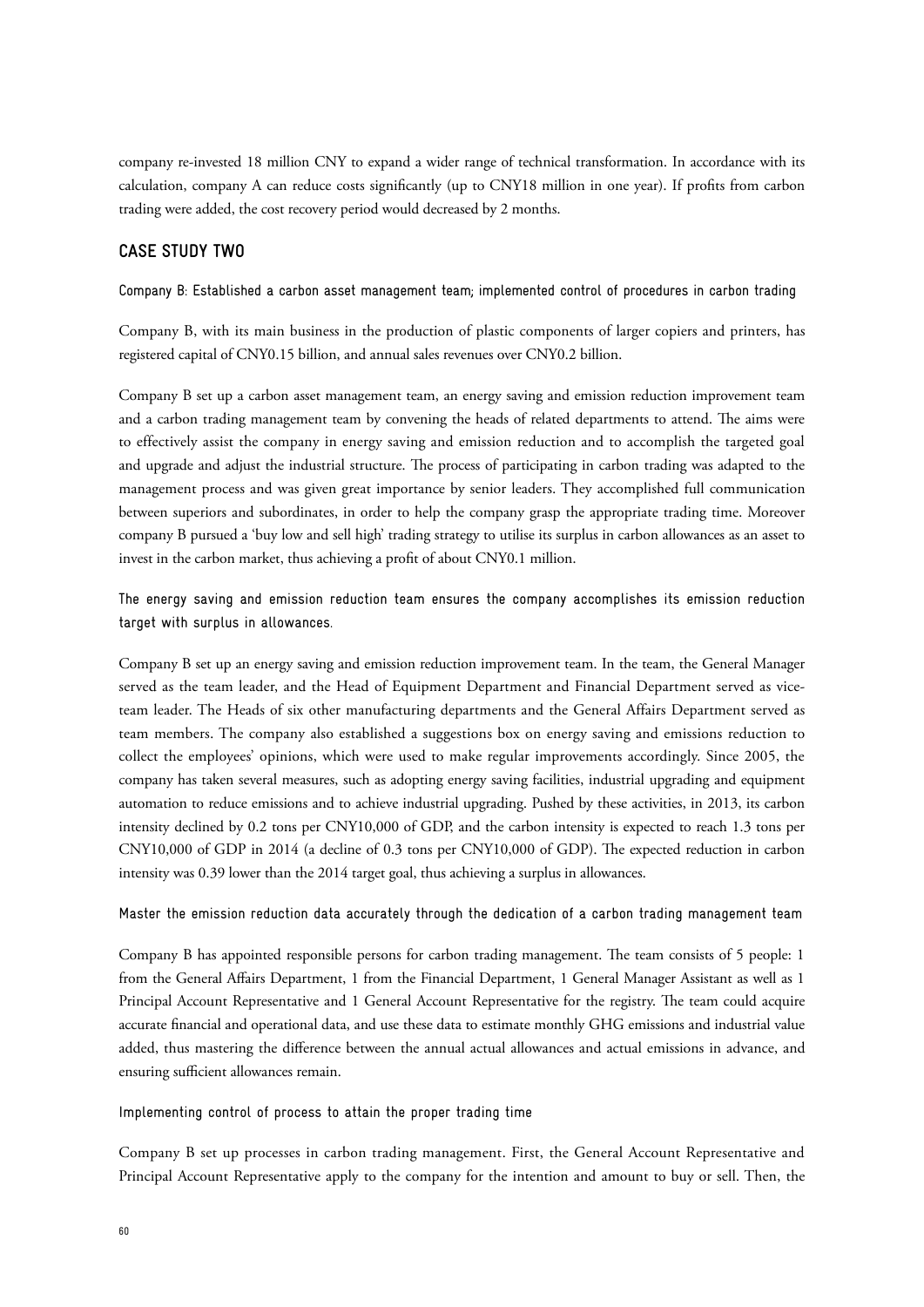company re-invested 18 million CNY to expand a wider range of technical transformation. In accordance with its calculation, company A can reduce costs significantly (up to CNY18 million in one year). If profits from carbon trading were added, the cost recovery period would decreased by 2 months.

## CASE STUDY TWO

### Company B: Established a carbon asset management team; implemented control of procedures in carbon trading

Company B, with its main business in the production of plastic components of larger copiers and printers, has registered capital of CNY0.15 billion, and annual sales revenues over CNY0.2 billion.

Company B set up a carbon asset management team, an energy saving and emission reduction improvement team and a carbon trading management team by convening the heads of related departments to attend. The aims were to effectively assist the company in energy saving and emission reduction and to accomplish the targeted goal and upgrade and adjust the industrial structure. The process of participating in carbon trading was adapted to the management process and was given great importance by senior leaders. They accomplished full communication between superiors and subordinates, in order to help the company grasp the appropriate trading time. Moreover company B pursued a 'buy low and sell high' trading strategy to utilise its surplus in carbon allowances as an asset to invest in the carbon market, thus achieving a profit of about CNY0.1 million.

### The energy saving and emission reduction team ensures the company accomplishes its emission reduction target with surplus in allowances.

Company B set up an energy saving and emission reduction improvement team. In the team, the General Manager served as the team leader, and the Head of Equipment Department and Financial Department served as vice-team leader. The Heads of six other manufacturing departments and the General Affairs Department served as team members. The company also established a suggestions box on energy saving and emissions reduction to collect the employees' opinions, which were used to make regular improvements accordingly. Since 2005, the company has taken several measures, such as adopting energy saving facilities, industrial upgrading and equipment automation to reduce emissions and to achieve industrial upgrading. Pushed by these activities, in 2013, its carbon intensity declined by 0.2 tons per CNY10,000 of GDP, and the carbon intensity is expected to reach 1.3 tons per CNY10,000 of GDP in 2014 (a decline of 0.3 tons per CNY10,000 of GDP). The expected reduction in carbon intensity was 0.39 lower than the 2014 target goal, thus achieving a surplus in allowances.

### Master the emission reduction data accurately through the dedication of a carbon trading management team

Company B has appointed responsible persons for carbon trading management. The team consists of 5 people: 1 from the General Affairs Department, 1 from the Financial Department, 1 General Manager Assistant as well as 1 Principal Account Representative and 1 General Account Representative for the registry. The team could acquire accurate financial and operational data, and use these data to estimate monthly GHG emissions and industrial value added, thus mastering the difference between the annual actual allowances and actual emissions in advance, and ensuring sufficient allowances remain.

### Implementing control of process to attain the proper trading time

Company B set up processes in carbon trading management. First, the General Account Representative and Principal Account Representative apply to the company for the intention and amount to buy or sell. Then, the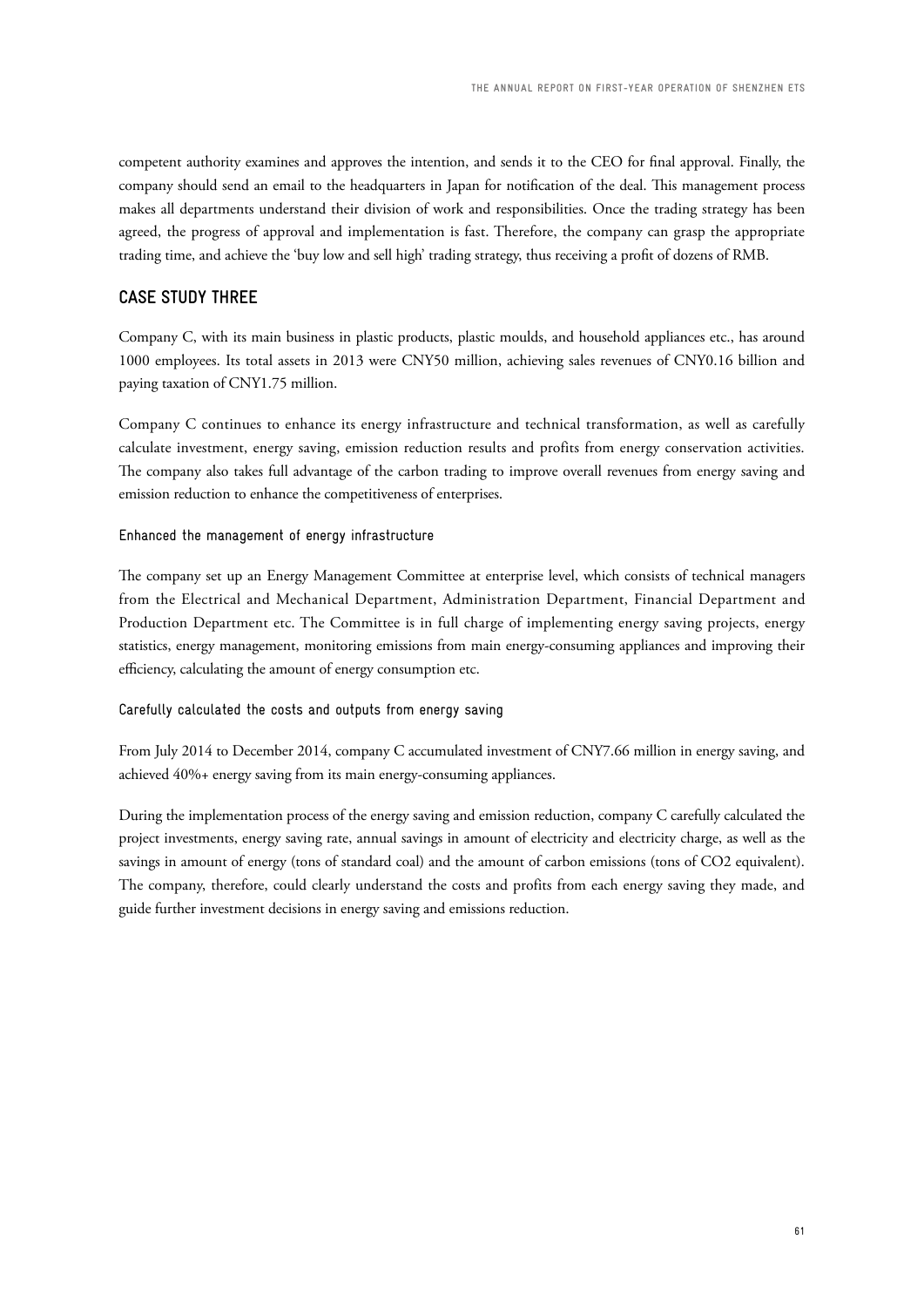competent authority examines and approves the intention, and sends it to the CEO for final approval. Finally, the company should send an email to the headquarters in Japan for notification of the deal. This management process makes all departments understand their division of work and responsibilities. Once the trading strategy has been agreed, the progress of approval and implementation is fast. Therefore, the company can grasp the appropriate trading time, and achieve the 'buy low and sell high' trading strategy, thus receiving a profit of dozens of RMB.

## CASE STUDY THREE

Company C, with its main business in plastic products, plastic moulds, and household appliances etc., has around 1000 employees. Its total assets in 2013 were CNY50 million, achieving sales revenues of CNY0.16 billion and paying taxation of CNY1.75 million.

Company C continues to enhance its energy infrastructure and technical transformation, as well as carefully calculate investment, energy saving, emission reduction results and profits from energy conservation activities. The company also takes full advantage of the carbon trading to improve overall revenues from energy saving and emission reduction to enhance the competitiveness of enterprises.

### Enhanced the management of energy infrastructure

The company set up an Energy Management Committee at enterprise level, which consists of technical managers from the Electrical and Mechanical Department, Administration Department, Financial Department and Production Department etc. The Committee is in full charge of implementing energy saving projects, energy statistics, energy management, monitoring emissions from main energy-consuming appliances and improving their efficiency, calculating the amount of energy consumption etc.

### Carefully calculated the costs and outputs from energy saving

From July 2014 to December 2014, company C accumulated investment of CNY7.66 million in energy saving, and achieved 40%+ energy saving from its main energy-consuming appliances.

During the implementation process of the energy saving and emission reduction, company C carefully calculated the project investments, energy saving rate, annual savings in amount of electricity and electricity charge, as well as the savings in amount of energy (tons of standard coal) and the amount of carbon emissions (tons of $CO_2$ equivalent). The company, therefore, could clearly understand the costs and profits from each energy saving they made, and guide further investment decisions in energy saving and emissions reduction.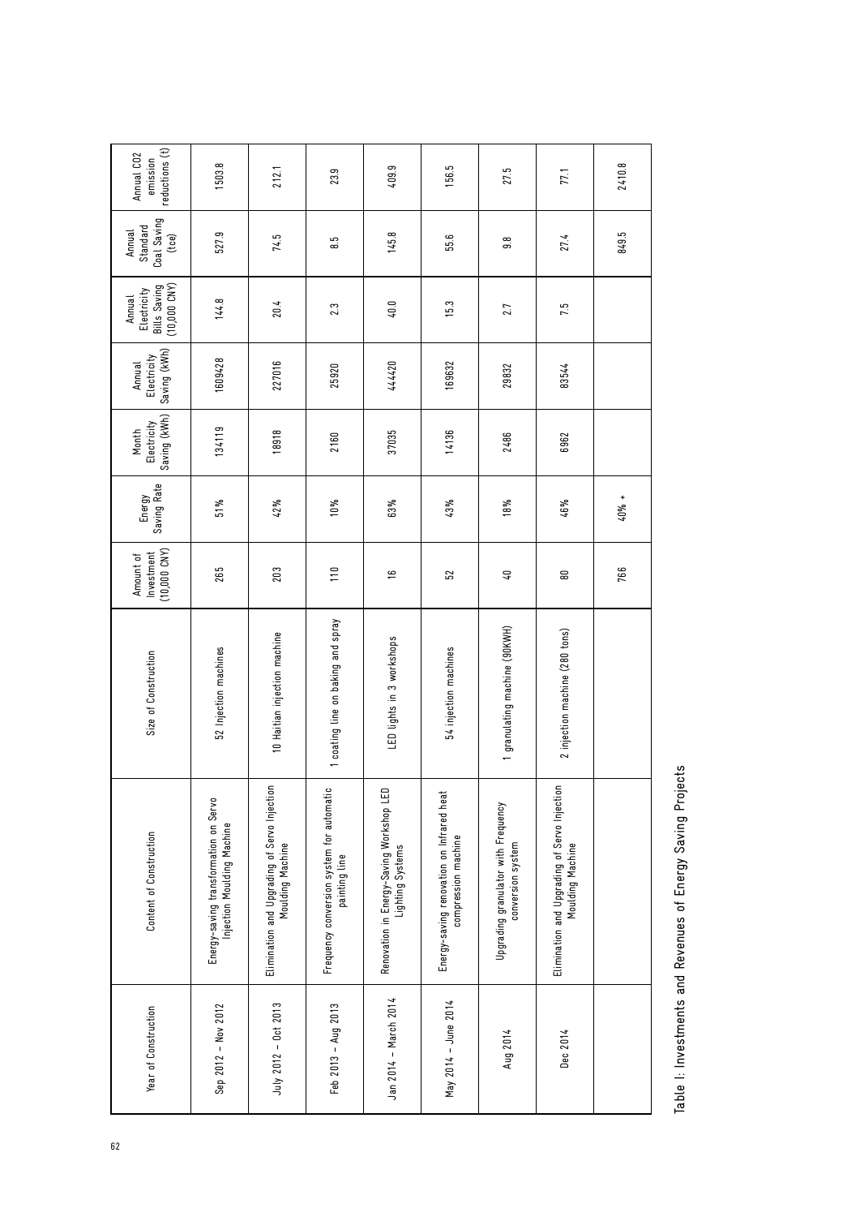| Year of Construction | Content of Construction | Size of Construction | Amount of Investment (10,000 CNY) | Energy Saving Rate | Month Electricity Saving (kWh) | Annual Electricity Saving (kWh) | Annual Electricity Bills Saving (10,000 CNY) | Annual Standard Coal Saving (tce) | Annual CO2 emission reductions (t) |
|---|---|---|---|---|---|---|---|---|---|
| Sep 2012 – Nov 2012 | Energy-saving transformation on Servo Injection Moulding Machine | 52 Injection machines | 265 | 51% | 134119 | 1609428 | 144.8 | 527.9 | 1503.8 |
| July 2012 – Oct 2013 | Elimination and Upgrading of Servo Injection Moulding Machine | 10 Haitian injection machine | 203 | 42% | 18918 | 227016 | 20.4 | 74.5 | 212.1 |
| Feb 2013 – Aug 2013 | Frequency conversion system for automatic painting line | 1 coating line on baking and spray | 110 | 10% | 2160 | 25920 | 2.3 | 8.5 | 23.9 |
| Jan 2014 – March 2014 | Renovation in Energy-Saving Workshop LED Lighting Systems | LED lights in 3 workshops | 16 | 63% | 37035 | 444420 | 40.0 | 145.8 | 409.9 |
| May 2014 – June 2014 | Energy-saving renovation on Infrared heat compression machine | 54 injection machines | 52 | 43% | 14136 | 169632 | 15.3 | 55.6 | 156.5 |
| Aug 2014 | Upgrading granulator with Frequency conversion system | 1 granulating machine (90KWH) | 40 | 18% | 2486 | 29832 | 2.7 | 9.8 | 27.5 |
| Dec 2014 | Elimination and Upgrading of Servo Injection Moulding Machine | 2 injection machine (280 tons) | 80 | 46% | 6962 | 83544 | 7.5 | 27.4 | 77.1 |
| | | | 766 | 40% + | | | | 849.5 | 2410.8 |

Table I: Investments and Revenues of Energy Saving Projects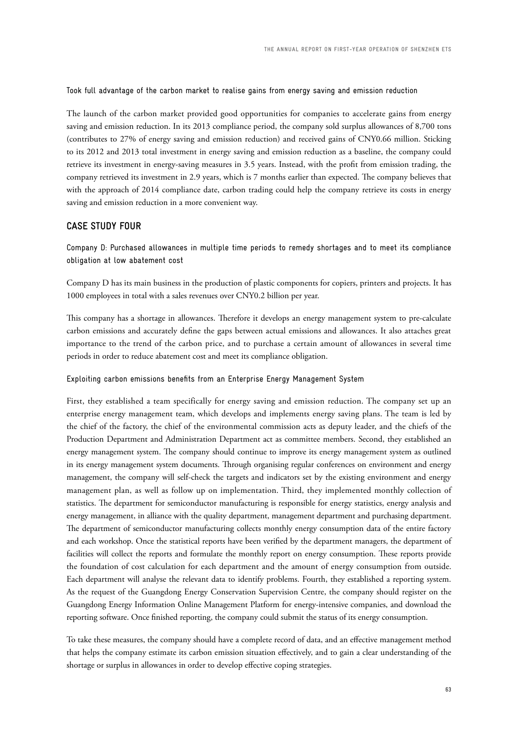#### Took full advantage of the carbon market to realise gains from energy saving and emission reduction

The launch of the carbon market provided good opportunities for companies to accelerate gains from energy saving and emission reduction. In its 2013 compliance period, the company sold surplus allowances of 8,700 tons (contributes to 27% of energy saving and emission reduction) and received gains of CNY0.66 million. Sticking to its 2012 and 2013 total investment in energy saving and emission reduction as a baseline, the company could retrieve its investment in energy-saving measures in 3.5 years. Instead, with the profit from emission trading, the company retrieved its investment in 2.9 years, which is 7 months earlier than expected. The company believes that with the approach of 2014 compliance date, carbon trading could help the company retrieve its costs in energy saving and emission reduction in a more convenient way.

### CASE STUDY FOUR

#### Company D: Purchased allowances in multiple time periods to remedy shortages and to meet its compliance obligation at low abatement cost

Company D has its main business in the production of plastic components for copiers, printers and projects. It has 1000 employees in total with a sales revenues over CNY0.2 billion per year.

This company has a shortage in allowances. Therefore it develops an energy management system to pre-calculate carbon emissions and accurately define the gaps between actual emissions and allowances. It also attaches great importance to the trend of the carbon price, and to purchase a certain amount of allowances in several time periods in order to reduce abatement cost and meet its compliance obligation.

#### Exploiting carbon emissions benefits from an Enterprise Energy Management System

First, they established a team specifically for energy saving and emission reduction. The company set up an enterprise energy management team, which develops and implements energy saving plans. The team is led by the chief of the factory, the chief of the environmental commission acts as deputy leader, and the chiefs of the Production Department and Administration Department act as committee members. Second, they established an energy management system. The company should continue to improve its energy management system as outlined in its energy management system documents. Through organising regular conferences on environment and energy management, the company will self-check the targets and indicators set by the existing environment and energy management plan, as well as follow up on implementation. Third, they implemented monthly collection of statistics. The department for semiconductor manufacturing is responsible for energy statistics, energy analysis and energy management, in alliance with the quality department, management department and purchasing department. The department of semiconductor manufacturing collects monthly energy consumption data of the entire factory and each workshop. Once the statistical reports have been verified by the department managers, the department of facilities will collect the reports and formulate the monthly report on energy consumption. These reports provide the foundation of cost calculation for each department and the amount of energy consumption from outside. Each department will analyse the relevant data to identify problems. Fourth, they established a reporting system. As the request of the Guangdong Energy Conservation Supervision Centre, the company should register on the Guangdong Energy Information Online Management Platform for energy-intensive companies, and download the reporting software. Once finished reporting, the company could submit the status of its energy consumption.

To take these measures, the company should have a complete record of data, and an effective management method that helps the company estimate its carbon emission situation effectively, and to gain a clear understanding of the shortage or surplus in allowances in order to develop effective coping strategies.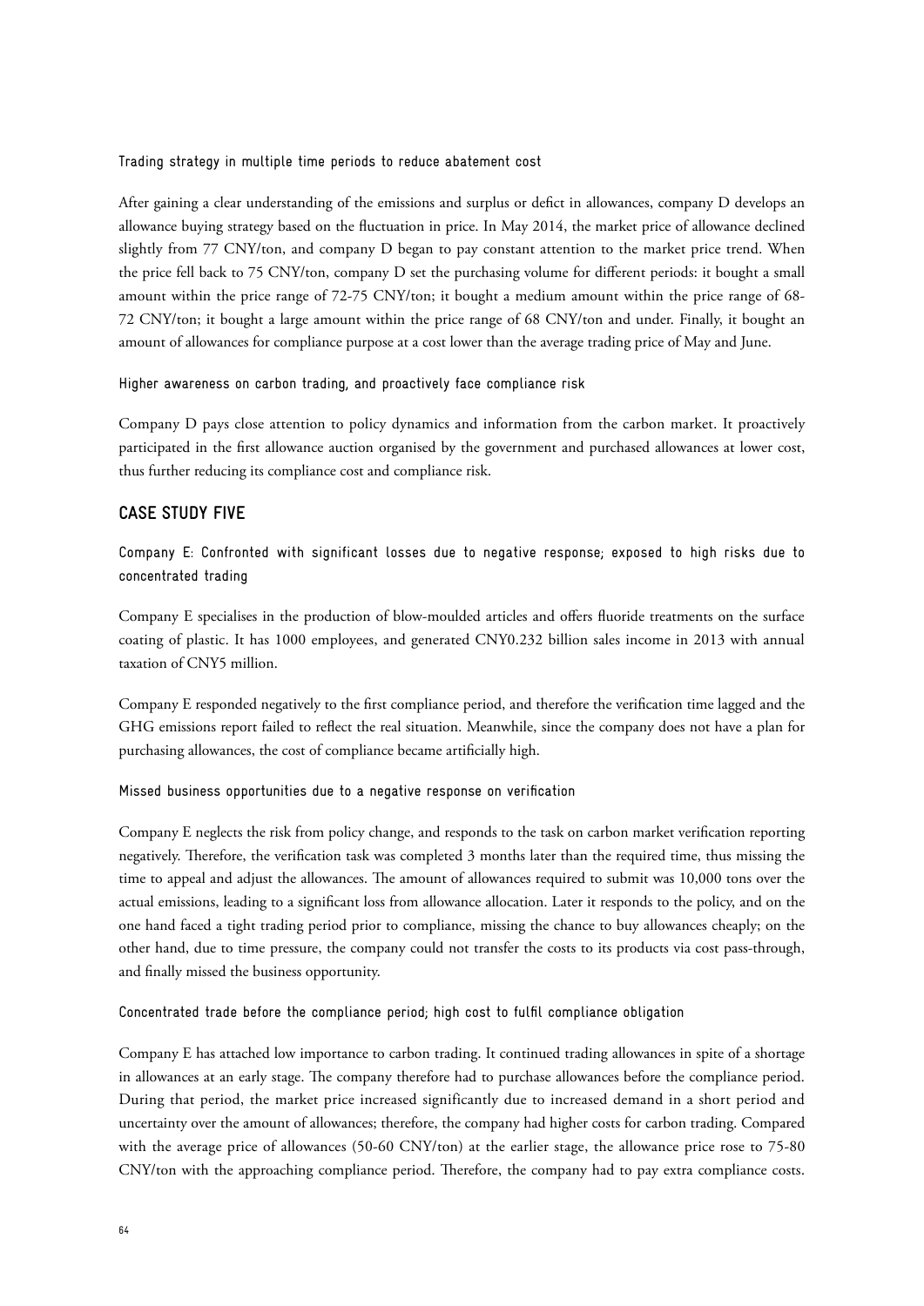#### Trading strategy in multiple time periods to reduce abatement cost

After gaining a clear understanding of the emissions and surplus or deficit in allowances, company D develops an allowance buying strategy based on the fluctuation in price. In May 2014, the market price of allowance declined slightly from 77 CNY/ton, and company D began to pay constant attention to the market price trend. When the price fell back to 75 CNY/ton, company D set the purchasing volume for different periods: it bought a small amount within the price range of 72-75 CNY/ton; it bought a medium amount within the price range of 68-72 CNY/ton; it bought a large amount within the price range of 68 CNY/ton and under. Finally, it bought an amount of allowances for compliance purpose at a cost lower than the average trading price of May and June.

#### Higher awareness on carbon trading, and proactively face compliance risk

Company D pays close attention to policy dynamics and information from the carbon market. It proactively participated in the first allowance auction organised by the government and purchased allowances at lower cost, thus further reducing its compliance cost and compliance risk.

## CASE STUDY FIVE

### Company E: Confronted with significant losses due to negative response; exposed to high risks due to concentrated trading

Company E specialises in the production of blow-moulded articles and offers fluoride treatments on the surface coating of plastic. It has 1000 employees, and generated CNY0.232 billion sales income in 2013 with annual taxation of CNY5 million.

Company E responded negatively to the first compliance period, and therefore the verification time lagged and the GHG emissions report failed to reflect the real situation. Meanwhile, since the company does not have a plan for purchasing allowances, the cost of compliance became artificially high.

#### Missed business opportunities due to a negative response on verification

Company E neglects the risk from policy change, and responds to the task on carbon market verification reporting negatively. Therefore, the verification task was completed 3 months later than the required time, thus missing the time to appeal and adjust the allowances. The amount of allowances required to submit was 10,000 tons over the actual emissions, leading to a significant loss from allowance allocation. Later it responds to the policy, and on the one hand faced a tight trading period prior to compliance, missing the chance to buy allowances cheaply; on the other hand, due to time pressure, the company could not transfer the costs to its products via cost pass-through, and finally missed the business opportunity.

#### Concentrated trade before the compliance period; high cost to fulfil compliance obligation

Company E has attached low importance to carbon trading. It continued trading allowances in spite of a shortage in allowances at an early stage. The company therefore had to purchase allowances before the compliance period. During that period, the market price increased significantly due to increased demand in a short period and uncertainty over the amount of allowances; therefore, the company had higher costs for carbon trading. Compared with the average price of allowances (50-60 CNY/ton) at the earlier stage, the allowance price rose to 75-80 CNY/ton with the approaching compliance period. Therefore, the company had to pay extra compliance costs.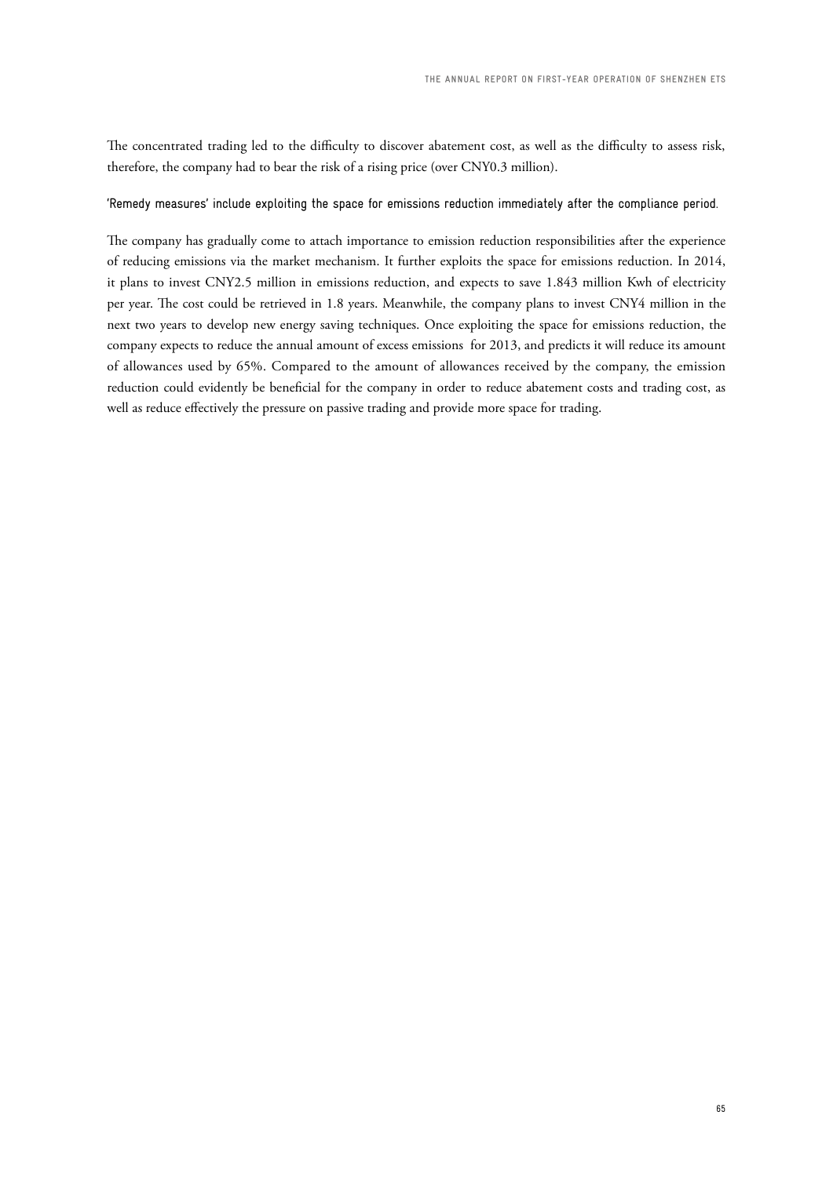The concentrated trading led to the difficulty to discover abatement cost, as well as the difficulty to assess risk, therefore, the company had to bear the risk of a rising price (over CNY0.3 million).

**'Remedy measures' include exploiting the space for emissions reduction immediately after the compliance period.**

The company has gradually come to attach importance to emission reduction responsibilities after the experience of reducing emissions via the market mechanism. It further exploits the space for emissions reduction. In 2014, it plans to invest CNY2.5 million in emissions reduction, and expects to save 1.843 million Kwh of electricity per year. The cost could be retrieved in 1.8 years. Meanwhile, the company plans to invest CNY4 million in the next two years to develop new energy saving techniques. Once exploiting the space for emissions reduction, the company expects to reduce the annual amount of excess emissions for 2013, and predicts it will reduce its amount of allowances used by 65%. Compared to the amount of allowances received by the company, the emission reduction could evidently be beneficial for the company in order to reduce abatement costs and trading cost, as well as reduce effectively the pressure on passive trading and provide more space for trading.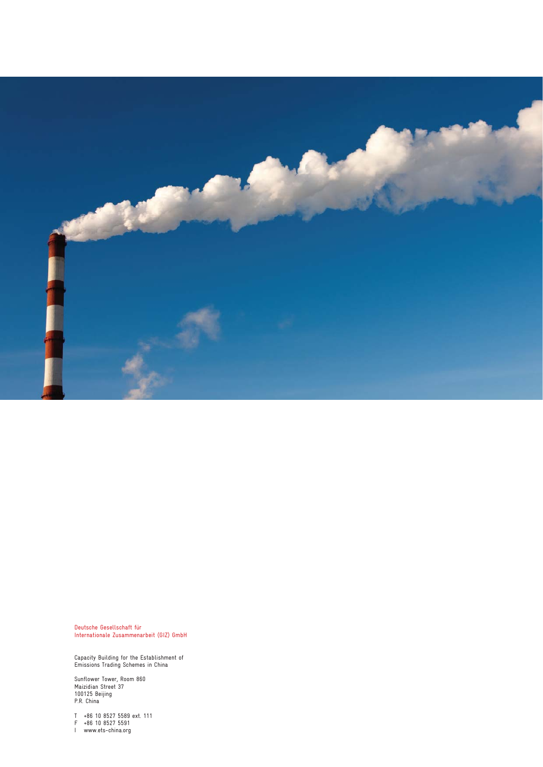Deutsche Gesellschaft für
Internationale Zusammenarbeit (GIZ) GmbH

Capacity Building for the Establishment of
Emissions Trading Schemes in China

Sunflower Tower, Room 860
Maizidian Street 37
100125 Beijing
P.R. China

T +86 10 8527 5589 ext. 111
F +86 10 8527 5591
I www.ets-china.org